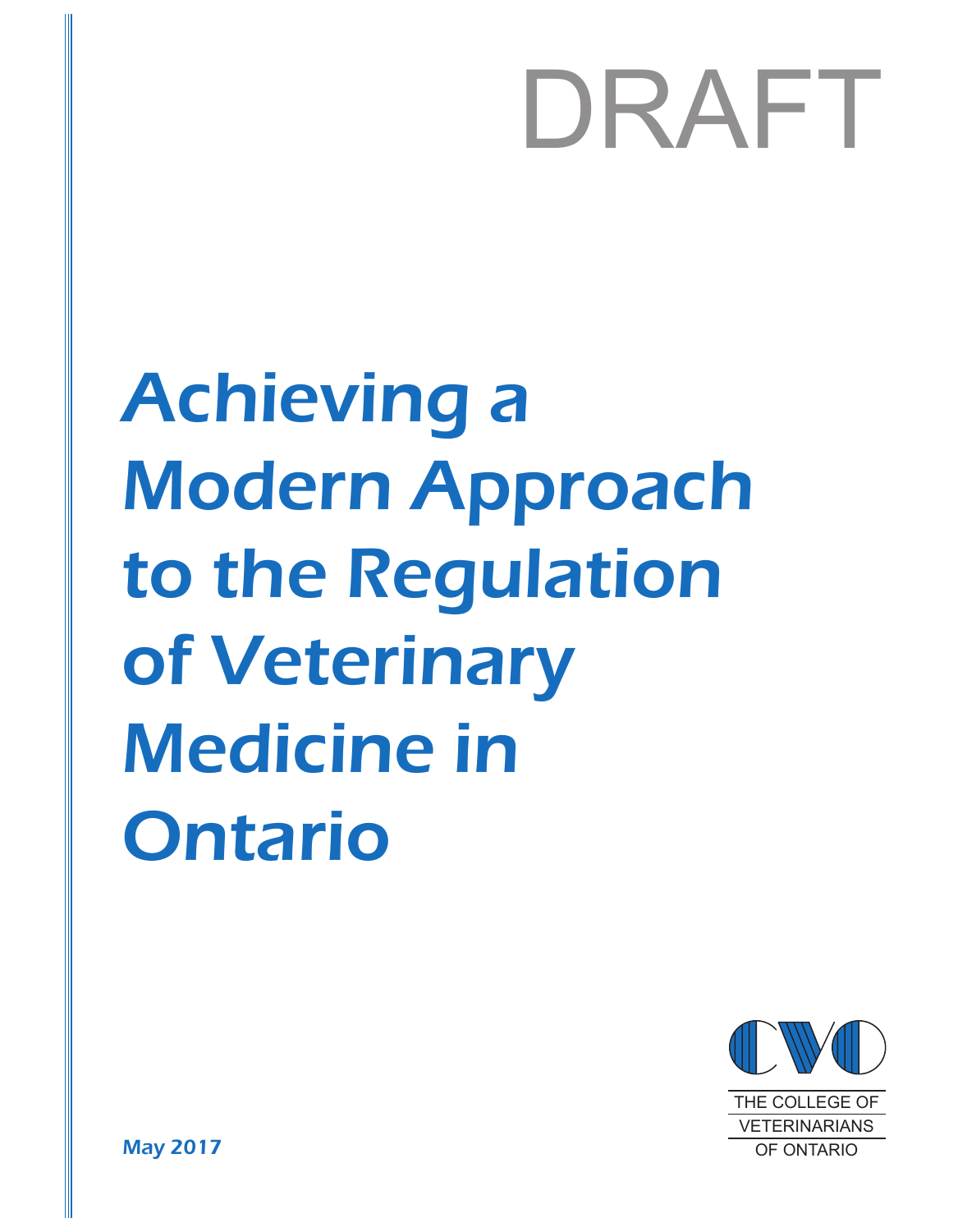DRAFT

# Achieving a Modern Approach to the Regulation of Veterinary Medicine in Ontario

THE COLLEGE OF VETERINARIANS OF ONTARIO

May 2017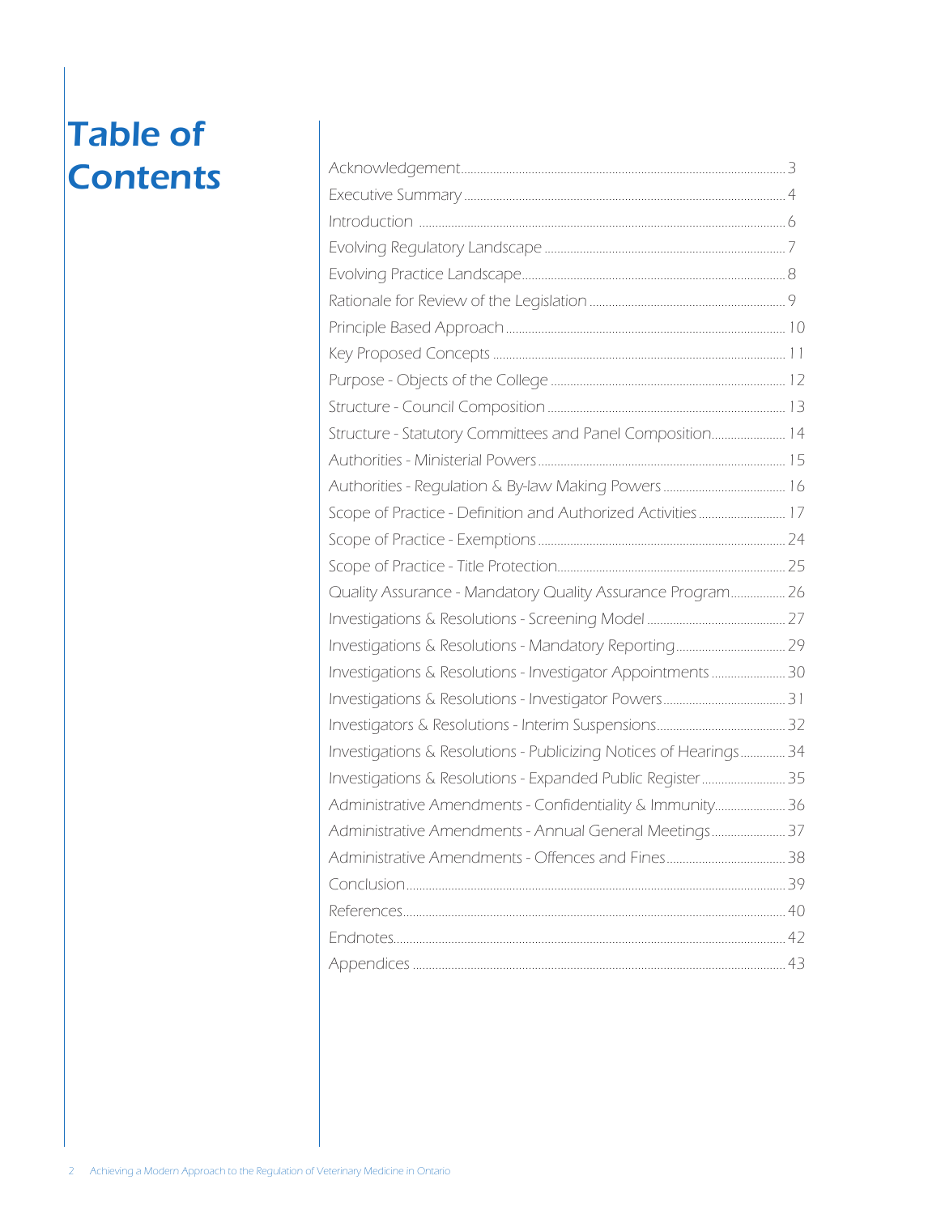# Table of Contents

| | |
|---|---|
| Acknowledgement | 3 |
| Executive Summary | 4 |
| Introduction | 6 |
| Evolving Regulatory Landscape | 7 |
| Evolving Practice Landscape | 8 |
| Rationale for Review of the Legislation | 9 |
| Principle Based Approach | 10 |
| Key Proposed Concepts | 11 |
| Purpose - Objects of the College | 12 |
| Structure - Council Composition | 13 |
| Structure - Statutory Committees and Panel Composition | 14 |
| Authorities - Ministerial Powers | 15 |
| Authorities - Regulation & By-law Making Powers | 16 |
| Scope of Practice - Definition and Authorized Activities | 17 |
| Scope of Practice - Exemptions | 24 |
| Scope of Practice - Title Protection | 25 |
| Quality Assurance - Mandatory Quality Assurance Program | 26 |
| Investigations & Resolutions - Screening Model | 27 |
| Investigations & Resolutions - Mandatory Reporting | 29 |
| Investigations & Resolutions - Investigator Appointments | 30 |
| Investigations & Resolutions - Investigator Powers | 31 |
| Investigators & Resolutions - Interim Suspensions | 32 |
| Investigations & Resolutions - Publicizing Notices of Hearings | 34 |
| Investigations & Resolutions - Expanded Public Register | 35 |
| Administrative Amendments - Confidentiality & Immunity | 36 |
| Administrative Amendments - Annual General Meetings | 37 |
| Administrative Amendments - Offences and Fines | 38 |
| Conclusion | 39 |
| References | 40 |
| Endnotes | 42 |
| Appendices | 43 |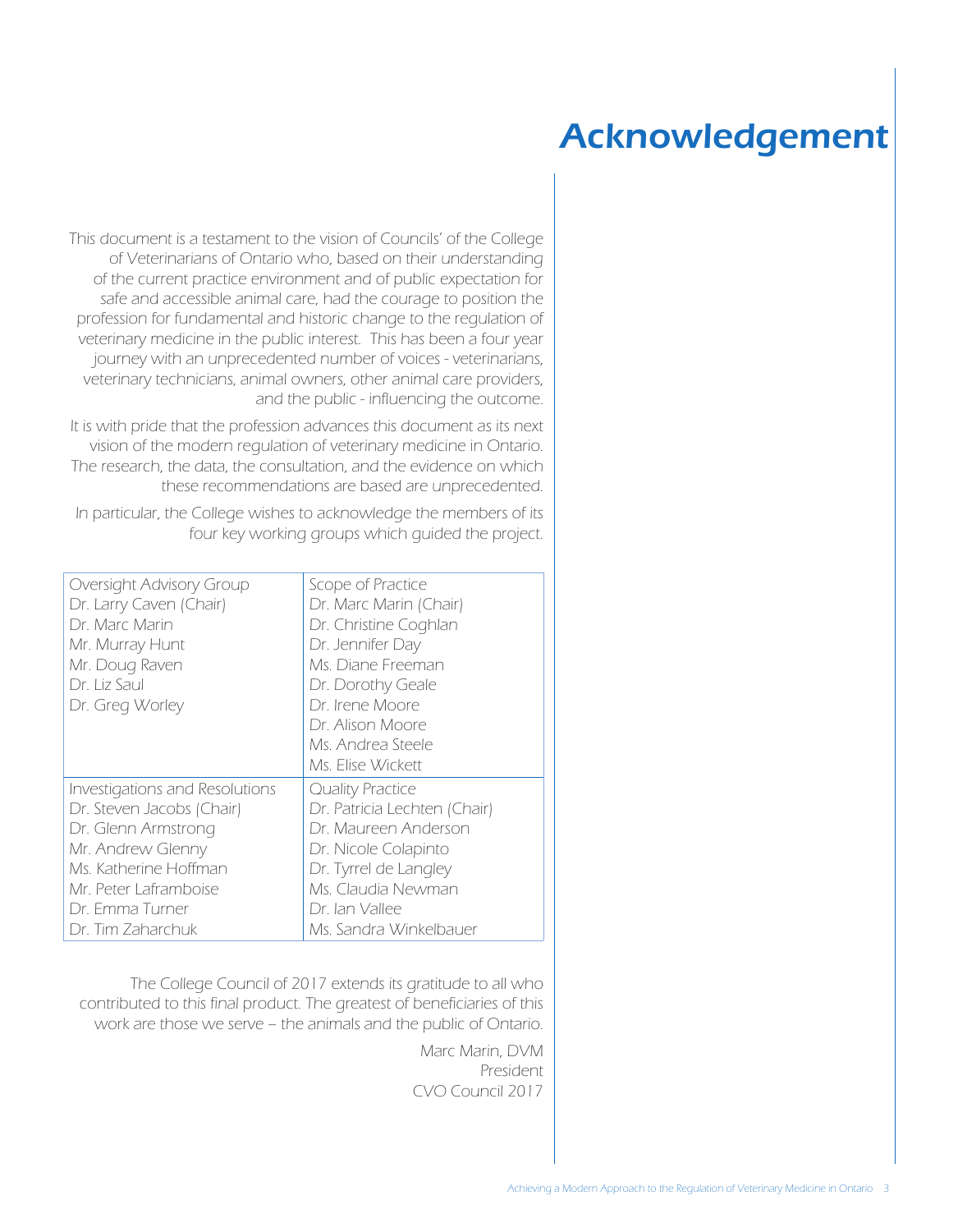# Acknowledgement

This document is a testament to the vision of Councils' of the College of Veterinarians of Ontario who, based on their understanding of the current practice environment and of public expectation for safe and accessible animal care, had the courage to position the profession for fundamental and historic change to the regulation of veterinary medicine in the public interest. This has been a four year journey with an unprecedented number of voices - veterinarians, veterinary technicians, animal owners, other animal care providers, and the public - influencing the outcome.

It is with pride that the profession advances this document as its next vision of the modern regulation of veterinary medicine in Ontario. The research, the data, the consultation, and the evidence on which these recommendations are based are unprecedented.

In particular, the College wishes to acknowledge the members of its four key working groups which guided the project.

| Oversight Advisory Group | Scope of Practice |
|---|---|
| Dr. Larry Caven (Chair) | Dr. Marc Marin (Chair) |
| Dr. Marc Marin | Dr. Christine Coghlan |
| Mr. Murray Hunt | Dr. Jennifer Day |
| Mr. Doug Raven | Ms. Diane Freeman |
| Dr. Liz Saul | Dr. Dorothy Geale |
| Dr. Greg Worley | Dr. Irene Moore |
| | Dr. Alison Moore |
| | Ms. Andrea Steele |
| | Ms. Elise Wickett |
| **Investigations and Resolutions** | **Quality Practice** |
| Dr. Steven Jacobs (Chair) | Dr. Patricia Lechten (Chair) |
| Dr. Glenn Armstrong | Dr. Maureen Anderson |
| Mr. Andrew Glenny | Dr. Nicole Colapinto |
| Ms. Katherine Hoffman | Dr. Tyrrel de Langley |
| Mr. Peter Laframboise | Ms. Claudia Newman |
| Dr. Emma Turner | Dr. Ian Vallee |
| Dr. Tim Zaharchuk | Ms. Sandra Winkelbauer |

The College Council of 2017 extends its gratitude to all who contributed to this final product. The greatest of beneficiaries of this work are those we serve – the animals and the public of Ontario.

Marc Marin, DVM
President
CVO Council 2017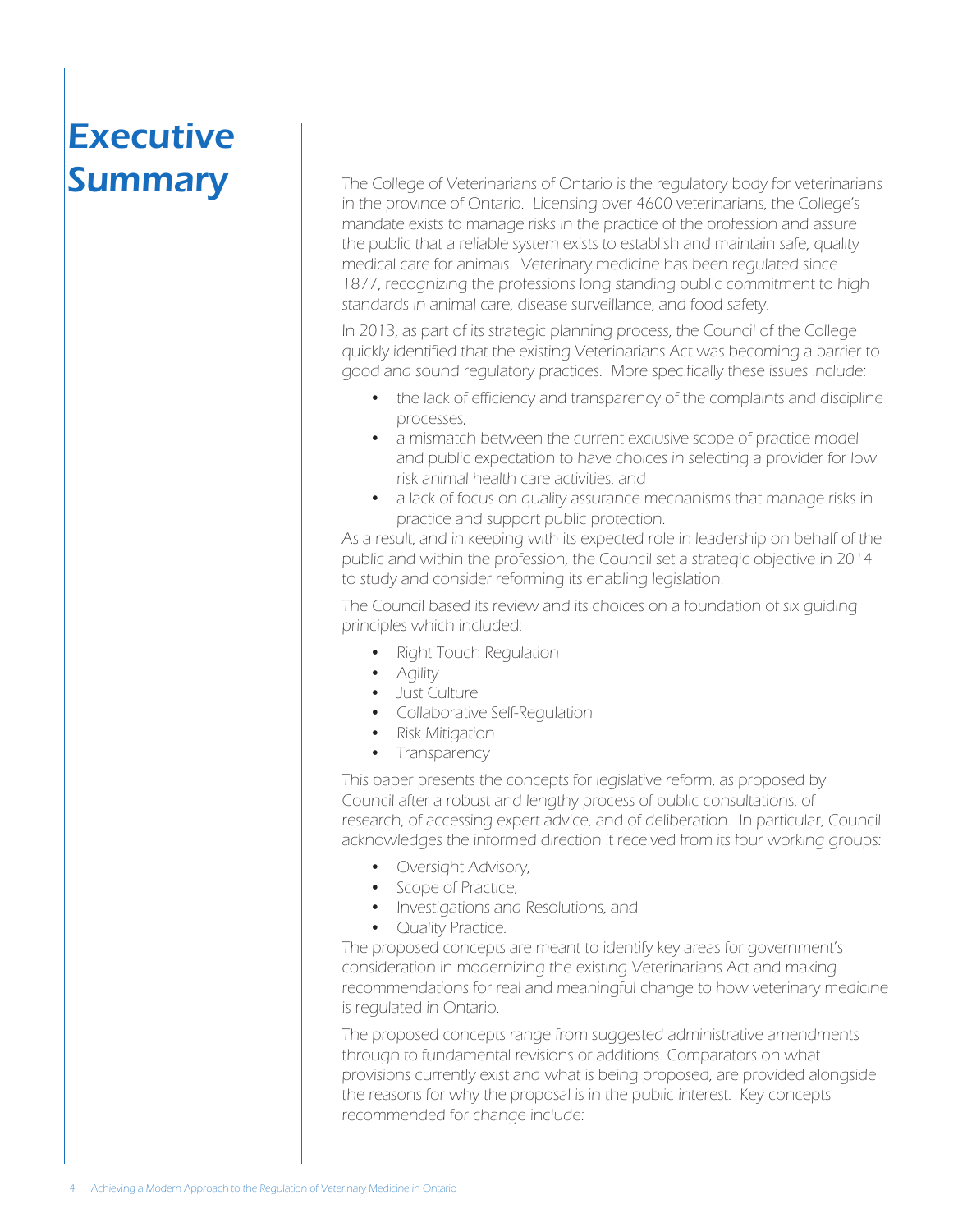# Executive Summary

The College of Veterinarians of Ontario is the regulatory body for veterinarians in the province of Ontario. Licensing over 4600 veterinarians, the College's mandate exists to manage risks in the practice of the profession and assure the public that a reliable system exists to establish and maintain safe, quality medical care for animals. Veterinary medicine has been regulated since 1877, recognizing the professions long standing public commitment to high standards in animal care, disease surveillance, and food safety.

In 2013, as part of its strategic planning process, the Council of the College quickly identified that the existing Veterinarians Act was becoming a barrier to good and sound regulatory practices. More specifically these issues include:

- the lack of efficiency and transparency of the complaints and discipline processes,
- a mismatch between the current exclusive scope of practice model and public expectation to have choices in selecting a provider for low risk animal health care activities, and
- a lack of focus on quality assurance mechanisms that manage risks in practice and support public protection.

As a result, and in keeping with its expected role in leadership on behalf of the public and within the profession, the Council set a strategic objective in 2014 to study and consider reforming its enabling legislation.

The Council based its review and its choices on a foundation of six guiding principles which included:

- Right Touch Regulation
- Agility
- Just Culture
- Collaborative Self-Regulation
- Risk Mitigation
- Transparency

This paper presents the concepts for legislative reform, as proposed by Council after a robust and lengthy process of public consultations, of research, of accessing expert advice, and of deliberation. In particular, Council acknowledges the informed direction it received from its four working groups:

- Oversight Advisory,
- Scope of Practice,
- Investigations and Resolutions, and
- Quality Practice.

The proposed concepts are meant to identify key areas for government's consideration in modernizing the existing Veterinarians Act and making recommendations for real and meaningful change to how veterinary medicine is regulated in Ontario.

The proposed concepts range from suggested administrative amendments through to fundamental revisions or additions. Comparators on what provisions currently exist and what is being proposed, are provided alongside the reasons for why the proposal is in the public interest. Key concepts recommended for change include: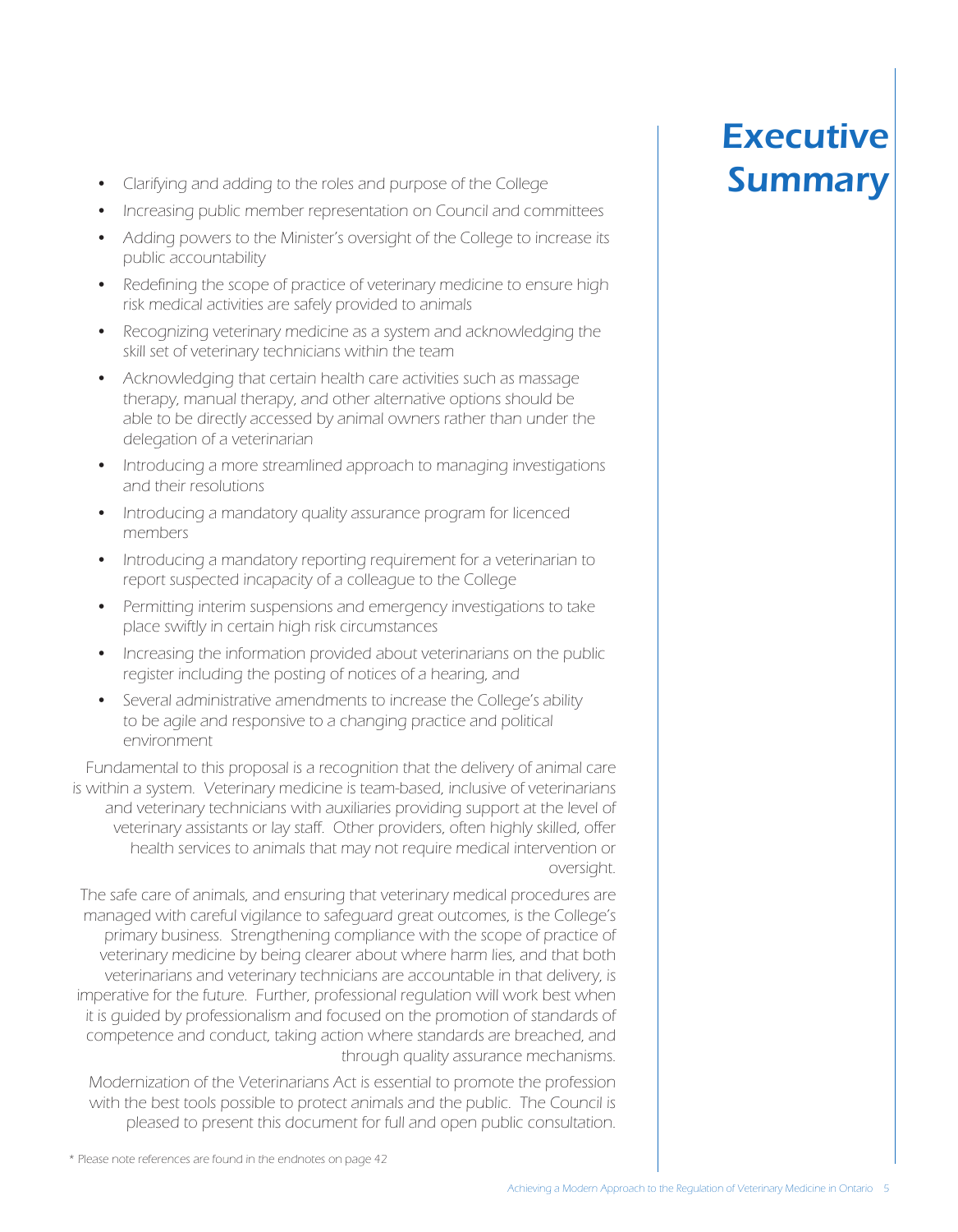# Executive Summary

- Clarifying and adding to the roles and purpose of the College
- Increasing public member representation on Council and committees
- Adding powers to the Minister's oversight of the College to increase its public accountability
- Redefining the scope of practice of veterinary medicine to ensure high risk medical activities are safely provided to animals
- Recognizing veterinary medicine as a system and acknowledging the skill set of veterinary technicians within the team
- Acknowledging that certain health care activities such as massage therapy, manual therapy, and other alternative options should be able to be directly accessed by animal owners rather than under the delegation of a veterinarian
- Introducing a more streamlined approach to managing investigations and their resolutions
- Introducing a mandatory quality assurance program for licenced members
- Introducing a mandatory reporting requirement for a veterinarian to report suspected incapacity of a colleague to the College
- Permitting interim suspensions and emergency investigations to take place swiftly in certain high risk circumstances
- Increasing the information provided about veterinarians on the public register including the posting of notices of a hearing, and
- Several administrative amendments to increase the College's ability to be agile and responsive to a changing practice and political environment

Fundamental to this proposal is a recognition that the delivery of animal care is within a system. Veterinary medicine is team-based, inclusive of veterinarians and veterinary technicians with auxiliaries providing support at the level of veterinary assistants or lay staff. Other providers, often highly skilled, offer health services to animals that may not require medical intervention or oversight.

The safe care of animals, and ensuring that veterinary medical procedures are managed with careful vigilance to safeguard great outcomes, is the College's primary business. Strengthening compliance with the scope of practice of veterinary medicine by being clearer about where harm lies, and that both veterinarians and veterinary technicians are accountable in that delivery, is imperative for the future. Further, professional regulation will work best when it is guided by professionalism and focused on the promotion of standards of competence and conduct, taking action where standards are breached, and through quality assurance mechanisms.

Modernization of the Veterinarians Act is essential to promote the profession with the best tools possible to protect animals and the public. The Council is pleased to present this document for full and open public consultation.

\* Please note references are found in the endnotes on page 42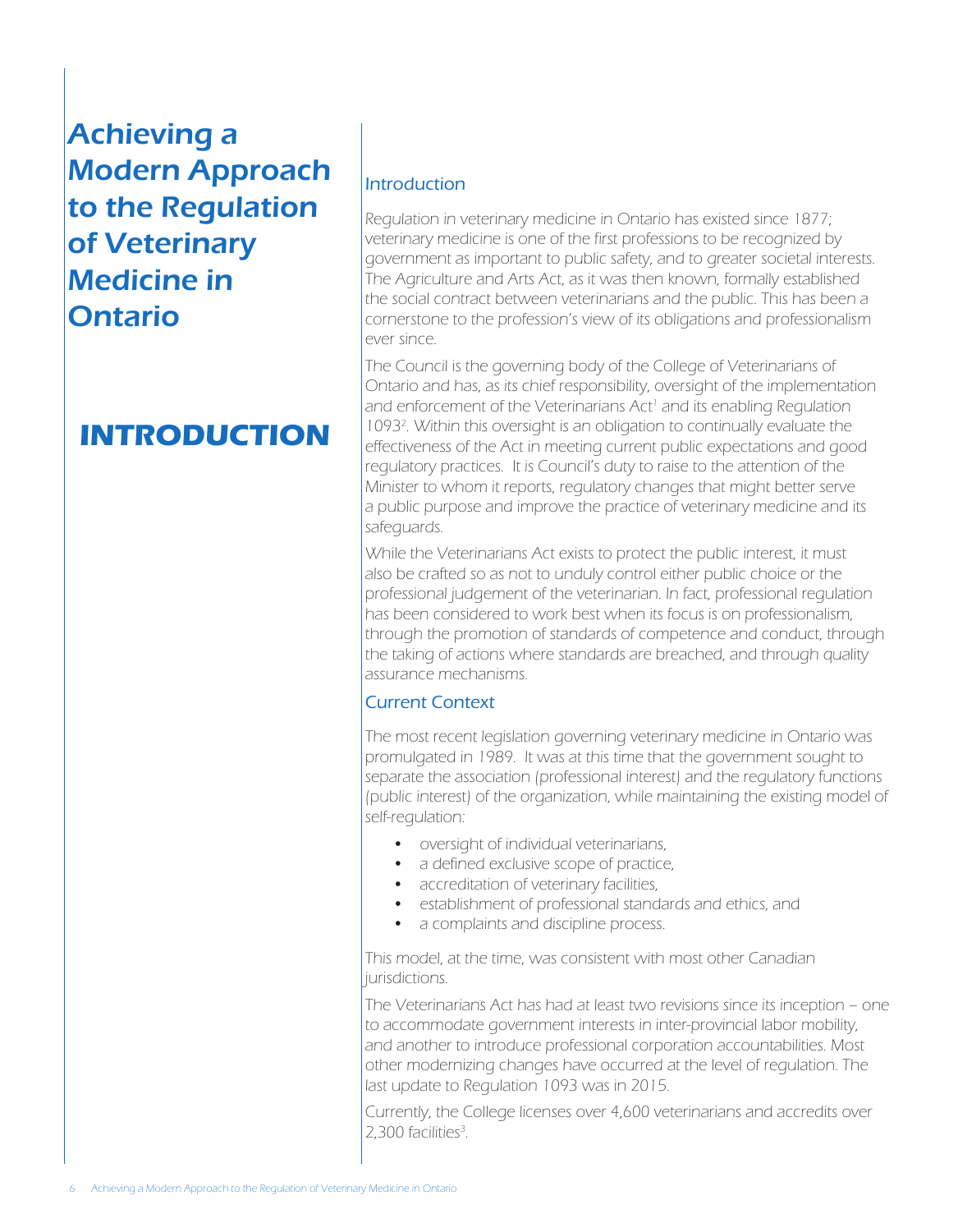# Achieving a Modern Approach to the Regulation of Veterinary Medicine in Ontario

# INTRODUCTION

## Introduction

Regulation in veterinary medicine in Ontario has existed since 1877; veterinary medicine is one of the first professions to be recognized by government as important to public safety, and to greater societal interests. The Agriculture and Arts Act, as it was then known, formally established the social contract between veterinarians and the public. This has been a cornerstone to the profession's view of its obligations and professionalism ever since.

The Council is the governing body of the College of Veterinarians of Ontario and has, as its chief responsibility, oversight of the implementation and enforcement of the Veterinarians Act[1] and its enabling Regulation 1093[2]. Within this oversight is an obligation to continually evaluate the effectiveness of the Act in meeting current public expectations and good regulatory practices. It is Council's duty to raise to the attention of the Minister to whom it reports, regulatory changes that might better serve a public purpose and improve the practice of veterinary medicine and its safeguards.

While the Veterinarians Act exists to protect the public interest, it must also be crafted so as not to unduly control either public choice or the professional judgement of the veterinarian. In fact, professional regulation has been considered to work best when its focus is on professionalism, through the promotion of standards of competence and conduct, through the taking of actions where standards are breached, and through quality assurance mechanisms.

## Current Context

The most recent legislation governing veterinary medicine in Ontario was promulgated in 1989. It was at this time that the government sought to separate the association (professional interest) and the regulatory functions (public interest) of the organization, while maintaining the existing model of self-regulation:

- oversight of individual veterinarians,
- a defined exclusive scope of practice,
- accreditation of veterinary facilities,
- establishment of professional standards and ethics, and
- a complaints and discipline process.

This model, at the time, was consistent with most other Canadian jurisdictions.

The Veterinarians Act has had at least two revisions since its inception – one to accommodate government interests in inter-provincial labor mobility, and another to introduce professional corporation accountabilities. Most other modernizing changes have occurred at the level of regulation. The last update to Regulation 1093 was in 2015.

Currently, the College licenses over 4,600 veterinarians and accredits over 2,300 facilities[3].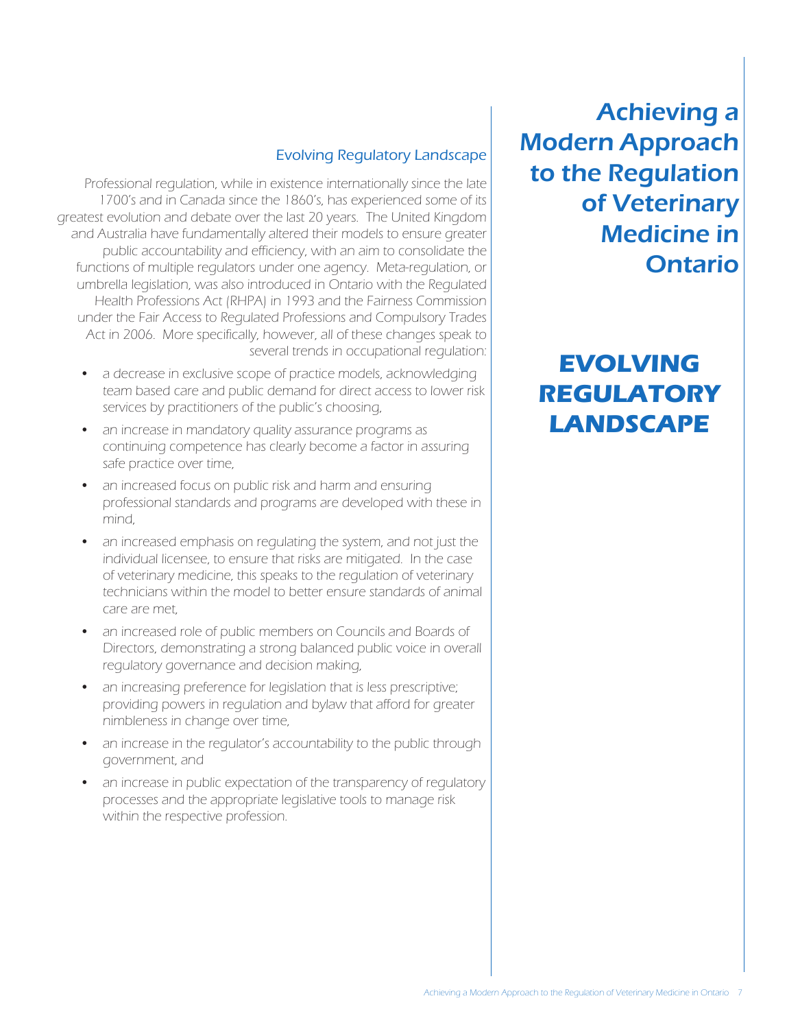# Achieving a Modern Approach to the Regulation of Veterinary Medicine in Ontario

## EVOLVING REGULATORY LANDSCAPE

### Evolving Regulatory Landscape

Professional regulation, while in existence internationally since the late 1700's and in Canada since the 1860's, has experienced some of its greatest evolution and debate over the last 20 years. The United Kingdom and Australia have fundamentally altered their models to ensure greater public accountability and efficiency, with an aim to consolidate the functions of multiple regulators under one agency. Meta-regulation, or umbrella legislation, was also introduced in Ontario with the Regulated Health Professions Act (RHPA) in 1993 and the Fairness Commission under the Fair Access to Regulated Professions and Compulsory Trades Act in 2006. More specifically, however, all of these changes speak to several trends in occupational regulation:

- a decrease in exclusive scope of practice models, acknowledging team based care and public demand for direct access to lower risk services by practitioners of the public's choosing,
- an increase in mandatory quality assurance programs as continuing competence has clearly become a factor in assuring safe practice over time,
- an increased focus on public risk and harm and ensuring professional standards and programs are developed with these in mind,
- an increased emphasis on regulating the system, and not just the individual licensee, to ensure that risks are mitigated. In the case of veterinary medicine, this speaks to the regulation of veterinary technicians within the model to better ensure standards of animal care are met,
- an increased role of public members on Councils and Boards of Directors, demonstrating a strong balanced public voice in overall regulatory governance and decision making,
- an increasing preference for legislation that is less prescriptive; providing powers in regulation and bylaw that afford for greater nimbleness in change over time,
- an increase in the regulator's accountability to the public through government, and
- an increase in public expectation of the transparency of regulatory processes and the appropriate legislative tools to manage risk within the respective profession.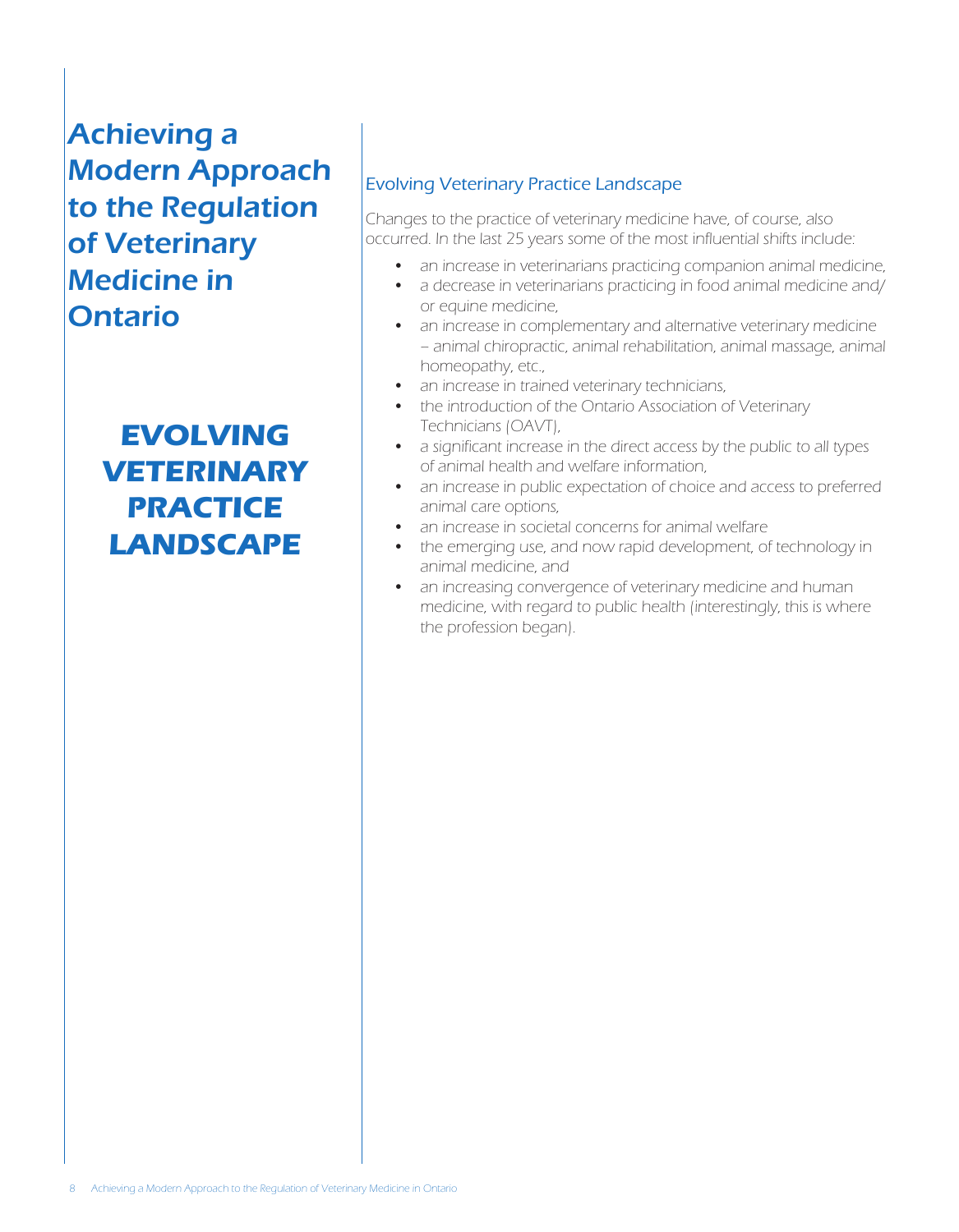# EVOLVING VETERINARY PRACTICE LANDSCAPE

## Evolving Veterinary Practice Landscape

Changes to the practice of veterinary medicine have, of course, also occurred. In the last 25 years some of the most influential shifts include:

- an increase in veterinarians practicing companion animal medicine,
- a decrease in veterinarians practicing in food animal medicine and/ or equine medicine,
- an increase in complementary and alternative veterinary medicine – animal chiropractic, animal rehabilitation, animal massage, animal homeopathy, etc.,
- an increase in trained veterinary technicians,
- the introduction of the Ontario Association of Veterinary Technicians (OAVT),
- a significant increase in the direct access by the public to all types of animal health and welfare information,
- an increase in public expectation of choice and access to preferred animal care options,
- an increase in societal concerns for animal welfare
- the emerging use, and now rapid development, of technology in animal medicine, and
- an increasing convergence of veterinary medicine and human medicine, with regard to public health (interestingly, this is where the profession began).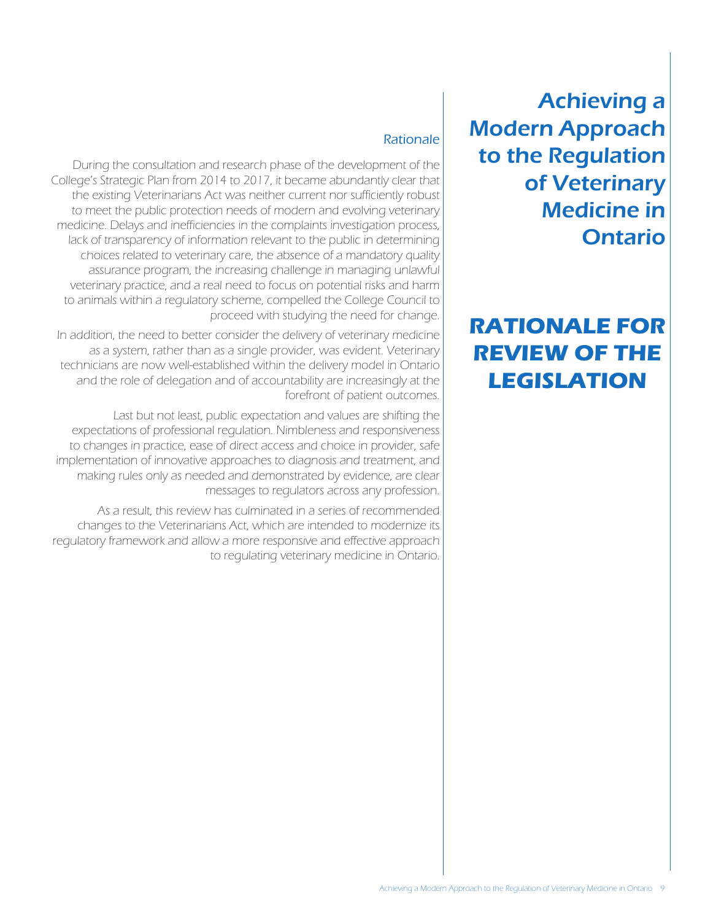# Achieving a Modern Approach to the Regulation of Veterinary Medicine in Ontario

## RATIONALE FOR REVIEW OF THE LEGISLATION

### Rationale

During the consultation and research phase of the development of the College's Strategic Plan from 2014 to 2017, it became abundantly clear that the existing Veterinarians Act was neither current nor sufficiently robust to meet the public protection needs of modern and evolving veterinary medicine. Delays and inefficiencies in the complaints investigation process, lack of transparency of information relevant to the public in determining choices related to veterinary care, the absence of a mandatory quality assurance program, the increasing challenge in managing unlawful veterinary practice, and a real need to focus on potential risks and harm to animals within a regulatory scheme, compelled the College Council to proceed with studying the need for change.

In addition, the need to better consider the delivery of veterinary medicine as a system, rather than as a single provider, was evident. Veterinary technicians are now well-established within the delivery model in Ontario and the role of delegation and of accountability are increasingly at the forefront of patient outcomes.

Last but not least, public expectation and values are shifting the expectations of professional regulation. Nimbleness and responsiveness to changes in practice, ease of direct access and choice in provider, safe implementation of innovative approaches to diagnosis and treatment, and making rules only as needed and demonstrated by evidence, are clear messages to regulators across any profession.

As a result, this review has culminated in a series of recommended changes to the Veterinarians Act, which are intended to modernize its regulatory framework and allow a more responsive and effective approach to regulating veterinary medicine in Ontario.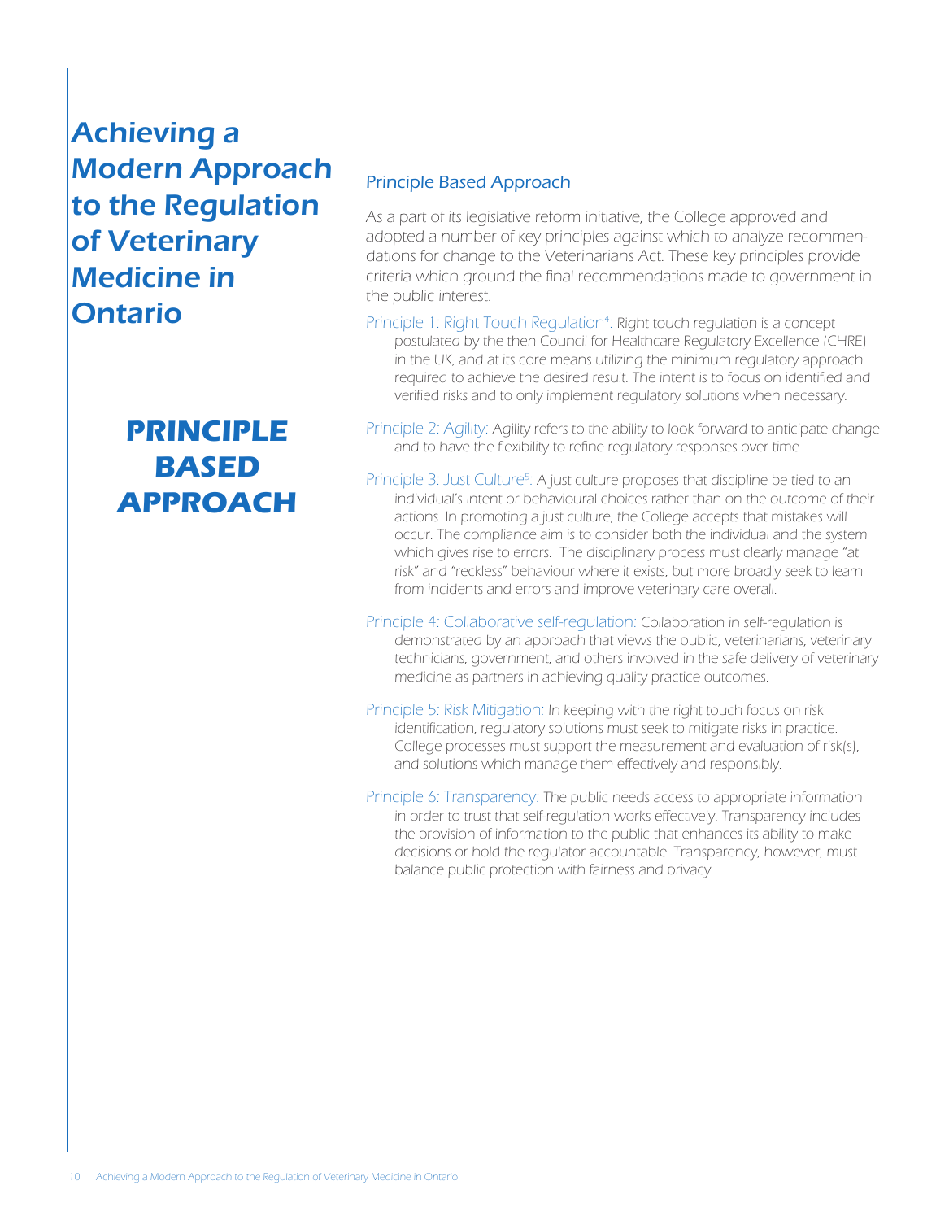# Achieving a Modern Approach to the Regulation of Veterinary Medicine in Ontario

## PRINCIPLE BASED APPROACH

### Principle Based Approach

As a part of its legislative reform initiative, the College approved and adopted a number of key principles against which to analyze recommendations for change to the Veterinarians Act. These key principles provide criteria which ground the final recommendations made to government in the public interest.

Principle 1: Right Touch Regulation[4]: Right touch regulation is a concept postulated by the then Council for Healthcare Regulatory Excellence (CHRE) in the UK, and at its core means utilizing the minimum regulatory approach required to achieve the desired result. The intent is to focus on identified and verified risks and to only implement regulatory solutions when necessary.

Principle 2: Agility: Agility refers to the ability to look forward to anticipate change and to have the flexibility to refine regulatory responses over time.

Principle 3: Just Culture[5]: A just culture proposes that discipline be tied to an individual's intent or behavioural choices rather than on the outcome of their actions. In promoting a just culture, the College accepts that mistakes will occur. The compliance aim is to consider both the individual and the system which gives rise to errors. The disciplinary process must clearly manage "at risk" and "reckless" behaviour where it exists, but more broadly seek to learn from incidents and errors and improve veterinary care overall.

Principle 4: Collaborative self-regulation: Collaboration in self-regulation is demonstrated by an approach that views the public, veterinarians, veterinary technicians, government, and others involved in the safe delivery of veterinary medicine as partners in achieving quality practice outcomes.

Principle 5: Risk Mitigation: In keeping with the right touch focus on risk identification, regulatory solutions must seek to mitigate risks in practice. College processes must support the measurement and evaluation of risk(s), and solutions which manage them effectively and responsibly.

Principle 6: Transparency: The public needs access to appropriate information in order to trust that self-regulation works effectively. Transparency includes the provision of information to the public that enhances its ability to make decisions or hold the regulator accountable. Transparency, however, must balance public protection with fairness and privacy.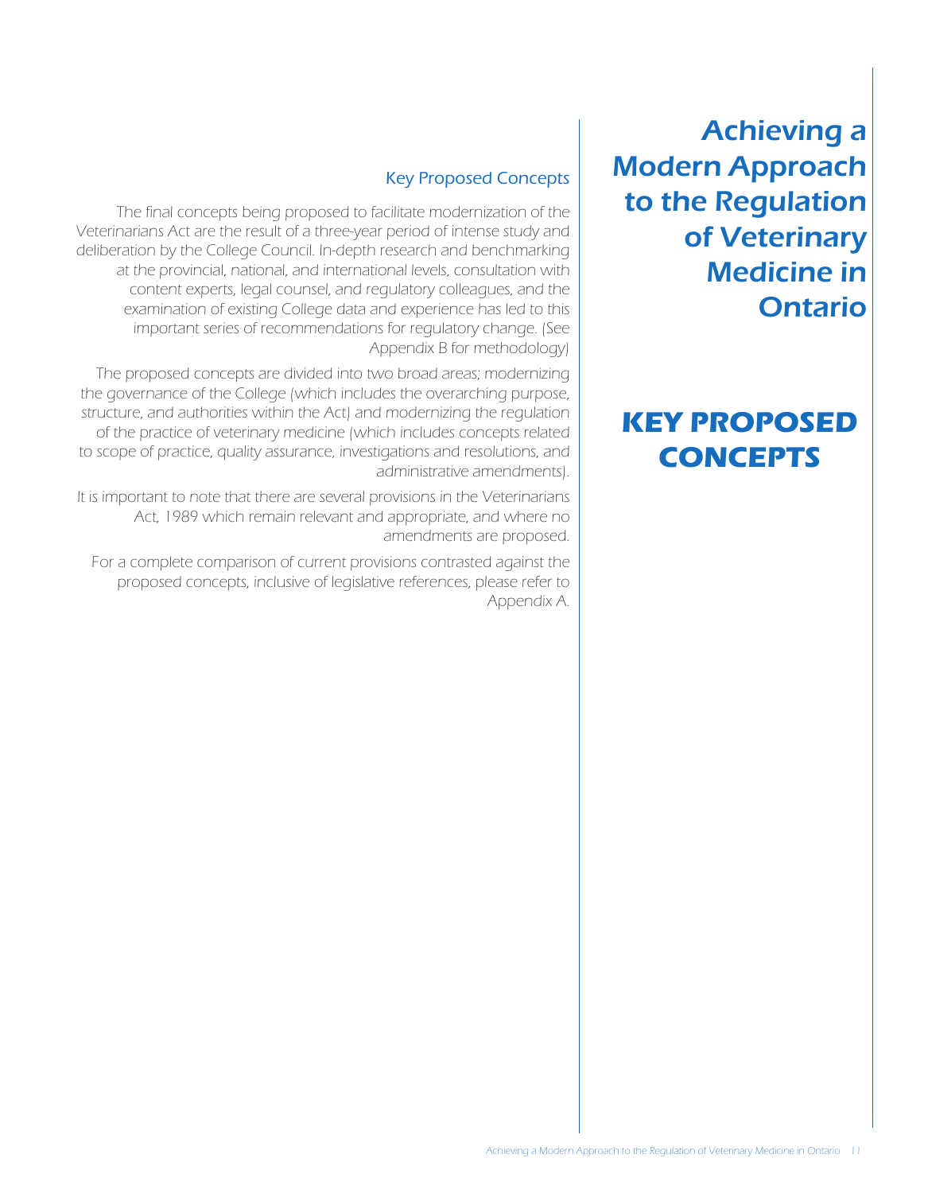# KEY PROPOSED CONCEPTS

## Key Proposed Concepts

The final concepts being proposed to facilitate modernization of the Veterinarians Act are the result of a three-year period of intense study and deliberation by the College Council. In-depth research and benchmarking at the provincial, national, and international levels, consultation with content experts, legal counsel, and regulatory colleagues, and the examination of existing College data and experience has led to this important series of recommendations for regulatory change. (See Appendix B for methodology)

The proposed concepts are divided into two broad areas; modernizing the governance of the College (which includes the overarching purpose, structure, and authorities within the Act) and modernizing the regulation of the practice of veterinary medicine (which includes concepts related to scope of practice, quality assurance, investigations and resolutions, and administrative amendments).

It is important to note that there are several provisions in the Veterinarians Act, 1989 which remain relevant and appropriate, and where no amendments are proposed.

For a complete comparison of current provisions contrasted against the proposed concepts, inclusive of legislative references, please refer to Appendix A.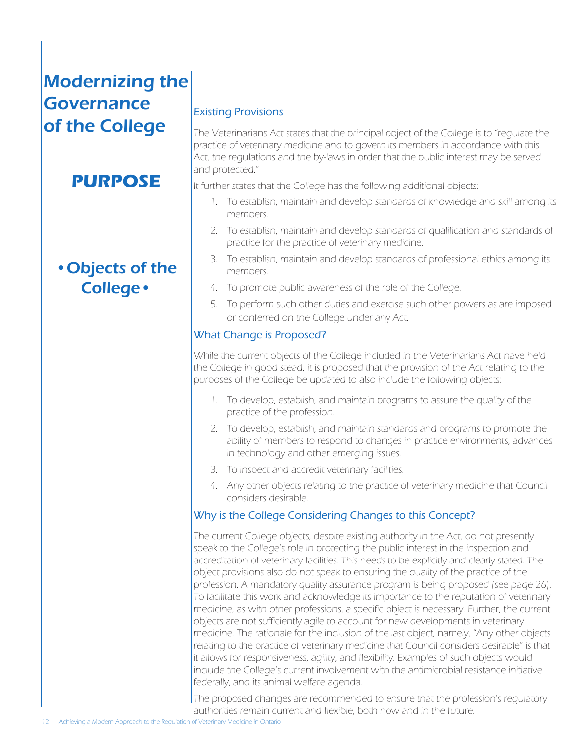# Modernizing the Governance of the College

## PURPOSE

### • Objects of the College •

#### Existing Provisions

The Veterinarians Act states that the principal object of the College is to "regulate the practice of veterinary medicine and to govern its members in accordance with this Act, the regulations and the by-laws in order that the public interest may be served and protected."

It further states that the College has the following additional objects:

1. To establish, maintain and develop standards of knowledge and skill among its members.
2. To establish, maintain and develop standards of qualification and standards of practice for the practice of veterinary medicine.
3. To establish, maintain and develop standards of professional ethics among its members.
4. To promote public awareness of the role of the College.
5. To perform such other duties and exercise such other powers as are imposed or conferred on the College under any Act.

#### What Change is Proposed?

While the current objects of the College included in the Veterinarians Act have held the College in good stead, it is proposed that the provision of the Act relating to the purposes of the College be updated to also include the following objects:

1. To develop, establish, and maintain programs to assure the quality of the practice of the profession.
2. To develop, establish, and maintain standards and programs to promote the ability of members to respond to changes in practice environments, advances in technology and other emerging issues.
3. To inspect and accredit veterinary facilities.
4. Any other objects relating to the practice of veterinary medicine that Council considers desirable.

#### Why is the College Considering Changes to this Concept?

The current College objects, despite existing authority in the Act, do not presently speak to the College's role in protecting the public interest in the inspection and accreditation of veterinary facilities. This needs to be explicitly and clearly stated. The object provisions also do not speak to ensuring the quality of the practice of the profession. A mandatory quality assurance program is being proposed (see page 26). To facilitate this work and acknowledge its importance to the reputation of veterinary medicine, as with other professions, a specific object is necessary. Further, the current objects are not sufficiently agile to account for new developments in veterinary medicine. The rationale for the inclusion of the last object, namely, "Any other objects relating to the practice of veterinary medicine that Council considers desirable" is that it allows for responsiveness, agility, and flexibility. Examples of such objects would include the College's current involvement with the antimicrobial resistance initiative federally, and its animal welfare agenda.

The proposed changes are recommended to ensure that the profession's regulatory authorities remain current and flexible, both now and in the future.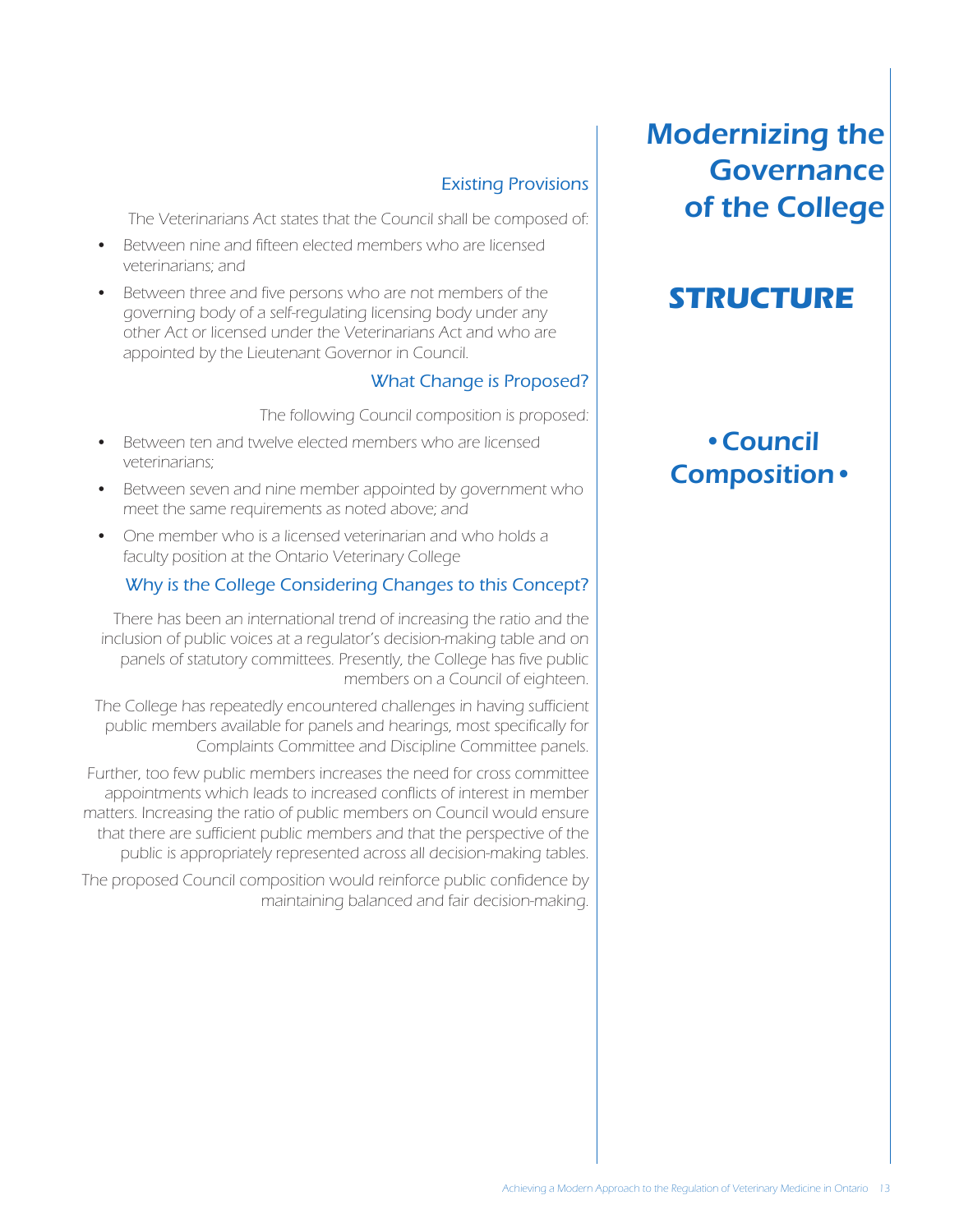# Modernizing the Governance of the College

## STRUCTURE

### • Council Composition •

#### Existing Provisions

The Veterinarians Act states that the Council shall be composed of:

- Between nine and fifteen elected members who are licensed veterinarians; and
- Between three and five persons who are not members of the governing body of a self-regulating licensing body under any other Act or licensed under the Veterinarians Act and who are appointed by the Lieutenant Governor in Council.

#### What Change is Proposed?

The following Council composition is proposed:

- Between ten and twelve elected members who are licensed veterinarians;
- Between seven and nine member appointed by government who meet the same requirements as noted above; and
- One member who is a licensed veterinarian and who holds a faculty position at the Ontario Veterinary College

#### Why is the College Considering Changes to this Concept?

There has been an international trend of increasing the ratio and the inclusion of public voices at a regulator's decision-making table and on panels of statutory committees. Presently, the College has five public members on a Council of eighteen.

The College has repeatedly encountered challenges in having sufficient public members available for panels and hearings, most specifically for Complaints Committee and Discipline Committee panels.

Further, too few public members increases the need for cross committee appointments which leads to increased conflicts of interest in member matters. Increasing the ratio of public members on Council would ensure that there are sufficient public members and that the perspective of the public is appropriately represented across all decision-making tables.

The proposed Council composition would reinforce public confidence by maintaining balanced and fair decision-making.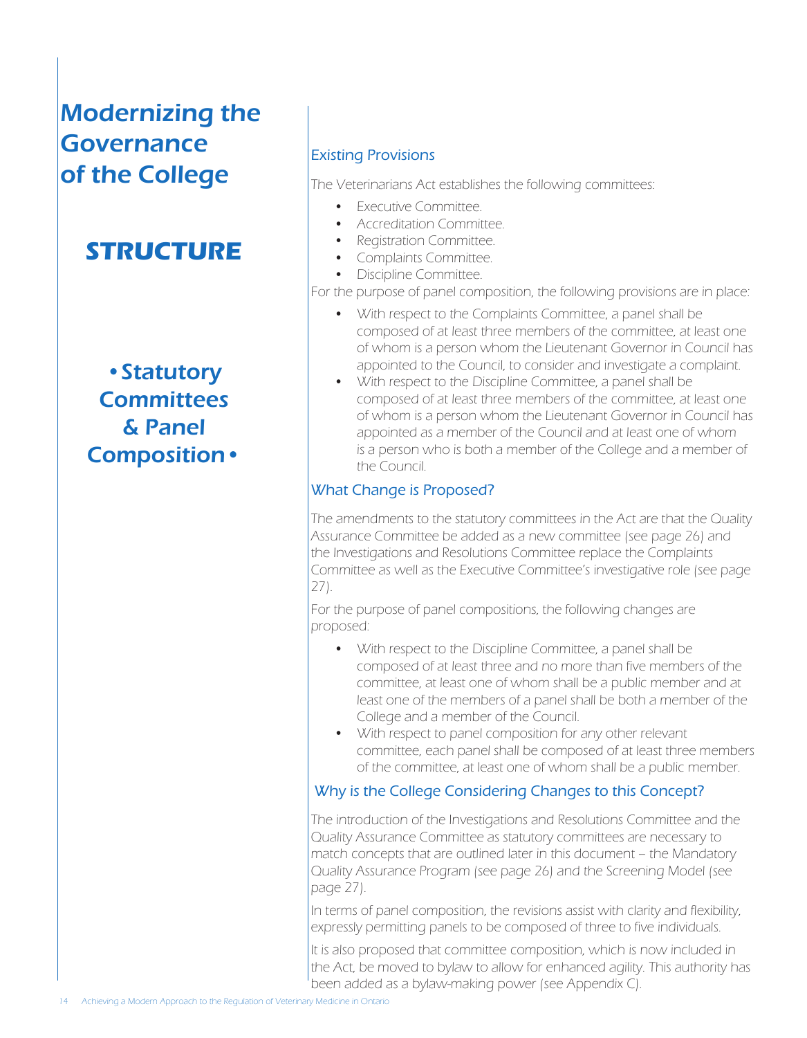# Modernizing the Governance of the College

## STRUCTURE

### • Statutory Committees & Panel Composition •

### Existing Provisions

*The Veterinarians Act establishes the following committees:*

- *Executive Committee.*
- *Accreditation Committee.*
- *Registration Committee.*
- *Complaints Committee.*
- *Discipline Committee.*

*For the purpose of panel composition, the following provisions are in place:*

- *With respect to the Complaints Committee, a panel shall be composed of at least three members of the committee, at least one of whom is a person whom the Lieutenant Governor in Council has appointed to the Council, to consider and investigate a complaint.*
- *With respect to the Discipline Committee, a panel shall be composed of at least three members of the committee, at least one of whom is a person whom the Lieutenant Governor in Council has appointed as a member of the Council and at least one of whom is a person who is both a member of the College and a member of the Council.*

### What Change is Proposed?

*The amendments to the statutory committees in the Act are that the Quality Assurance Committee be added as a new committee (see page 26) and the Investigations and Resolutions Committee replace the Complaints Committee as well as the Executive Committee's investigative role (see page 27).*

*For the purpose of panel compositions, the following changes are proposed:*

- *With respect to the Discipline Committee, a panel shall be composed of at least three and no more than five members of the committee, at least one of whom shall be a public member and at least one of the members of a panel shall be both a member of the College and a member of the Council.*
- *With respect to panel composition for any other relevant committee, each panel shall be composed of at least three members of the committee, at least one of whom shall be a public member.*

### Why is the College Considering Changes to this Concept?

*The introduction of the Investigations and Resolutions Committee and the Quality Assurance Committee as statutory committees are necessary to match concepts that are outlined later in this document – the Mandatory Quality Assurance Program (see page 26) and the Screening Model (see page 27).*

*In terms of panel composition, the revisions assist with clarity and flexibility, expressly permitting panels to be composed of three to five individuals.*

*It is also proposed that committee composition, which is now included in the Act, be moved to bylaw to allow for enhanced agility. This authority has been added as a bylaw-making power (see Appendix C).*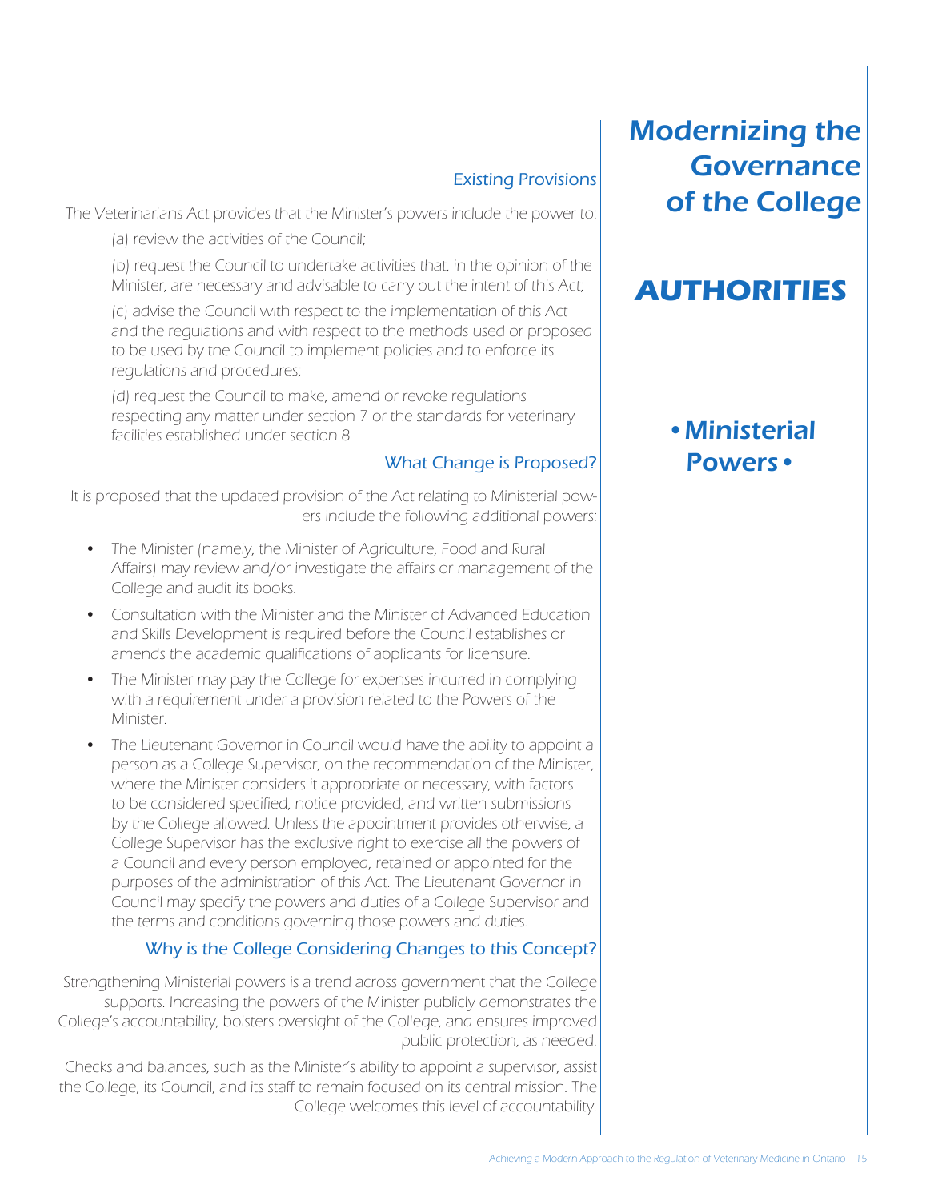# Modernizing the Governance of the College

## AUTHORITIES

### • Ministerial Powers •

#### Existing Provisions

The Veterinarians Act provides that the Minister's powers include the power to:

(a) review the activities of the Council;

(b) request the Council to undertake activities that, in the opinion of the Minister, are necessary and advisable to carry out the intent of this Act;

(c) advise the Council with respect to the implementation of this Act and the regulations and with respect to the methods used or proposed to be used by the Council to implement policies and to enforce its regulations and procedures;

(d) request the Council to make, amend or revoke regulations respecting any matter under section 7 or the standards for veterinary facilities established under section 8

#### What Change is Proposed?

It is proposed that the updated provision of the Act relating to Ministerial powers include the following additional powers:

- The Minister (namely, the Minister of Agriculture, Food and Rural Affairs) may review and/or investigate the affairs or management of the College and audit its books.
- Consultation with the Minister and the Minister of Advanced Education and Skills Development is required before the Council establishes or amends the academic qualifications of applicants for licensure.
- The Minister may pay the College for expenses incurred in complying with a requirement under a provision related to the Powers of the Minister.
- The Lieutenant Governor in Council would have the ability to appoint a person as a College Supervisor, on the recommendation of the Minister, where the Minister considers it appropriate or necessary, with factors to be considered specified, notice provided, and written submissions by the College allowed. Unless the appointment provides otherwise, a College Supervisor has the exclusive right to exercise all the powers of a Council and every person employed, retained or appointed for the purposes of the administration of this Act. The Lieutenant Governor in Council may specify the powers and duties of a College Supervisor and the terms and conditions governing those powers and duties.

#### Why is the College Considering Changes to this Concept?

Strengthening Ministerial powers is a trend across government that the College supports. Increasing the powers of the Minister publicly demonstrates the College's accountability, bolsters oversight of the College, and ensures improved public protection, as needed.

Checks and balances, such as the Minister's ability to appoint a supervisor, assist the College, its Council, and its staff to remain focused on its central mission. The College welcomes this level of accountability.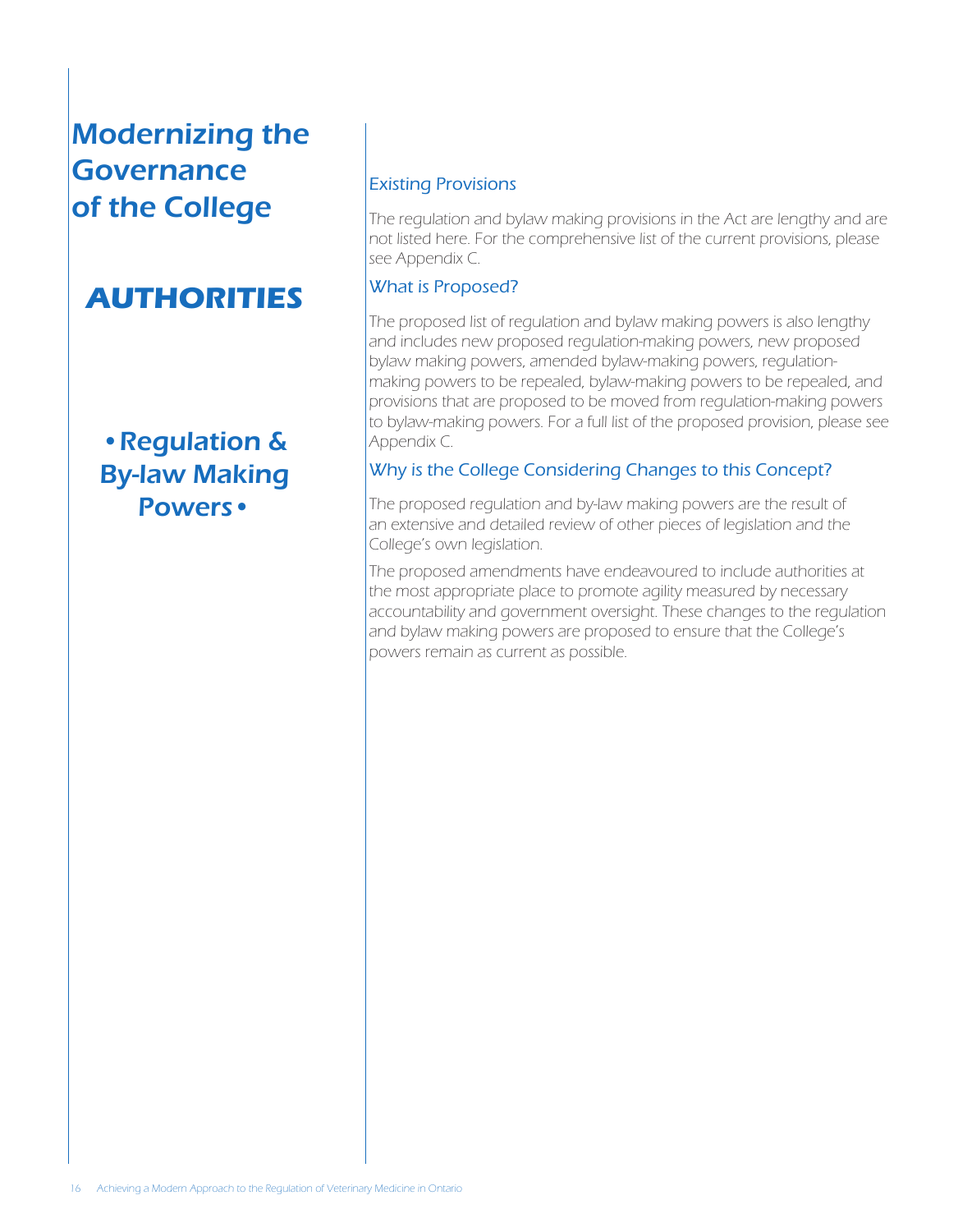# Modernizing the Governance of the College

## AUTHORITIES

### • Regulation & By-law Making Powers •

#### Existing Provisions

*The regulation and bylaw making provisions in the Act are lengthy and are not listed here. For the comprehensive list of the current provisions, please see Appendix C.*

#### What is Proposed?

*The proposed list of regulation and bylaw making powers is also lengthy and includes new proposed regulation-making powers, new proposed bylaw making powers, amended bylaw-making powers, regulation-making powers to be repealed, bylaw-making powers to be repealed, and provisions that are proposed to be moved from regulation-making powers to bylaw-making powers. For a full list of the proposed provision, please see Appendix C.*

#### Why is the College Considering Changes to this Concept?

*The proposed regulation and by-law making powers are the result of an extensive and detailed review of other pieces of legislation and the College's own legislation.*

*The proposed amendments have endeavoured to include authorities at the most appropriate place to promote agility measured by necessary accountability and government oversight. These changes to the regulation and bylaw making powers are proposed to ensure that the College's powers remain as current as possible.*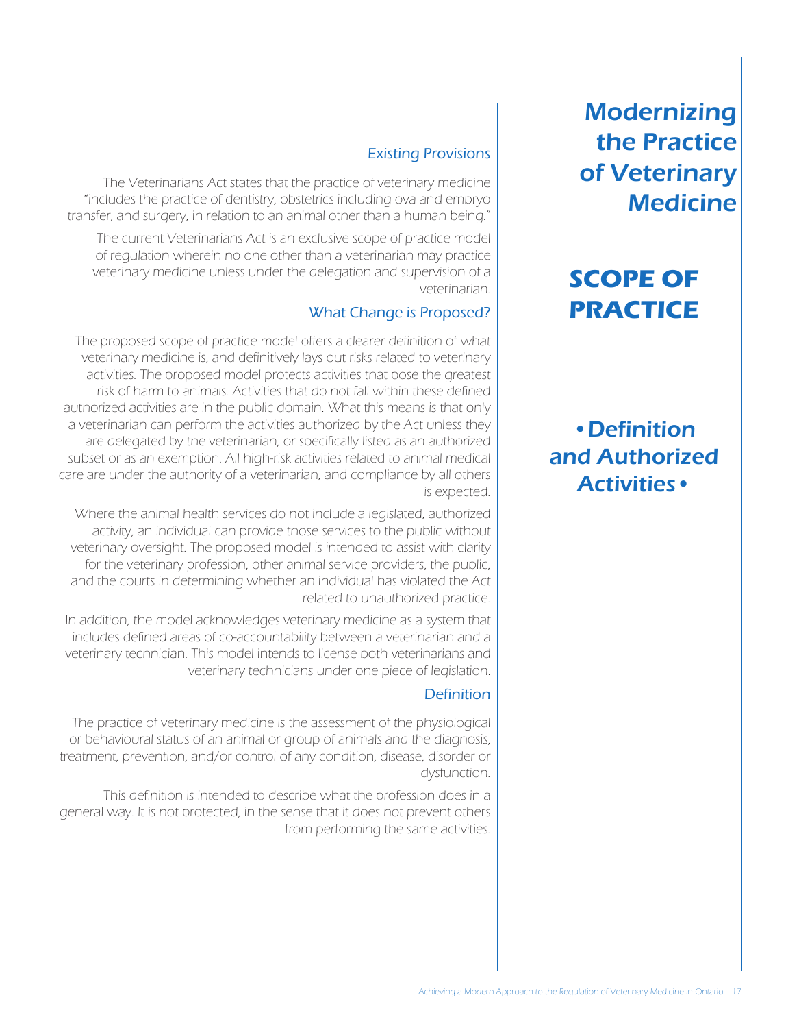# Modernizing the Practice of Veterinary Medicine

## SCOPE OF PRACTICE

### • Definition and Authorized Activities •

### Existing Provisions

The Veterinarians Act states that the practice of veterinary medicine "includes the practice of dentistry, obstetrics including ova and embryo transfer, and surgery, in relation to an animal other than a human being."

The current Veterinarians Act is an exclusive scope of practice model of regulation wherein no one other than a veterinarian may practice veterinary medicine unless under the delegation and supervision of a veterinarian.

### What Change is Proposed?

The proposed scope of practice model offers a clearer definition of what veterinary medicine is, and definitively lays out risks related to veterinary activities. The proposed model protects activities that pose the greatest risk of harm to animals. Activities that do not fall within these defined authorized activities are in the public domain. What this means is that only a veterinarian can perform the activities authorized by the Act unless they are delegated by the veterinarian, or specifically listed as an authorized subset or as an exemption. All high-risk activities related to animal medical care are under the authority of a veterinarian, and compliance by all others is expected.

Where the animal health services do not include a legislated, authorized activity, an individual can provide those services to the public without veterinary oversight. The proposed model is intended to assist with clarity for the veterinary profession, other animal service providers, the public, and the courts in determining whether an individual has violated the Act related to unauthorized practice.

In addition, the model acknowledges veterinary medicine as a system that includes defined areas of co-accountability between a veterinarian and a veterinary technician. This model intends to license both veterinarians and veterinary technicians under one piece of legislation.

### Definition

The practice of veterinary medicine is the assessment of the physiological or behavioural status of an animal or group of animals and the diagnosis, treatment, prevention, and/or control of any condition, disease, disorder or dysfunction.

This definition is intended to describe what the profession does in a general way. It is not protected, in the sense that it does not prevent others from performing the same activities.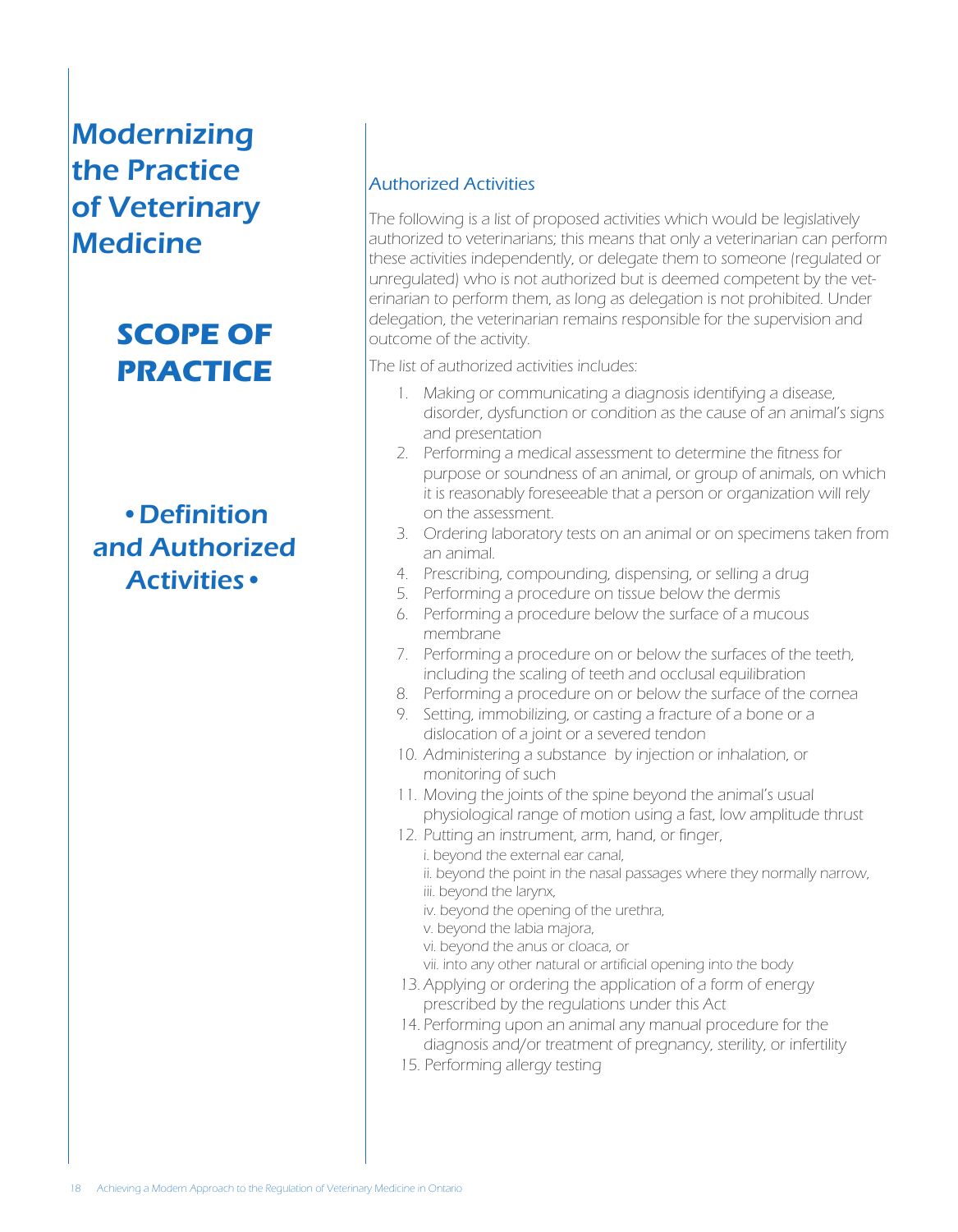# Modernizing the Practice of Veterinary Medicine

## SCOPE OF PRACTICE

### • Definition and Authorized Activities •

### Authorized Activities

*The following is a list of proposed activities which would be legislatively authorized to veterinarians; this means that only a veterinarian can perform these activities independently, or delegate them to someone (regulated or unregulated) who is not authorized but is deemed competent by the veterinarian to perform them, as long as delegation is not prohibited. Under delegation, the veterinarian remains responsible for the supervision and outcome of the activity.*

*The list of authorized activities includes:*

1. Making or communicating a diagnosis identifying a disease, disorder, dysfunction or condition as the cause of an animal's signs and presentation
2. Performing a medical assessment to determine the fitness for purpose or soundness of an animal, or group of animals, on which it is reasonably foreseeable that a person or organization will rely on the assessment.
3. Ordering laboratory tests on an animal or on specimens taken from an animal.
4. Prescribing, compounding, dispensing, or selling a drug
5. Performing a procedure on tissue below the dermis
6. Performing a procedure below the surface of a mucous membrane
7. Performing a procedure on or below the surfaces of the teeth, including the scaling of teeth and occlusal equilibration
8. Performing a procedure on or below the surface of the cornea
9. Setting, immobilizing, or casting a fracture of a bone or a dislocation of a joint or a severed tendon
10. Administering a substance by injection or inhalation, or monitoring of such
11. Moving the joints of the spine beyond the animal's usual physiological range of motion using a fast, low amplitude thrust
12. Putting an instrument, arm, hand, or finger,
    i. beyond the external ear canal,
    ii. beyond the point in the nasal passages where they normally narrow,
    iii. beyond the larynx,
    iv. beyond the opening of the urethra,
    v. beyond the labia majora,
    vi. beyond the anus or cloaca, or
    vii. into any other natural or artificial opening into the body
13. Applying or ordering the application of a form of energy prescribed by the regulations under this Act
14. Performing upon an animal any manual procedure for the diagnosis and/or treatment of pregnancy, sterility, or infertility
15. Performing allergy testing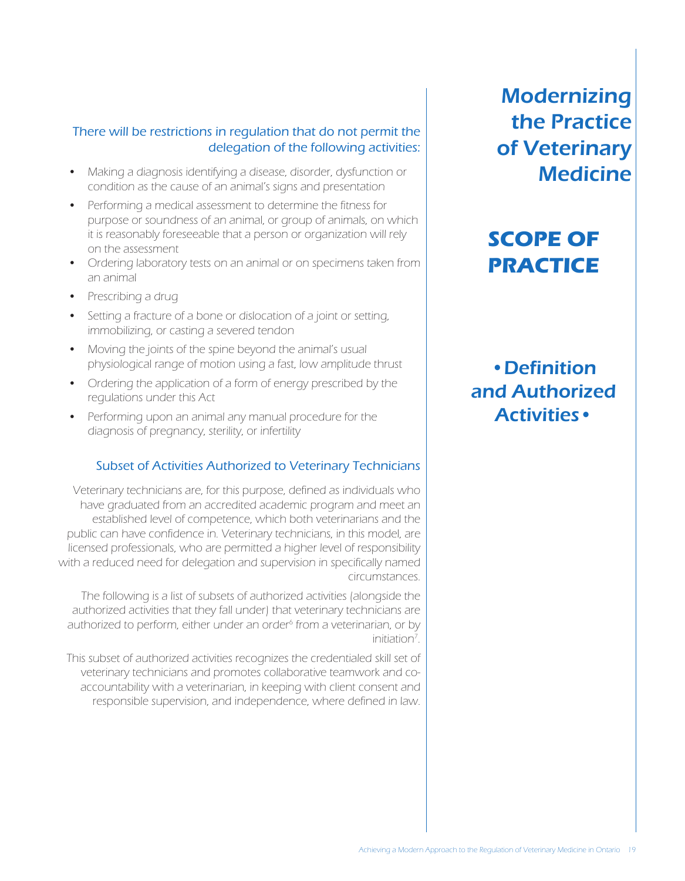# Modernizing the Practice of Veterinary Medicine

## SCOPE OF PRACTICE

### • Definition and Authorized Activities •

There will be restrictions in regulation that do not permit the delegation of the following activities:

- Making a diagnosis identifying a disease, disorder, dysfunction or condition as the cause of an animal's signs and presentation
- Performing a medical assessment to determine the fitness for purpose or soundness of an animal, or group of animals, on which it is reasonably foreseeable that a person or organization will rely on the assessment
- Ordering laboratory tests on an animal or on specimens taken from an animal
- Prescribing a drug
- Setting a fracture of a bone or dislocation of a joint or setting, immobilizing, or casting a severed tendon
- Moving the joints of the spine beyond the animal's usual physiological range of motion using a fast, low amplitude thrust
- Ordering the application of a form of energy prescribed by the regulations under this Act
- Performing upon an animal any manual procedure for the diagnosis of pregnancy, sterility, or infertility

### Subset of Activities Authorized to Veterinary Technicians

Veterinary technicians are, for this purpose, defined as individuals who have graduated from an accredited academic program and meet an established level of competence, which both veterinarians and the public can have confidence in. Veterinary technicians, in this model, are licensed professionals, who are permitted a higher level of responsibility with a reduced need for delegation and supervision in specifically named circumstances.

The following is a list of subsets of authorized activities (alongside the authorized activities that they fall under) that veterinary technicians are authorized to perform, either under an order[6] from a veterinarian, or by initiation[7].

This subset of authorized activities recognizes the credentialed skill set of veterinary technicians and promotes collaborative teamwork and co-accountability with a veterinarian, in keeping with client consent and responsible supervision, and independence, where defined in law.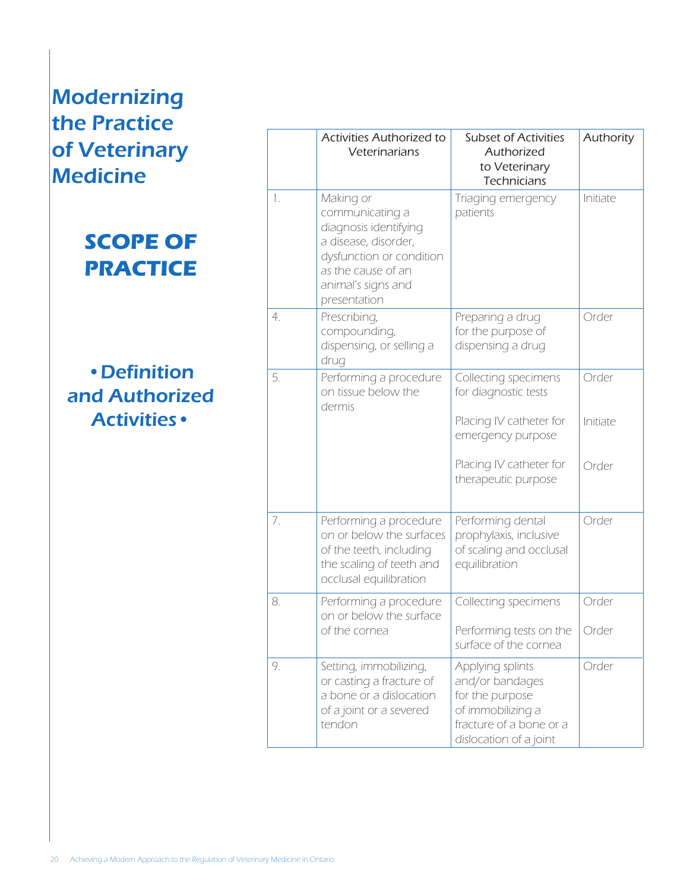# Modernizing the Practice of Veterinary Medicine

## SCOPE OF PRACTICE

### • Definition and Authorized Activities •

| | Activities Authorized to Veterinarians | Subset of Activities Authorized to Veterinary Technicians | Authority |
|---|---|---|---|
| 1. | Making or communicating a diagnosis identifying a disease, disorder, dysfunction or condition as the cause of an animal's signs and presentation | Triaging emergency patients | Initiate |
| 4. | Prescribing, compounding, dispensing, or selling a drug | Preparing a drug for the purpose of dispensing a drug | Order |
| 5. | Performing a procedure on tissue below the dermis | Collecting specimens for diagnostic tests<br><br>Placing IV catheter for emergency purpose<br><br>Placing IV catheter for therapeutic purpose | Order<br><br>Initiate<br><br>Order |
| 7. | Performing a procedure on or below the surfaces of the teeth, including the scaling of teeth and occlusal equilibration | Performing dental prophylaxis, inclusive of scaling and occlusal equilibration | Order |
| 8. | Performing a procedure on or below the surface of the cornea | Collecting specimens<br><br>Performing tests on the surface of the cornea | Order<br><br>Order |
| 9. | Setting, immobilizing, or casting a fracture of a bone or a dislocation of a joint or a severed tendon | Applying splints and/or bandages for the purpose of immobilizing a fracture of a bone or a dislocation of a joint | Order |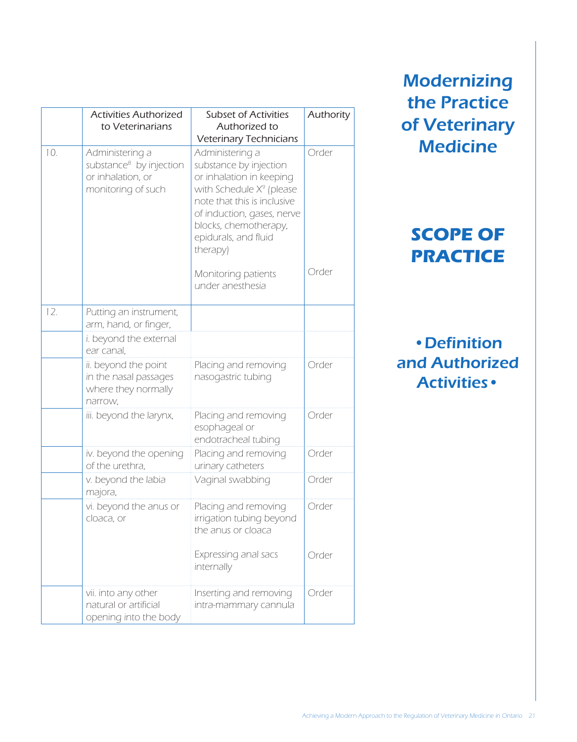| | Activities Authorized to Veterinarians | Subset of Activities Authorized to Veterinary Technicians | Authority |
|---|---|---|---|
| 10. | Administering a substance[8] by injection or inhalation, or monitoring of such | Administering a substance by injection or inhalation in keeping with Schedule X[9] (please note that this is inclusive of induction, gases, nerve blocks, chemotherapy, epidurals, and fluid therapy) | Order |
| | | Monitoring patients under anesthesia | Order |
| 12. | Putting an instrument, arm, hand, or finger, | | |
| | i. beyond the external ear canal, | | |
| | ii. beyond the point in the nasal passages where they normally narrow, | Placing and removing nasogastric tubing | Order |
| | iii. beyond the larynx, | Placing and removing esophageal or endotracheal tubing | Order |
| | iv. beyond the opening of the urethra, | Placing and removing urinary catheters | Order |
| | v. beyond the labia majora, | Vaginal swabbing | Order |
| | vi. beyond the anus or cloaca, or | Placing and removing irrigation tubing beyond the anus or cloaca | Order |
| | | Expressing anal sacs internally | Order |
| | vii. into any other natural or artificial opening into the body | Inserting and removing intra-mammary cannula | Order |

## Modernizing the Practice of Veterinary Medicine

## SCOPE OF PRACTICE

### • Definition and Authorized Activities •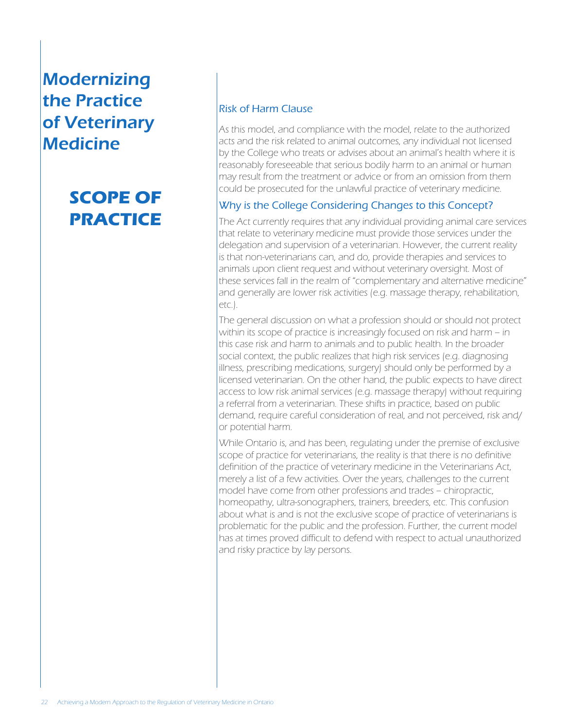# Modernizing the Practice of Veterinary Medicine

## SCOPE OF PRACTICE

### Risk of Harm Clause

*As this model, and compliance with the model, relate to the authorized acts and the risk related to animal outcomes, any individual not licensed by the College who treats or advises about an animal's health where it is reasonably foreseeable that serious bodily harm to an animal or human may result from the treatment or advice or from an omission from them could be prosecuted for the unlawful practice of veterinary medicine.*

### Why is the College Considering Changes to this Concept?

The Act currently requires that any individual providing animal care services that relate to veterinary medicine must provide those services under the delegation and supervision of a veterinarian. However, the current reality is that non-veterinarians can, and do, provide therapies and services to animals upon client request and without veterinary oversight. Most of these services fall in the realm of "complementary and alternative medicine" and generally are lower risk activities (e.g. massage therapy, rehabilitation, etc.).

The general discussion on what a profession should or should not protect within its scope of practice is increasingly focused on risk and harm – in this case risk and harm to animals and to public health. In the broader social context, the public realizes that high risk services (e.g. diagnosing illness, prescribing medications, surgery) should only be performed by a licensed veterinarian. On the other hand, the public expects to have direct access to low risk animal services (e.g. massage therapy) without requiring a referral from a veterinarian. These shifts in practice, based on public demand, require careful consideration of real, and not perceived, risk and/or potential harm.

While Ontario is, and has been, regulating under the premise of exclusive scope of practice for veterinarians, the reality is that there is no definitive definition of the practice of veterinary medicine in the Veterinarians Act, merely a list of a few activities. Over the years, challenges to the current model have come from other professions and trades – chiropractic, homeopathy, ultra-sonographers, trainers, breeders, etc. This confusion about what is and is not the exclusive scope of practice of veterinarians is problematic for the public and the profession. Further, the current model has at times proved difficult to defend with respect to actual unauthorized and risky practice by lay persons.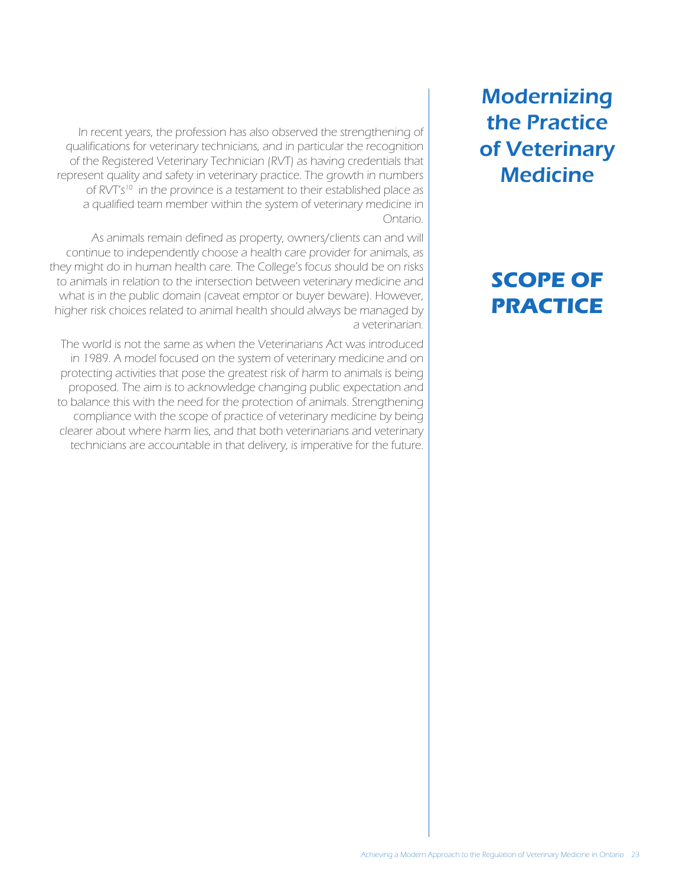# Modernizing the Practice of Veterinary Medicine

## SCOPE OF PRACTICE

*In recent years, the profession has also observed the strengthening of qualifications for veterinary technicians, and in particular the recognition of the Registered Veterinary Technician (RVT) as having credentials that represent quality and safety in veterinary practice. The growth in numbers of RVT's[10] in the province is a testament to their established place as a qualified team member within the system of veterinary medicine in Ontario.*

*As animals remain defined as property, owners/clients can and will continue to independently choose a health care provider for animals, as they might do in human health care. The College's focus should be on risks to animals in relation to the intersection between veterinary medicine and what is in the public domain (caveat emptor or buyer beware). However, higher risk choices related to animal health should always be managed by a veterinarian.*

*The world is not the same as when the Veterinarians Act was introduced in 1989. A model focused on the system of veterinary medicine and on protecting activities that pose the greatest risk of harm to animals is being proposed. The aim is to acknowledge changing public expectation and to balance this with the need for the protection of animals. Strengthening compliance with the scope of practice of veterinary medicine by being clearer about where harm lies, and that both veterinarians and veterinary technicians are accountable in that delivery, is imperative for the future.*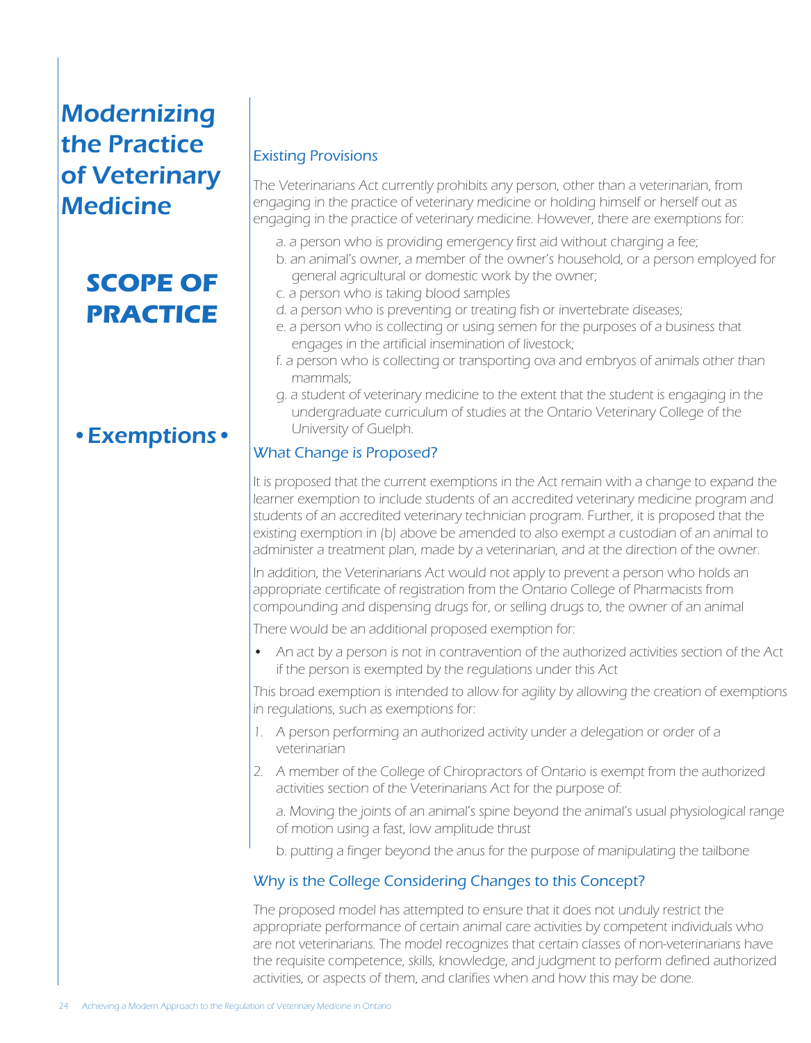# Modernizing the Practice of Veterinary Medicine

## SCOPE OF PRACTICE

## • Exemptions •

### Existing Provisions

The Veterinarians Act currently prohibits any person, other than a veterinarian, from engaging in the practice of veterinary medicine or holding himself or herself out as engaging in the practice of veterinary medicine. However, there are exemptions for:

a. a person who is providing emergency first aid without charging a fee;
b. an animal's owner, a member of the owner's household, or a person employed for general agricultural or domestic work by the owner;
c. a person who is taking blood samples
d. a person who is preventing or treating fish or invertebrate diseases;
e. a person who is collecting or using semen for the purposes of a business that engages in the artificial insemination of livestock;
f. a person who is collecting or transporting ova and embryos of animals other than mammals;
g. a student of veterinary medicine to the extent that the student is engaging in the undergraduate curriculum of studies at the Ontario Veterinary College of the University of Guelph.

### What Change is Proposed?

It is proposed that the current exemptions in the Act remain with a change to expand the learner exemption to include students of an accredited veterinary medicine program and students of an accredited veterinary technician program. Further, it is proposed that the existing exemption in (b) above be amended to also exempt a custodian of an animal to administer a treatment plan, made by a veterinarian, and at the direction of the owner.

In addition, the Veterinarians Act would not apply to prevent a person who holds an appropriate certificate of registration from the Ontario College of Pharmacists from compounding and dispensing drugs for, or selling drugs to, the owner of an animal

There would be an additional proposed exemption for:

- An act by a person is not in contravention of the authorized activities section of the Act if the person is exempted by the regulations under this Act

This broad exemption is intended to allow for agility by allowing the creation of exemptions in regulations, such as exemptions for:

1. A person performing an authorized activity under a delegation or order of a veterinarian
2. A member of the College of Chiropractors of Ontario is exempt from the authorized activities section of the Veterinarians Act for the purpose of:

   a. Moving the joints of an animal's spine beyond the animal's usual physiological range of motion using a fast, low amplitude thrust

   b. putting a finger beyond the anus for the purpose of manipulating the tailbone

### Why is the College Considering Changes to this Concept?

The proposed model has attempted to ensure that it does not unduly restrict the appropriate performance of certain animal care activities by competent individuals who are not veterinarians. The model recognizes that certain classes of non-veterinarians have the requisite competence, skills, knowledge, and judgment to perform defined authorized activities, or aspects of them, and clarifies when and how this may be done.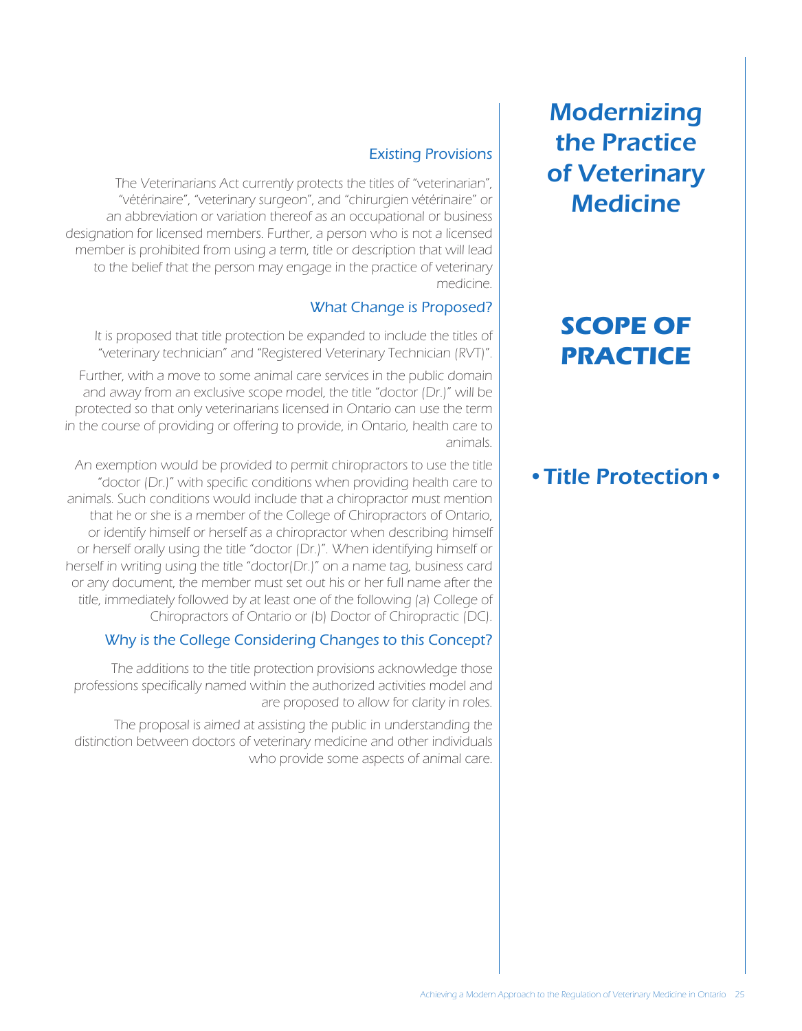# Modernizing the Practice of Veterinary Medicine

## SCOPE OF PRACTICE

### • Title Protection •

#### Existing Provisions

The Veterinarians Act currently protects the titles of "veterinarian", "vétérinaire", "veterinary surgeon", and "chirurgien vétérinaire" or an abbreviation or variation thereof as an occupational or business designation for licensed members. Further, a person who is not a licensed member is prohibited from using a term, title or description that will lead to the belief that the person may engage in the practice of veterinary medicine.

#### What Change is Proposed?

It is proposed that title protection be expanded to include the titles of "veterinary technician" and "Registered Veterinary Technician (RVT)".

Further, with a move to some animal care services in the public domain and away from an exclusive scope model, the title "doctor (Dr.)" will be protected so that only veterinarians licensed in Ontario can use the term in the course of providing or offering to provide, in Ontario, health care to animals.

An exemption would be provided to permit chiropractors to use the title "doctor (Dr.)" with specific conditions when providing health care to animals. Such conditions would include that a chiropractor must mention that he or she is a member of the College of Chiropractors of Ontario, or identify himself or herself as a chiropractor when describing himself or herself orally using the title "doctor (Dr.)". When identifying himself or herself in writing using the title "doctor(Dr.)" on a name tag, business card or any document, the member must set out his or her full name after the title, immediately followed by at least one of the following (a) College of Chiropractors of Ontario or (b) Doctor of Chiropractic (DC).

#### Why is the College Considering Changes to this Concept?

The additions to the title protection provisions acknowledge those professions specifically named within the authorized activities model and are proposed to allow for clarity in roles.

The proposal is aimed at assisting the public in understanding the distinction between doctors of veterinary medicine and other individuals who provide some aspects of animal care.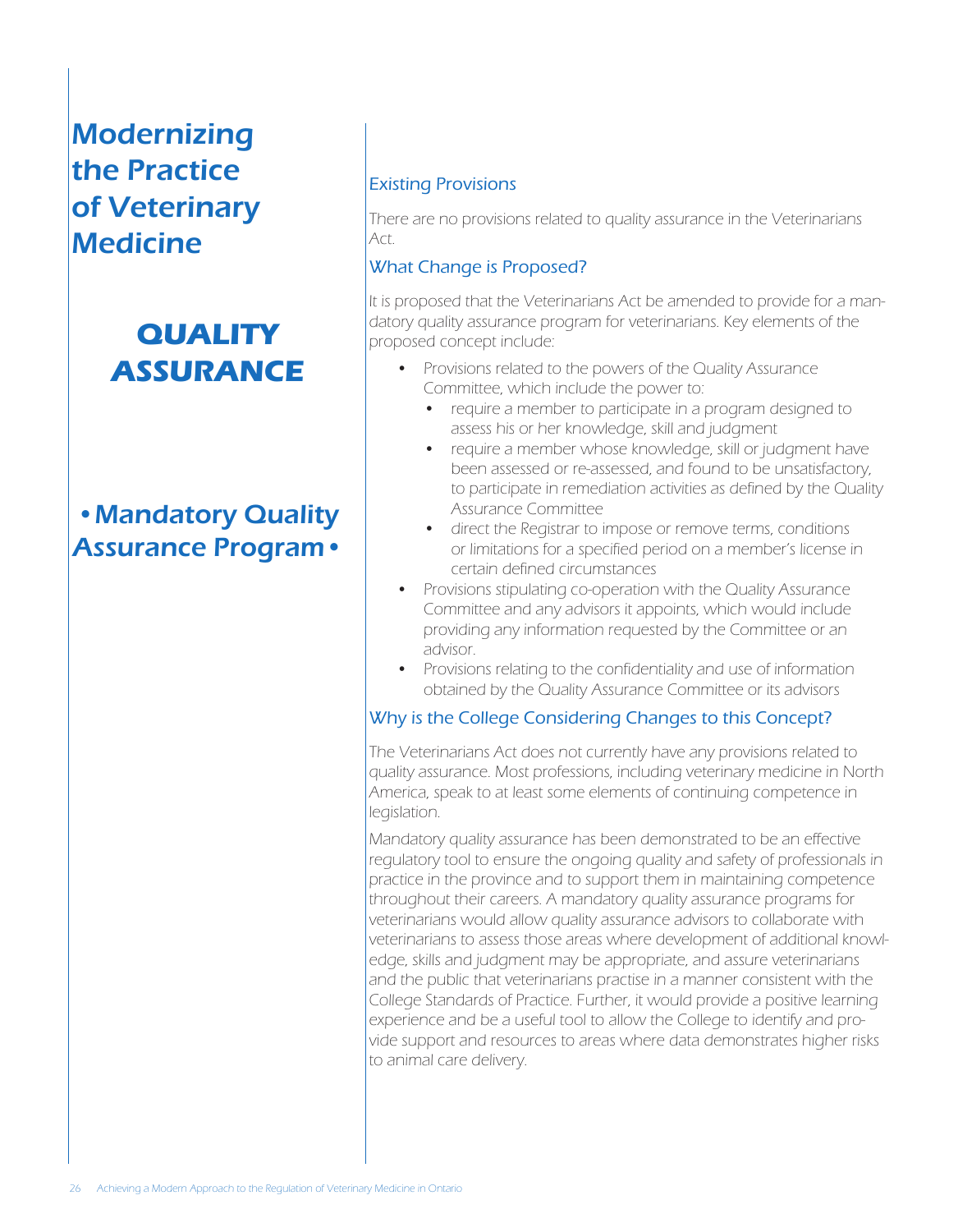# Modernizing the Practice of Veterinary Medicine

## QUALITY ASSURANCE

### • Mandatory Quality Assurance Program •

### Existing Provisions

There are no provisions related to quality assurance in the Veterinarians Act.

### What Change is Proposed?

It is proposed that the Veterinarians Act be amended to provide for a mandatory quality assurance program for veterinarians. Key elements of the proposed concept include:

- Provisions related to the powers of the Quality Assurance Committee, which include the power to:
  - require a member to participate in a program designed to assess his or her knowledge, skill and judgment
  - require a member whose knowledge, skill or judgment have been assessed or re-assessed, and found to be unsatisfactory, to participate in remediation activities as defined by the Quality Assurance Committee
  - direct the Registrar to impose or remove terms, conditions or limitations for a specified period on a member's license in certain defined circumstances
- Provisions stipulating co-operation with the Quality Assurance Committee and any advisors it appoints, which would include providing any information requested by the Committee or an advisor.
- Provisions relating to the confidentiality and use of information obtained by the Quality Assurance Committee or its advisors

### Why is the College Considering Changes to this Concept?

The Veterinarians Act does not currently have any provisions related to quality assurance. Most professions, including veterinary medicine in North America, speak to at least some elements of continuing competence in legislation.

Mandatory quality assurance has been demonstrated to be an effective regulatory tool to ensure the ongoing quality and safety of professionals in practice in the province and to support them in maintaining competence throughout their careers. A mandatory quality assurance programs for veterinarians would allow quality assurance advisors to collaborate with veterinarians to assess those areas where development of additional knowledge, skills and judgment may be appropriate, and assure veterinarians and the public that veterinarians practise in a manner consistent with the College Standards of Practice. Further, it would provide a positive learning experience and be a useful tool to allow the College to identify and provide support and resources to areas where data demonstrates higher risks to animal care delivery.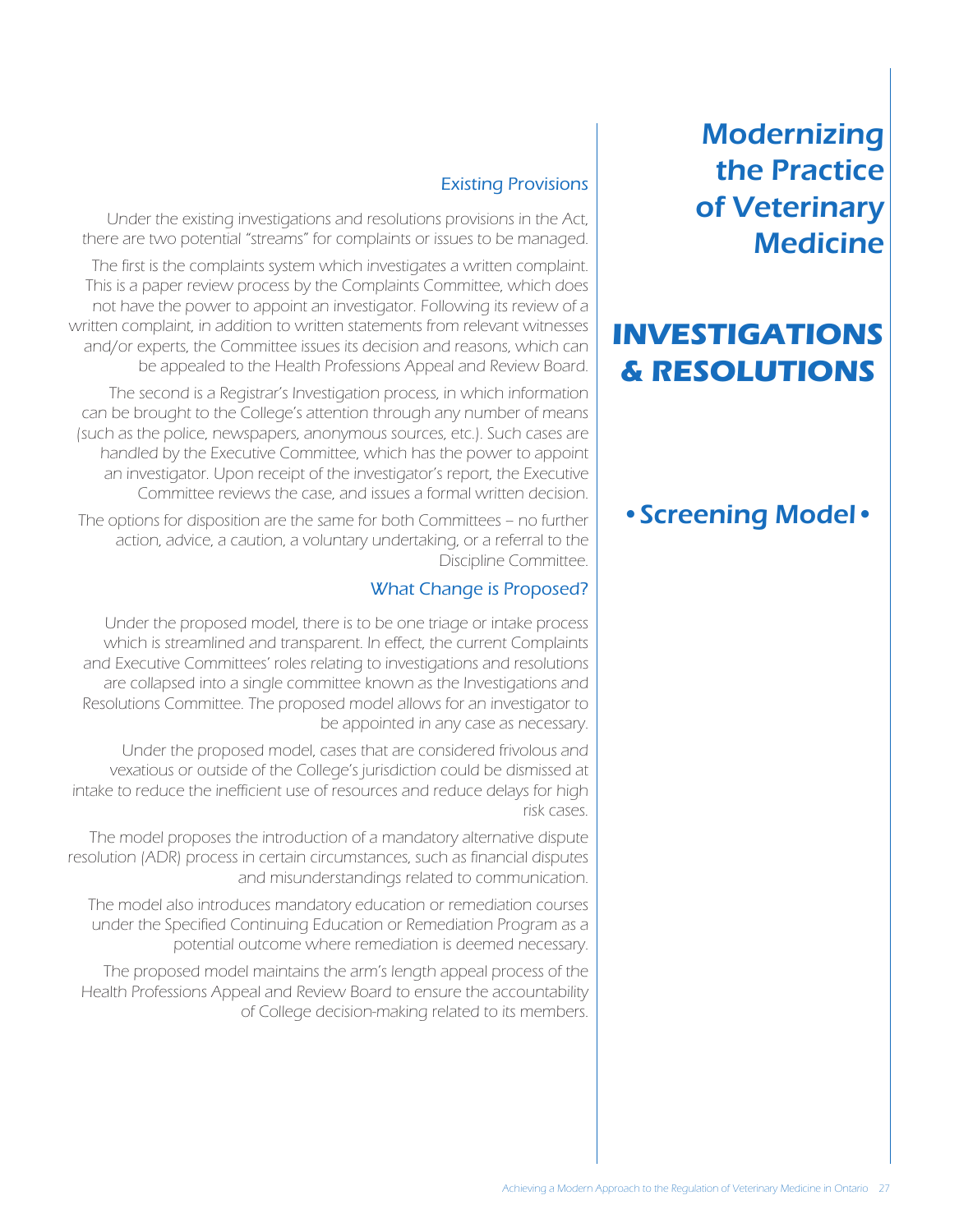# Modernizing the Practice of Veterinary Medicine

## INVESTIGATIONS & RESOLUTIONS

### • Screening Model •

### Existing Provisions

Under the existing investigations and resolutions provisions in the Act, there are two potential "streams" for complaints or issues to be managed.

The first is the complaints system which investigates a written complaint. This is a paper review process by the Complaints Committee, which does not have the power to appoint an investigator. Following its review of a written complaint, in addition to written statements from relevant witnesses and/or experts, the Committee issues its decision and reasons, which can be appealed to the Health Professions Appeal and Review Board.

The second is a Registrar's Investigation process, in which information can be brought to the College's attention through any number of means (such as the police, newspapers, anonymous sources, etc.). Such cases are handled by the Executive Committee, which has the power to appoint an investigator. Upon receipt of the investigator's report, the Executive Committee reviews the case, and issues a formal written decision.

The options for disposition are the same for both Committees – no further action, advice, a caution, a voluntary undertaking, or a referral to the Discipline Committee.

### What Change is Proposed?

Under the proposed model, there is to be one triage or intake process which is streamlined and transparent. In effect, the current Complaints and Executive Committees' roles relating to investigations and resolutions are collapsed into a single committee known as the Investigations and Resolutions Committee. The proposed model allows for an investigator to be appointed in any case as necessary.

Under the proposed model, cases that are considered frivolous and vexatious or outside of the College's jurisdiction could be dismissed at intake to reduce the inefficient use of resources and reduce delays for high risk cases.

The model proposes the introduction of a mandatory alternative dispute resolution (ADR) process in certain circumstances, such as financial disputes and misunderstandings related to communication.

The model also introduces mandatory education or remediation courses under the Specified Continuing Education or Remediation Program as a potential outcome where remediation is deemed necessary.

The proposed model maintains the arm's length appeal process of the Health Professions Appeal and Review Board to ensure the accountability of College decision-making related to its members.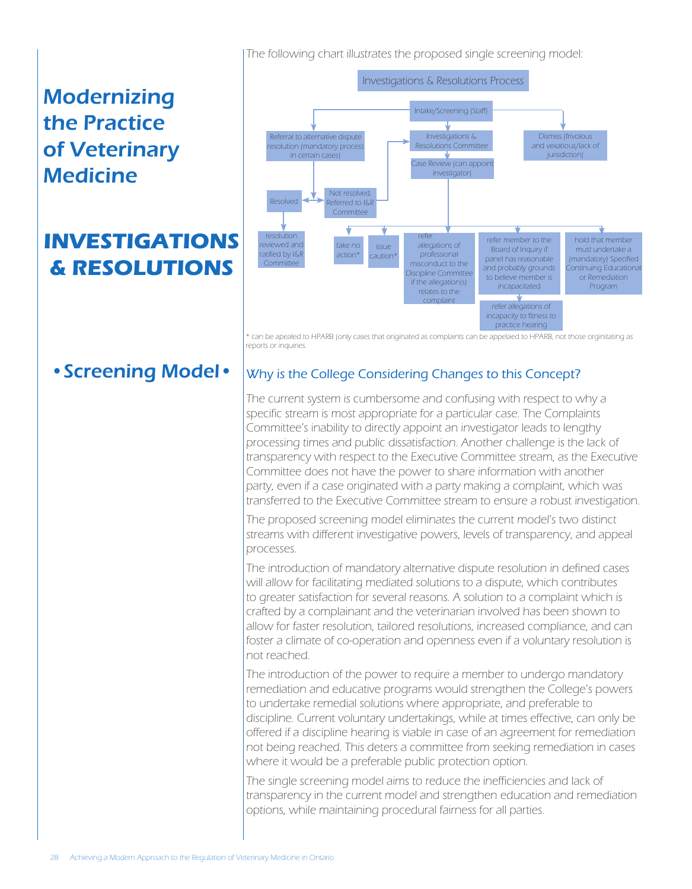# Modernizing the Practice of Veterinary Medicine

# INVESTIGATIONS & RESOLUTIONS

## • Screening Model •

The following chart illustrates the proposed single screening model:

**Investigations & Resolutions Process**

- Intake/Screening (Staff)
  - Referral to alternative dispute resolution (mandatory process in certain cases)
    - Resolved
      - resolution reviewed and ratified by I&R Committee
    - Not resolved. Referred to I&R Committee
  - Investigations & Resolutions Committee
    - Case Review (can appoint investigator)
      - take no action*
      - issue caution*
      - refer allegations of professional misconduct to the Discipline Committee if the allegation(s) relates to the complaint
      - refer member to the Board of Inquiry if panel has reasonable and probably grounds to believe member is incapacitated
        - refer allegations of incapacity to fitness to practice hearing
      - hold that member must undertake a (mandatory) Specified Continuing Educational or Remediation Program
  - Dismiss (frivolous and vexatious/lack of jurisdiction)

\* can be apealed to HPARB (only cases that originated as complaints can be appelaed to HPARB, not those orginitating as reports or inquiries.

### Why is the College Considering Changes to this Concept?

The current system is cumbersome and confusing with respect to why a specific stream is most appropriate for a particular case. The Complaints Committee's inability to directly appoint an investigator leads to lengthy processing times and public dissatisfaction. Another challenge is the lack of transparency with respect to the Executive Committee stream, as the Executive Committee does not have the power to share information with another party, even if a case originated with a party making a complaint, which was transferred to the Executive Committee stream to ensure a robust investigation.

The proposed screening model eliminates the current model's two distinct streams with different investigative powers, levels of transparency, and appeal processes.

The introduction of mandatory alternative dispute resolution in defined cases will allow for facilitating mediated solutions to a dispute, which contributes to greater satisfaction for several reasons. A solution to a complaint which is crafted by a complainant and the veterinarian involved has been shown to allow for faster resolution, tailored resolutions, increased compliance, and can foster a climate of co-operation and openness even if a voluntary resolution is not reached.

The introduction of the power to require a member to undergo mandatory remediation and educative programs would strengthen the College's powers to undertake remedial solutions where appropriate, and preferable to discipline. Current voluntary undertakings, while at times effective, can only be offered if a discipline hearing is viable in case of an agreement for remediation not being reached. This deters a committee from seeking remediation in cases where it would be a preferable public protection option.

The single screening model aims to reduce the inefficiencies and lack of transparency in the current model and strengthen education and remediation options, while maintaining procedural fairness for all parties.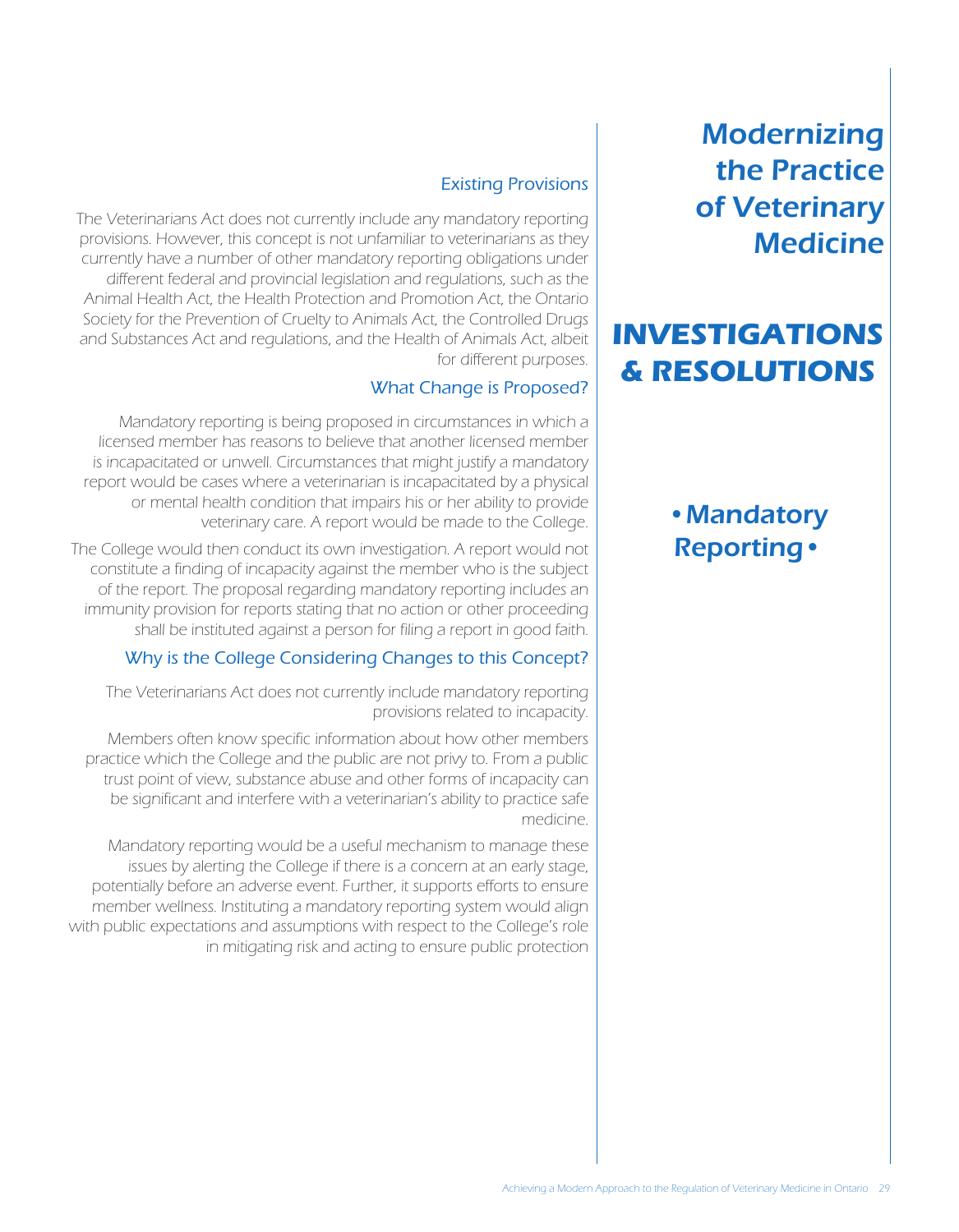# Modernizing the Practice of Veterinary Medicine

## INVESTIGATIONS & RESOLUTIONS

### • Mandatory Reporting •

### Existing Provisions

The Veterinarians Act does not currently include any mandatory reporting provisions. However, this concept is not unfamiliar to veterinarians as they currently have a number of other mandatory reporting obligations under different federal and provincial legislation and regulations, such as the Animal Health Act, the Health Protection and Promotion Act, the Ontario Society for the Prevention of Cruelty to Animals Act, the Controlled Drugs and Substances Act and regulations, and the Health of Animals Act, albeit for different purposes.

### What Change is Proposed?

Mandatory reporting is being proposed in circumstances in which a licensed member has reasons to believe that another licensed member is incapacitated or unwell. Circumstances that might justify a mandatory report would be cases where a veterinarian is incapacitated by a physical or mental health condition that impairs his or her ability to provide veterinary care. A report would be made to the College.

The College would then conduct its own investigation. A report would not constitute a finding of incapacity against the member who is the subject of the report. The proposal regarding mandatory reporting includes an immunity provision for reports stating that no action or other proceeding shall be instituted against a person for filing a report in good faith.

### Why is the College Considering Changes to this Concept?

The Veterinarians Act does not currently include mandatory reporting provisions related to incapacity.

Members often know specific information about how other members practice which the College and the public are not privy to. From a public trust point of view, substance abuse and other forms of incapacity can be significant and interfere with a veterinarian's ability to practice safe medicine.

Mandatory reporting would be a useful mechanism to manage these issues by alerting the College if there is a concern at an early stage, potentially before an adverse event. Further, it supports efforts to ensure member wellness. Instituting a mandatory reporting system would align with public expectations and assumptions with respect to the College's role in mitigating risk and acting to ensure public protection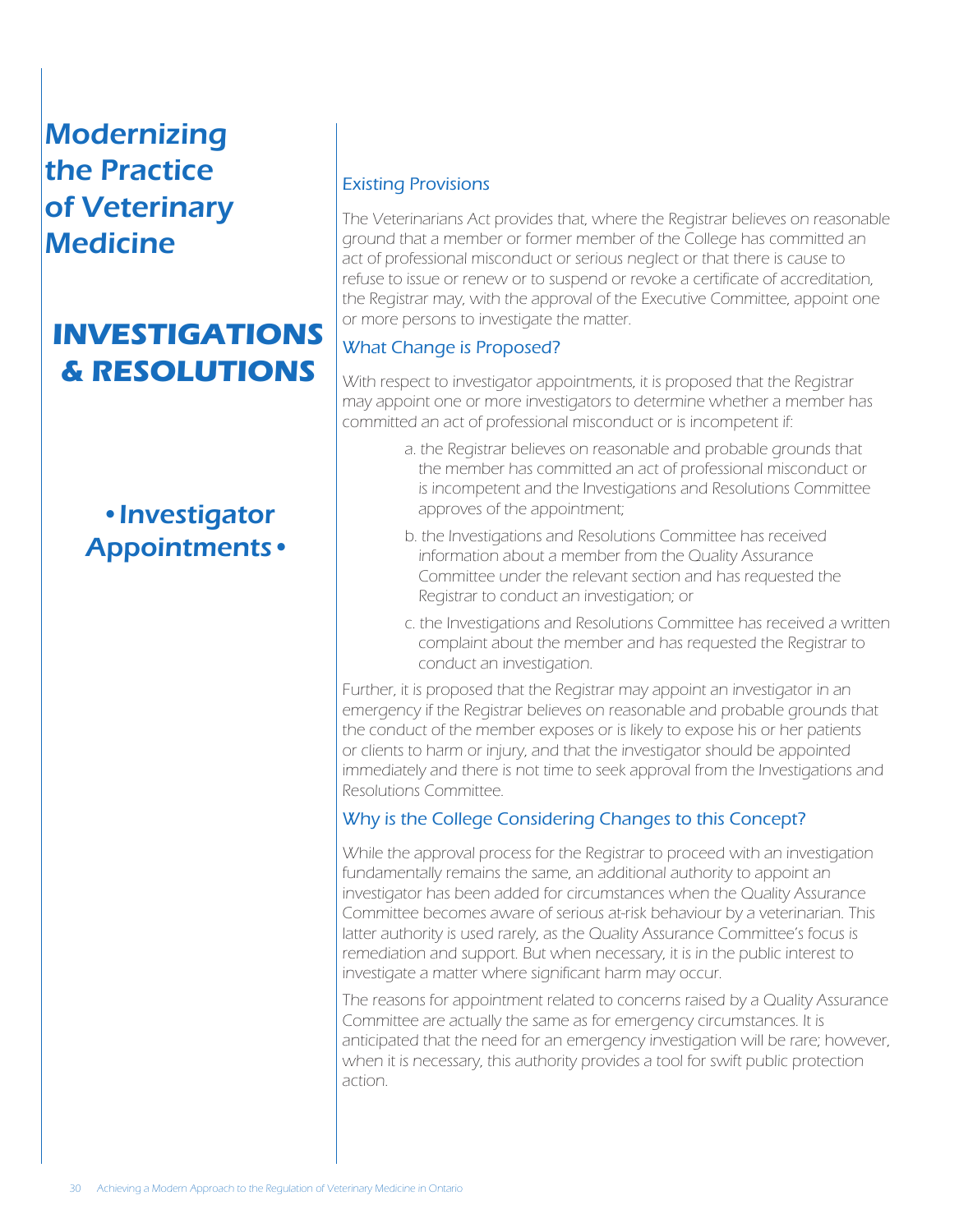# Modernizing the Practice of Veterinary Medicine

## INVESTIGATIONS & RESOLUTIONS

### • Investigator Appointments •

### Existing Provisions

The Veterinarians Act provides that, where the Registrar believes on reasonable ground that a member or former member of the College has committed an act of professional misconduct or serious neglect or that there is cause to refuse to issue or renew or to suspend or revoke a certificate of accreditation, the Registrar may, with the approval of the Executive Committee, appoint one or more persons to investigate the matter.

### What Change is Proposed?

With respect to investigator appointments, it is proposed that the Registrar may appoint one or more investigators to determine whether a member has committed an act of professional misconduct or is incompetent if:

a. the Registrar believes on reasonable and probable grounds that the member has committed an act of professional misconduct or is incompetent and the Investigations and Resolutions Committee approves of the appointment;

b. the Investigations and Resolutions Committee has received information about a member from the Quality Assurance Committee under the relevant section and has requested the Registrar to conduct an investigation; or

c. the Investigations and Resolutions Committee has received a written complaint about the member and has requested the Registrar to conduct an investigation.

Further, it is proposed that the Registrar may appoint an investigator in an emergency if the Registrar believes on reasonable and probable grounds that the conduct of the member exposes or is likely to expose his or her patients or clients to harm or injury, and that the investigator should be appointed immediately and there is not time to seek approval from the Investigations and Resolutions Committee.

### Why is the College Considering Changes to this Concept?

While the approval process for the Registrar to proceed with an investigation fundamentally remains the same, an additional authority to appoint an investigator has been added for circumstances when the Quality Assurance Committee becomes aware of serious at-risk behaviour by a veterinarian. This latter authority is used rarely, as the Quality Assurance Committee's focus is remediation and support. But when necessary, it is in the public interest to investigate a matter where significant harm may occur.

The reasons for appointment related to concerns raised by a Quality Assurance Committee are actually the same as for emergency circumstances. It is anticipated that the need for an emergency investigation will be rare; however, when it is necessary, this authority provides a tool for swift public protection action.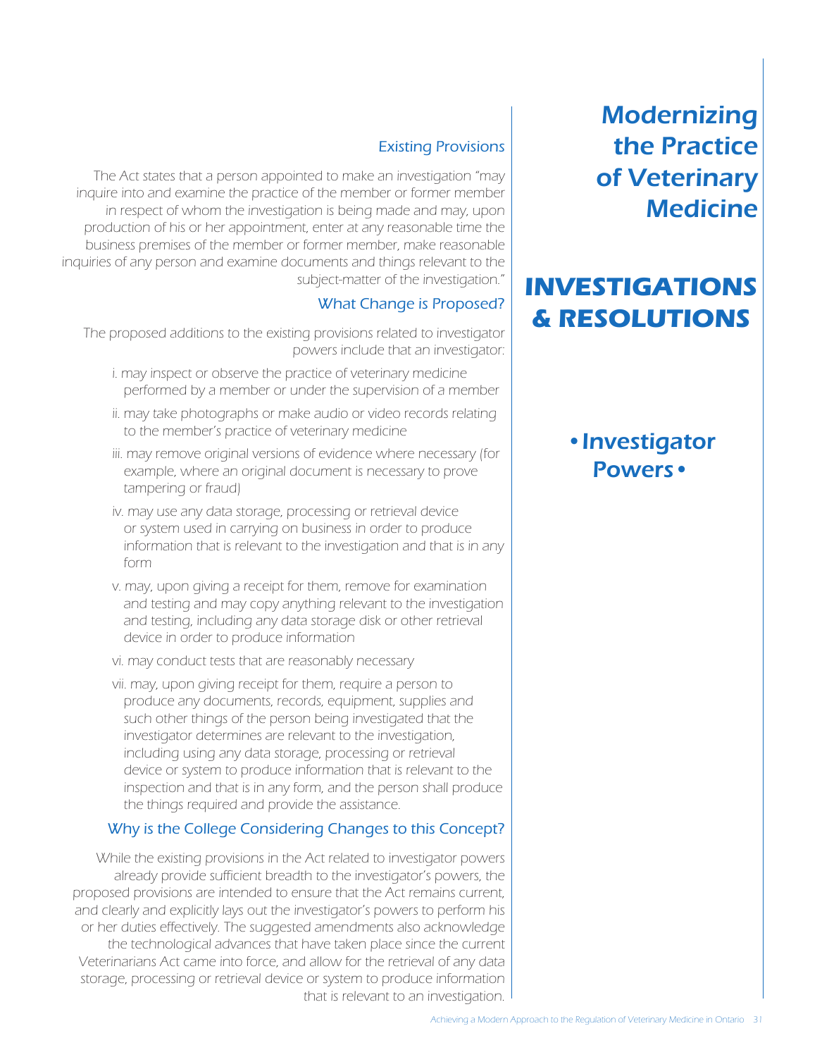# Modernizing the Practice of Veterinary Medicine

# INVESTIGATIONS & RESOLUTIONS

## • Investigator Powers •

### Existing Provisions

The Act states that a person appointed to make an investigation "may inquire into and examine the practice of the member or former member in respect of whom the investigation is being made and may, upon production of his or her appointment, enter at any reasonable time the business premises of the member or former member, make reasonable inquiries of any person and examine documents and things relevant to the subject-matter of the investigation."

### What Change is Proposed?

The proposed additions to the existing provisions related to investigator powers include that an investigator:

i. may inspect or observe the practice of veterinary medicine performed by a member or under the supervision of a member

ii. may take photographs or make audio or video records relating to the member's practice of veterinary medicine

iii. may remove original versions of evidence where necessary (for example, where an original document is necessary to prove tampering or fraud)

iv. may use any data storage, processing or retrieval device or system used in carrying on business in order to produce information that is relevant to the investigation and that is in any form

v. may, upon giving a receipt for them, remove for examination and testing and may copy anything relevant to the investigation and testing, including any data storage disk or other retrieval device in order to produce information

vi. may conduct tests that are reasonably necessary

vii. may, upon giving receipt for them, require a person to produce any documents, records, equipment, supplies and such other things of the person being investigated that the investigator determines are relevant to the investigation, including using any data storage, processing or retrieval device or system to produce information that is relevant to the inspection and that is in any form, and the person shall produce the things required and provide the assistance.

### Why is the College Considering Changes to this Concept?

While the existing provisions in the Act related to investigator powers already provide sufficient breadth to the investigator's powers, the proposed provisions are intended to ensure that the Act remains current, and clearly and explicitly lays out the investigator's powers to perform his or her duties effectively. The suggested amendments also acknowledge the technological advances that have taken place since the current Veterinarians Act came into force, and allow for the retrieval of any data storage, processing or retrieval device or system to produce information that is relevant to an investigation.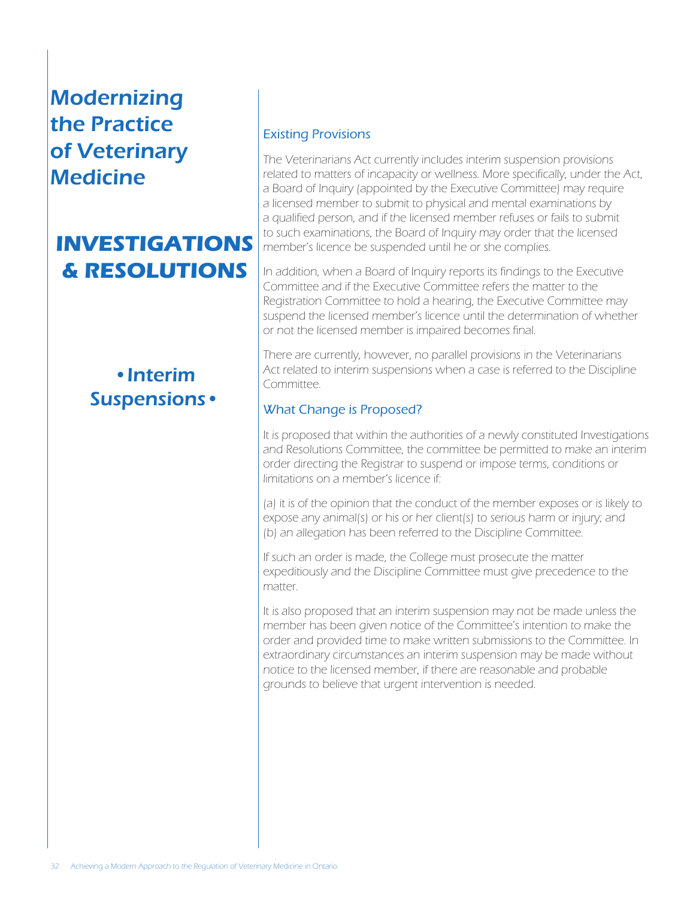# Modernizing the Practice of Veterinary Medicine

## INVESTIGATIONS & RESOLUTIONS

### • Interim Suspensions •

#### Existing Provisions

*The Veterinarians Act currently includes interim suspension provisions related to matters of incapacity or wellness. More specifically, under the Act, a Board of Inquiry (appointed by the Executive Committee) may require a licensed member to submit to physical and mental examinations by a qualified person, and if the licensed member refuses or fails to submit to such examinations, the Board of Inquiry may order that the licensed member's licence be suspended until he or she complies.*

*In addition, when a Board of Inquiry reports its findings to the Executive Committee and if the Executive Committee refers the matter to the Registration Committee to hold a hearing, the Executive Committee may suspend the licensed member's licence until the determination of whether or not the licensed member is impaired becomes final.*

*There are currently, however, no parallel provisions in the Veterinarians Act related to interim suspensions when a case is referred to the Discipline Committee.*

#### What Change is Proposed?

*It is proposed that within the authorities of a newly constituted Investigations and Resolutions Committee, the committee be permitted to make an interim order directing the Registrar to suspend or impose terms, conditions or limitations on a member's licence if:*

*(a) it is of the opinion that the conduct of the member exposes or is likely to expose any animal(s) or his or her client(s) to serious harm or injury; and*
*(b) an allegation has been referred to the Discipline Committee.*

*If such an order is made, the College must prosecute the matter expeditiously and the Discipline Committee must give precedence to the matter.*

*It is also proposed that an interim suspension may not be made unless the member has been given notice of the Committee's intention to make the order and provided time to make written submissions to the Committee. In extraordinary circumstances an interim suspension may be made without notice to the licensed member, if there are reasonable and probable grounds to believe that urgent intervention is needed.*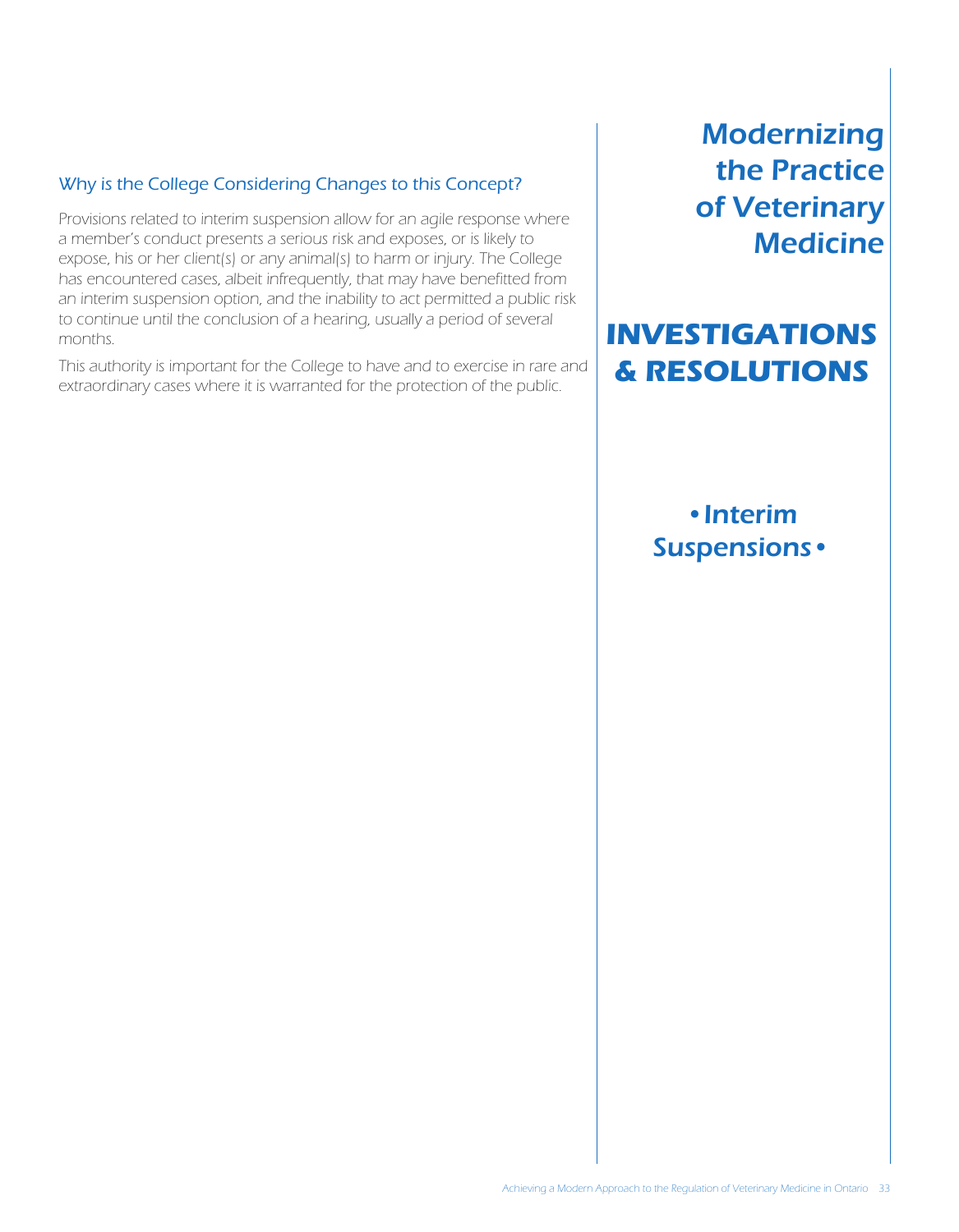## Why is the College Considering Changes to this Concept?

Provisions related to interim suspension allow for an agile response where a member's conduct presents a serious risk and exposes, or is likely to expose, his or her client(s) or any animal(s) to harm or injury. The College has encountered cases, albeit infrequently, that may have benefitted from an interim suspension option, and the inability to act permitted a public risk to continue until the conclusion of a hearing, usually a period of several months.

This authority is important for the College to have and to exercise in rare and extraordinary cases where it is warranted for the protection of the public.

# Modernizing the Practice of Veterinary Medicine

## INVESTIGATIONS & RESOLUTIONS

### • Interim Suspensions •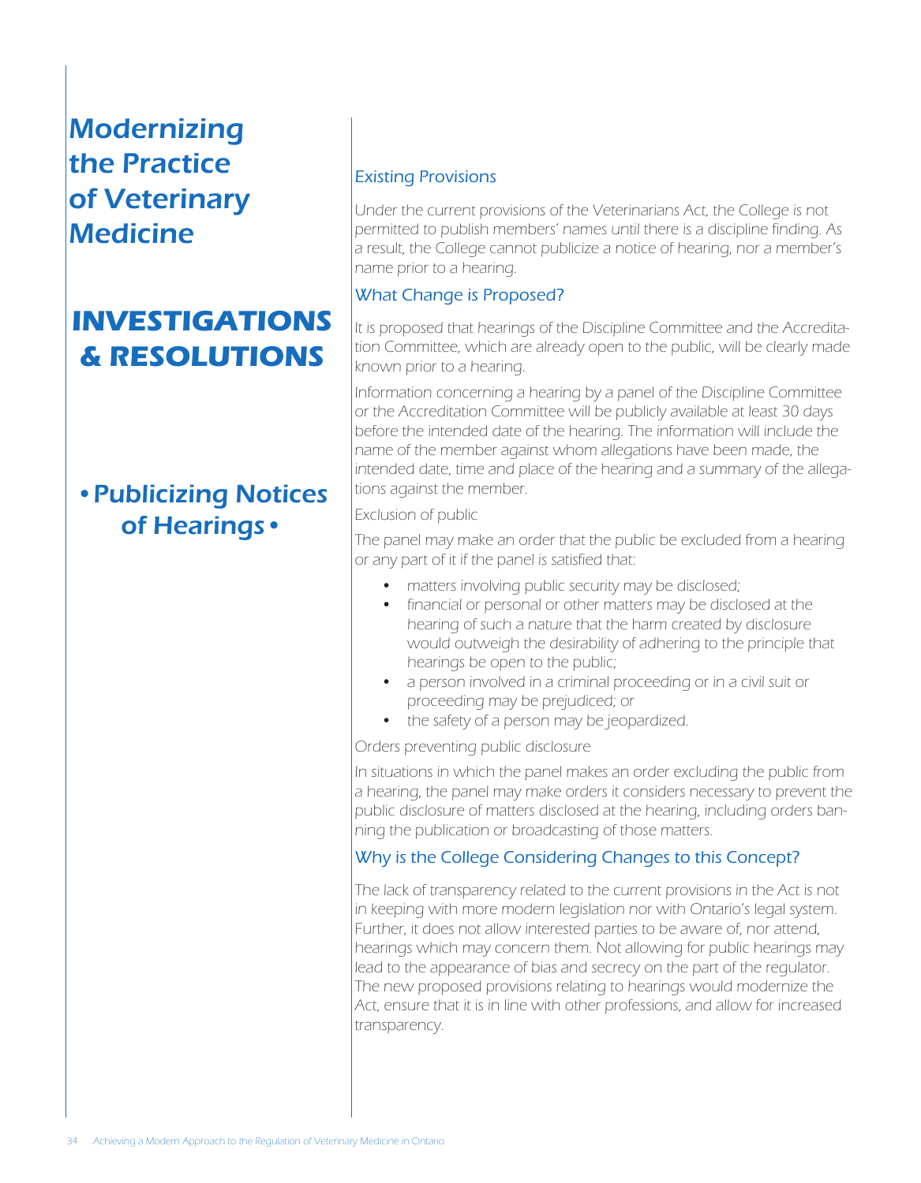# Modernizing the Practice of Veterinary Medicine

# INVESTIGATIONS & RESOLUTIONS

## • Publicizing Notices of Hearings •

### Existing Provisions

*Under the current provisions of the Veterinarians Act, the College is not permitted to publish members' names until there is a discipline finding. As a result, the College cannot publicize a notice of hearing, nor a member's name prior to a hearing.*

### What Change is Proposed?

*It is proposed that hearings of the Discipline Committee and the Accreditation Committee, which are already open to the public, will be clearly made known prior to a hearing.*

*Information concerning a hearing by a panel of the Discipline Committee or the Accreditation Committee will be publicly available at least 30 days before the intended date of the hearing. The information will include the name of the member against whom allegations have been made, the intended date, time and place of the hearing and a summary of the allegations against the member.*

Exclusion of public

*The panel may make an order that the public be excluded from a hearing or any part of it if the panel is satisfied that:*

- *matters involving public security may be disclosed;*
- *financial or personal or other matters may be disclosed at the hearing of such a nature that the harm created by disclosure would outweigh the desirability of adhering to the principle that hearings be open to the public;*
- *a person involved in a criminal proceeding or in a civil suit or proceeding may be prejudiced; or*
- *the safety of a person may be jeopardized.*

Orders preventing public disclosure

*In situations in which the panel makes an order excluding the public from a hearing, the panel may make orders it considers necessary to prevent the public disclosure of matters disclosed at the hearing, including orders banning the publication or broadcasting of those matters.*

### Why is the College Considering Changes to this Concept?

*The lack of transparency related to the current provisions in the Act is not in keeping with more modern legislation nor with Ontario's legal system. Further, it does not allow interested parties to be aware of, nor attend, hearings which may concern them. Not allowing for public hearings may lead to the appearance of bias and secrecy on the part of the regulator. The new proposed provisions relating to hearings would modernize the Act, ensure that it is in line with other professions, and allow for increased transparency.*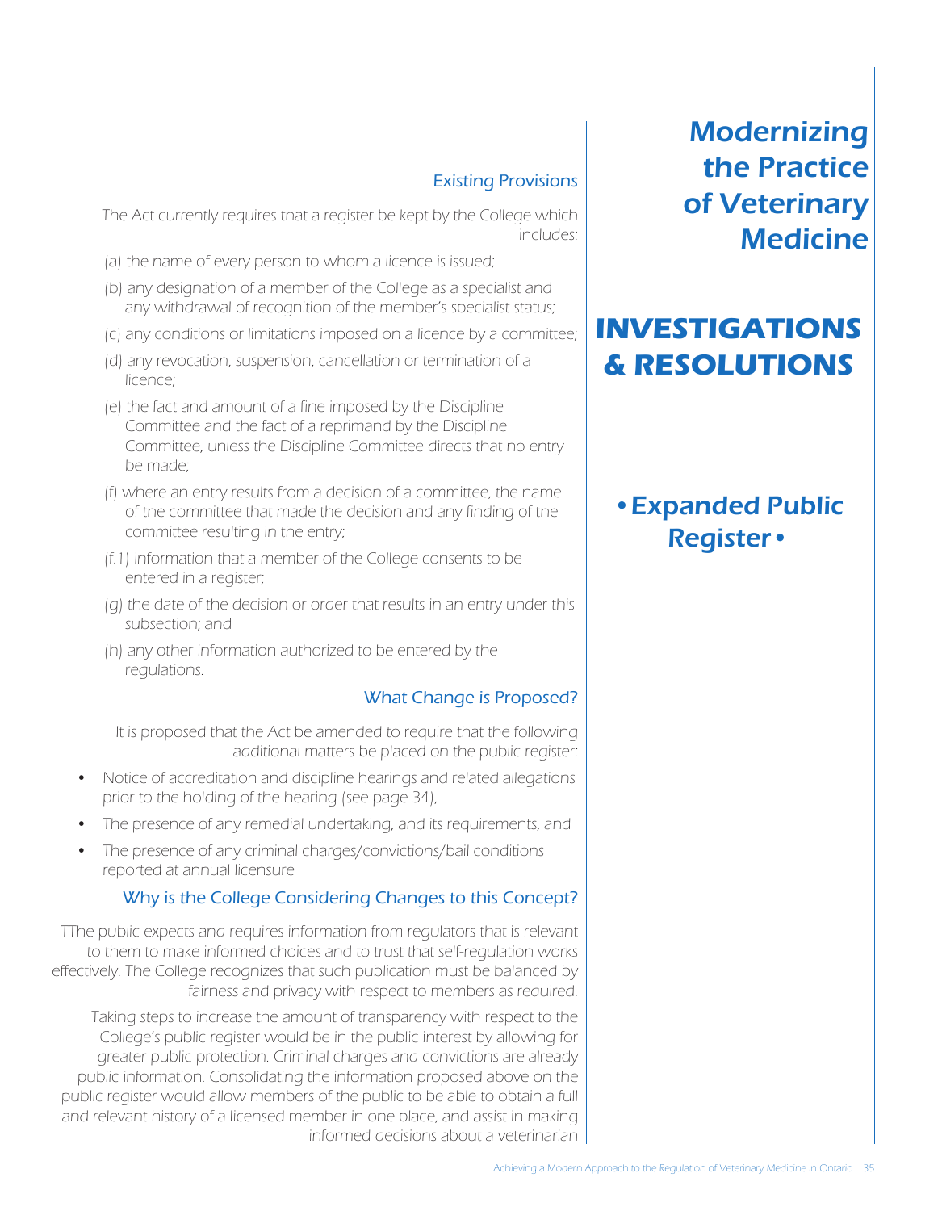# Modernizing the Practice of Veterinary Medicine

## INVESTIGATIONS & RESOLUTIONS

### • Expanded Public Register •

### Existing Provisions

The Act currently requires that a register be kept by the College which includes:

(a) the name of every person to whom a licence is issued;

(b) any designation of a member of the College as a specialist and any withdrawal of recognition of the member's specialist status;

(c) any conditions or limitations imposed on a licence by a committee;

(d) any revocation, suspension, cancellation or termination of a licence;

(e) the fact and amount of a fine imposed by the Discipline Committee and the fact of a reprimand by the Discipline Committee, unless the Discipline Committee directs that no entry be made;

(f) where an entry results from a decision of a committee, the name of the committee that made the decision and any finding of the committee resulting in the entry;

(f.1) information that a member of the College consents to be entered in a register;

(g) the date of the decision or order that results in an entry under this subsection; and

(h) any other information authorized to be entered by the regulations.

### What Change is Proposed?

It is proposed that the Act be amended to require that the following additional matters be placed on the public register:

- Notice of accreditation and discipline hearings and related allegations prior to the holding of the hearing (see page 34),
- The presence of any remedial undertaking, and its requirements, and
- The presence of any criminal charges/convictions/bail conditions reported at annual licensure

### Why is the College Considering Changes to this Concept?

TThe public expects and requires information from regulators that is relevant to them to make informed choices and to trust that self-regulation works effectively. The College recognizes that such publication must be balanced by fairness and privacy with respect to members as required.

Taking steps to increase the amount of transparency with respect to the College's public register would be in the public interest by allowing for greater public protection. Criminal charges and convictions are already public information. Consolidating the information proposed above on the public register would allow members of the public to be able to obtain a full and relevant history of a licensed member in one place, and assist in making informed decisions about a veterinarian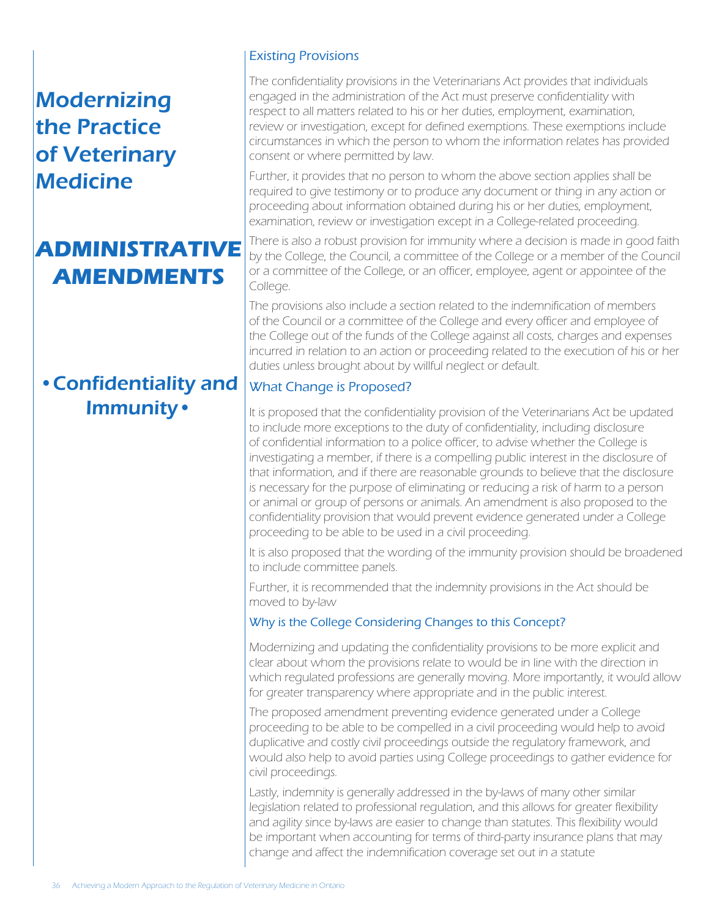# Modernizing the Practice of Veterinary Medicine

## ADMINISTRATIVE AMENDMENTS

### • Confidentiality and Immunity •

#### Existing Provisions

*The confidentiality provisions in the Veterinarians Act provides that individuals engaged in the administration of the Act must preserve confidentiality with respect to all matters related to his or her duties, employment, examination, review or investigation, except for defined exemptions. These exemptions include circumstances in which the person to whom the information relates has provided consent or where permitted by law.*

*Further, it provides that no person to whom the above section applies shall be required to give testimony or to produce any document or thing in any action or proceeding about information obtained during his or her duties, employment, examination, review or investigation except in a College-related proceeding.*

*There is also a robust provision for immunity where a decision is made in good faith by the College, the Council, a committee of the College or a member of the Council or a committee of the College, or an officer, employee, agent or appointee of the College.*

*The provisions also include a section related to the indemnification of members of the Council or a committee of the College and every officer and employee of the College out of the funds of the College against all costs, charges and expenses incurred in relation to an action or proceeding related to the execution of his or her duties unless brought about by willful neglect or default.*

#### What Change is Proposed?

*It is proposed that the confidentiality provision of the Veterinarians Act be updated to include more exceptions to the duty of confidentiality, including disclosure of confidential information to a police officer, to advise whether the College is investigating a member, if there is a compelling public interest in the disclosure of that information, and if there are reasonable grounds to believe that the disclosure is necessary for the purpose of eliminating or reducing a risk of harm to a person or animal or group of persons or animals. An amendment is also proposed to the confidentiality provision that would prevent evidence generated under a College proceeding to be able to be used in a civil proceeding.*

*It is also proposed that the wording of the immunity provision should be broadened to include committee panels.*

*Further, it is recommended that the indemnity provisions in the Act should be moved to by-law*

#### Why is the College Considering Changes to this Concept?

*Modernizing and updating the confidentiality provisions to be more explicit and clear about whom the provisions relate to would be in line with the direction in which regulated professions are generally moving. More importantly, it would allow for greater transparency where appropriate and in the public interest.*

*The proposed amendment preventing evidence generated under a College proceeding to be able to be compelled in a civil proceeding would help to avoid duplicative and costly civil proceedings outside the regulatory framework, and would also help to avoid parties using College proceedings to gather evidence for civil proceedings.*

*Lastly, indemnity is generally addressed in the by-laws of many other similar legislation related to professional regulation, and this allows for greater flexibility and agility since by-laws are easier to change than statutes. This flexibility would be important when accounting for terms of third-party insurance plans that may change and affect the indemnification coverage set out in a statute*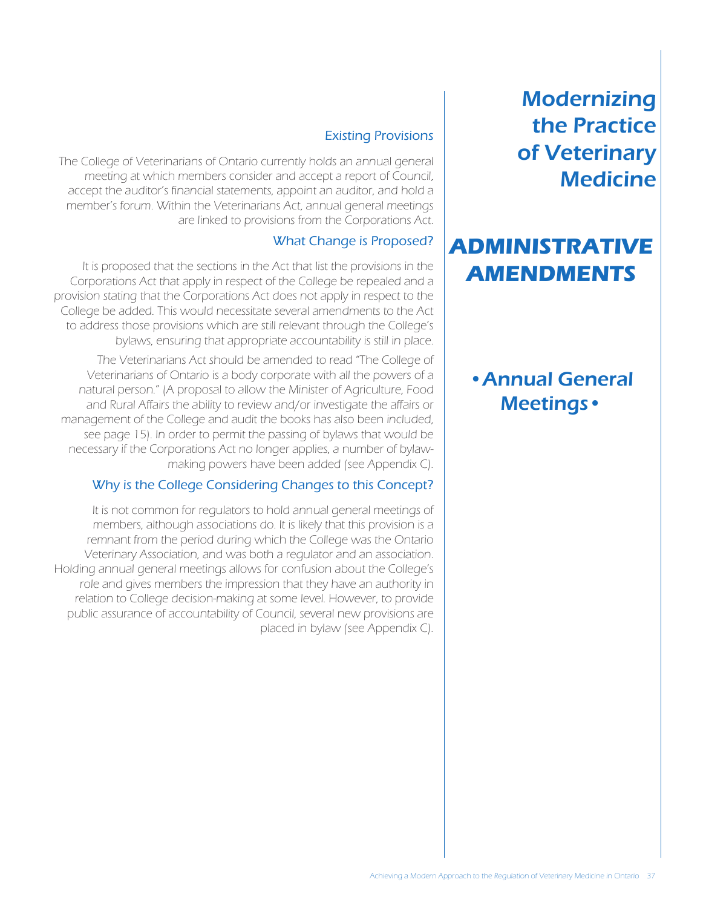# Modernizing the Practice of Veterinary Medicine

## ADMINISTRATIVE AMENDMENTS

### • Annual General Meetings •

### Existing Provisions

The College of Veterinarians of Ontario currently holds an annual general meeting at which members consider and accept a report of Council, accept the auditor's financial statements, appoint an auditor, and hold a member's forum. Within the Veterinarians Act, annual general meetings are linked to provisions from the Corporations Act.

### What Change is Proposed?

It is proposed that the sections in the Act that list the provisions in the Corporations Act that apply in respect of the College be repealed and a provision stating that the Corporations Act does not apply in respect to the College be added. This would necessitate several amendments to the Act to address those provisions which are still relevant through the College's bylaws, ensuring that appropriate accountability is still in place.

The Veterinarians Act should be amended to read "The College of Veterinarians of Ontario is a body corporate with all the powers of a natural person." (A proposal to allow the Minister of Agriculture, Food and Rural Affairs the ability to review and/or investigate the affairs or management of the College and audit the books has also been included, see page 15). In order to permit the passing of bylaws that would be necessary if the Corporations Act no longer applies, a number of bylaw-making powers have been added (see Appendix C).

### Why is the College Considering Changes to this Concept?

It is not common for regulators to hold annual general meetings of members, although associations do. It is likely that this provision is a remnant from the period during which the College was the Ontario Veterinary Association, and was both a regulator and an association. Holding annual general meetings allows for confusion about the College's role and gives members the impression that they have an authority in relation to College decision-making at some level. However, to provide public assurance of accountability of Council, several new provisions are placed in bylaw (see Appendix C).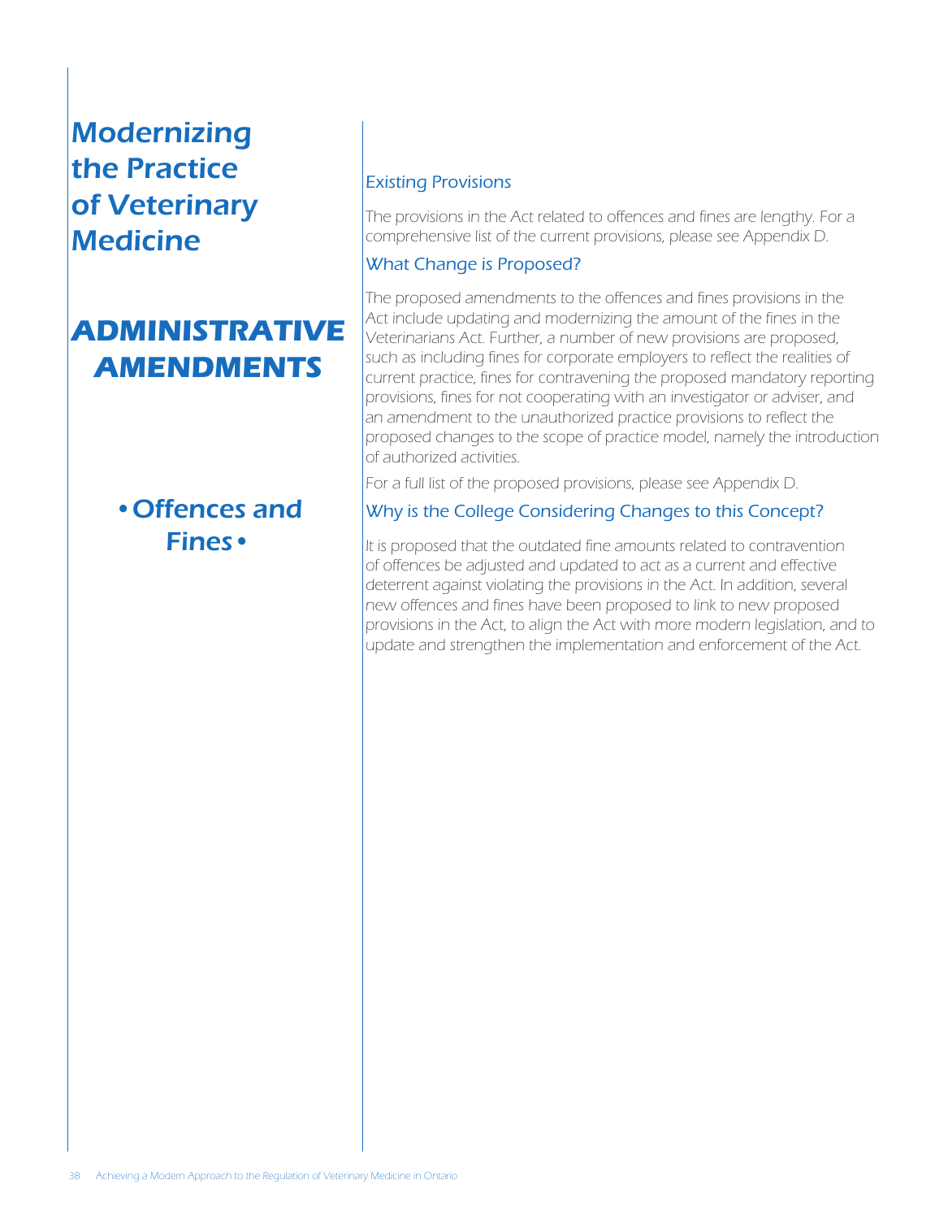# Modernizing the Practice of Veterinary Medicine

## ADMINISTRATIVE AMENDMENTS

### • Offences and Fines •

#### Existing Provisions

The provisions in the Act related to offences and fines are lengthy. For a comprehensive list of the current provisions, please see Appendix D.

#### What Change is Proposed?

The proposed amendments to the offences and fines provisions in the Act include updating and modernizing the amount of the fines in the Veterinarians Act. Further, a number of new provisions are proposed, such as including fines for corporate employers to reflect the realities of current practice, fines for contravening the proposed mandatory reporting provisions, fines for not cooperating with an investigator or adviser, and an amendment to the unauthorized practice provisions to reflect the proposed changes to the scope of practice model, namely the introduction of authorized activities.

For a full list of the proposed provisions, please see Appendix D.

#### Why is the College Considering Changes to this Concept?

It is proposed that the outdated fine amounts related to contravention of offences be adjusted and updated to act as a current and effective deterrent against violating the provisions in the Act. In addition, several new offences and fines have been proposed to link to new proposed provisions in the Act, to align the Act with more modern legislation, and to update and strengthen the implementation and enforcement of the Act.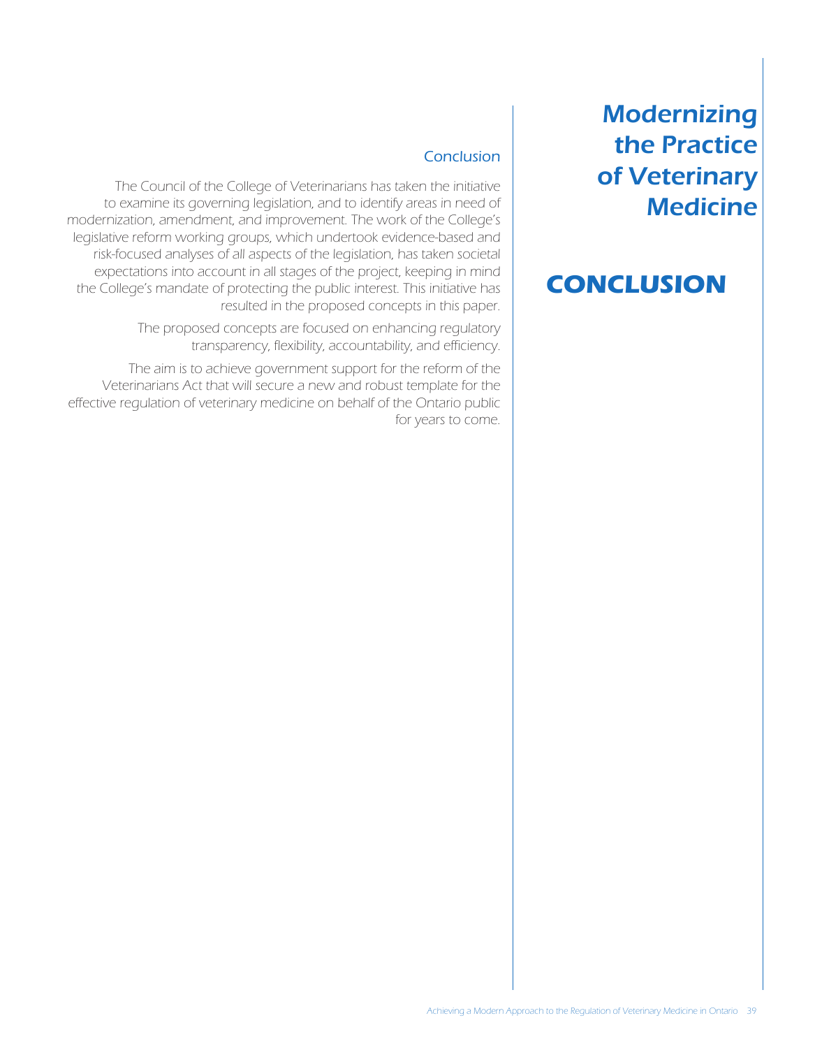# Modernizing the Practice of Veterinary Medicine

## CONCLUSION

### Conclusion

The Council of the College of Veterinarians has taken the initiative to examine its governing legislation, and to identify areas in need of modernization, amendment, and improvement. The work of the College's legislative reform working groups, which undertook evidence-based and risk-focused analyses of all aspects of the legislation, has taken societal expectations into account in all stages of the project, keeping in mind the College's mandate of protecting the public interest. This initiative has resulted in the proposed concepts in this paper.

The proposed concepts are focused on enhancing regulatory transparency, flexibility, accountability, and efficiency.

The aim is to achieve government support for the reform of the Veterinarians Act that will secure a new and robust template for the effective regulation of veterinary medicine on behalf of the Ontario public for years to come.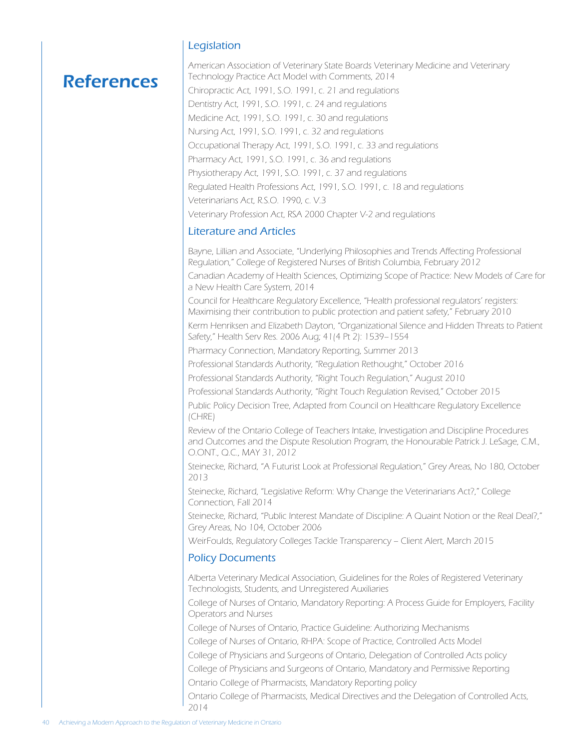# References

## Legislation

American Association of Veterinary State Boards Veterinary Medicine and Veterinary Technology Practice Act Model with Comments, 2014

Chiropractic Act, 1991, S.O. 1991, c. 21 and regulations

Dentistry Act, 1991, S.O. 1991, c. 24 and regulations

Medicine Act, 1991, S.O. 1991, c. 30 and regulations

Nursing Act, 1991, S.O. 1991, c. 32 and regulations

Occupational Therapy Act, 1991, S.O. 1991, c. 33 and regulations

Pharmacy Act, 1991, S.O. 1991, c. 36 and regulations

Physiotherapy Act, 1991, S.O. 1991, c. 37 and regulations

Regulated Health Professions Act, 1991, S.O. 1991, c. 18 and regulations

Veterinarians Act, R.S.O. 1990, c. V.3

Veterinary Profession Act, RSA 2000 Chapter V-2 and regulations

## Literature and Articles

Bayne, Lillian and Associate, "Underlying Philosophies and Trends Affecting Professional Regulation," College of Registered Nurses of British Columbia, February 2012

Canadian Academy of Health Sciences, Optimizing Scope of Practice: New Models of Care for a New Health Care System, 2014

Council for Healthcare Regulatory Excellence, "Health professional regulators' registers: Maximising their contribution to public protection and patient safety," February 2010

Kerm Henriksen and Elizabeth Dayton, "Organizational Silence and Hidden Threats to Patient Safety," Health Serv Res. 2006 Aug; 41(4 Pt 2): 1539–1554

Pharmacy Connection, Mandatory Reporting, Summer 2013

Professional Standards Authority, "Regulation Rethought," October 2016

Professional Standards Authority, "Right Touch Regulation," August 2010

Professional Standards Authority, "Right Touch Regulation Revised," October 2015

Public Policy Decision Tree, Adapted from Council on Healthcare Regulatory Excellence (CHRE)

Review of the Ontario College of Teachers Intake, Investigation and Discipline Procedures and Outcomes and the Dispute Resolution Program, the Honourable Patrick J. LeSage, C.M., O.ONT., Q.C., MAY 31, 2012

Steinecke, Richard, "A Futurist Look at Professional Regulation," Grey Areas, No 180, October 2013

Steinecke, Richard, "Legislative Reform: Why Change the Veterinarians Act?," College Connection, Fall 2014

Steinecke, Richard, "Public Interest Mandate of Discipline: A Quaint Notion or the Real Deal?," Grey Areas, No 104, October 2006

WeirFoulds, Regulatory Colleges Tackle Transparency – Client Alert, March 2015

## Policy Documents

Alberta Veterinary Medical Association, Guidelines for the Roles of Registered Veterinary Technologists, Students, and Unregistered Auxiliaries

College of Nurses of Ontario, Mandatory Reporting: A Process Guide for Employers, Facility Operators and Nurses

College of Nurses of Ontario, Practice Guideline: Authorizing Mechanisms

College of Nurses of Ontario, RHPA: Scope of Practice, Controlled Acts Model

College of Physicians and Surgeons of Ontario, Delegation of Controlled Acts policy

College of Physicians and Surgeons of Ontario, Mandatory and Permissive Reporting

Ontario College of Pharmacists, Mandatory Reporting policy

Ontario College of Pharmacists, Medical Directives and the Delegation of Controlled Acts, 2014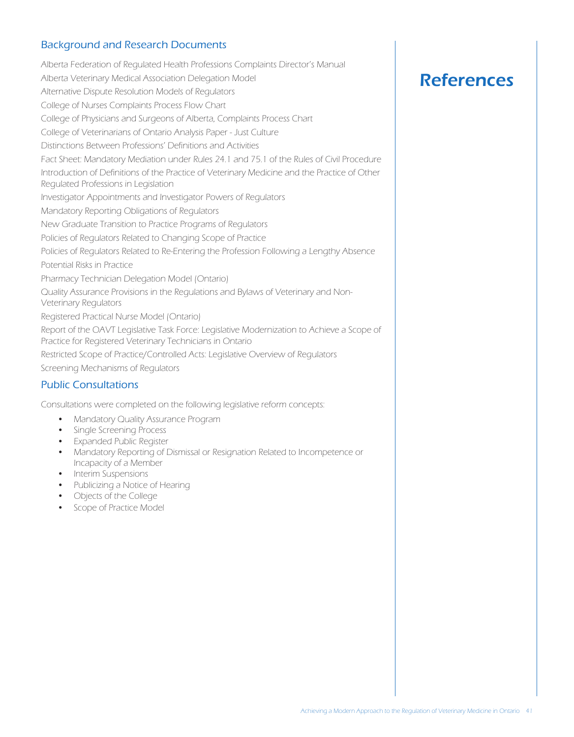# References

## Background and Research Documents

Alberta Federation of Regulated Health Professions Complaints Director's Manual

Alberta Veterinary Medical Association Delegation Model

Alternative Dispute Resolution Models of Regulators

College of Nurses Complaints Process Flow Chart

College of Physicians and Surgeons of Alberta, Complaints Process Chart

College of Veterinarians of Ontario Analysis Paper - Just Culture

Distinctions Between Professions' Definitions and Activities

Fact Sheet: Mandatory Mediation under Rules 24.1 and 75.1 of the Rules of Civil Procedure

Introduction of Definitions of the Practice of Veterinary Medicine and the Practice of Other Regulated Professions in Legislation

Investigator Appointments and Investigator Powers of Regulators

Mandatory Reporting Obligations of Regulators

New Graduate Transition to Practice Programs of Regulators

Policies of Regulators Related to Changing Scope of Practice

Policies of Regulators Related to Re-Entering the Profession Following a Lengthy Absence

Potential Risks in Practice

Pharmacy Technician Delegation Model (Ontario)

Quality Assurance Provisions in the Regulations and Bylaws of Veterinary and Non-Veterinary Regulators

Registered Practical Nurse Model (Ontario)

Report of the OAVT Legislative Task Force: Legislative Modernization to Achieve a Scope of Practice for Registered Veterinary Technicians in Ontario

Restricted Scope of Practice/Controlled Acts: Legislative Overview of Regulators

Screening Mechanisms of Regulators

## Public Consultations

Consultations were completed on the following legislative reform concepts:

- Mandatory Quality Assurance Program
- Single Screening Process
- Expanded Public Register
- Mandatory Reporting of Dismissal or Resignation Related to Incompetence or Incapacity of a Member
- Interim Suspensions
- Publicizing a Notice of Hearing
- Objects of the College
- Scope of Practice Model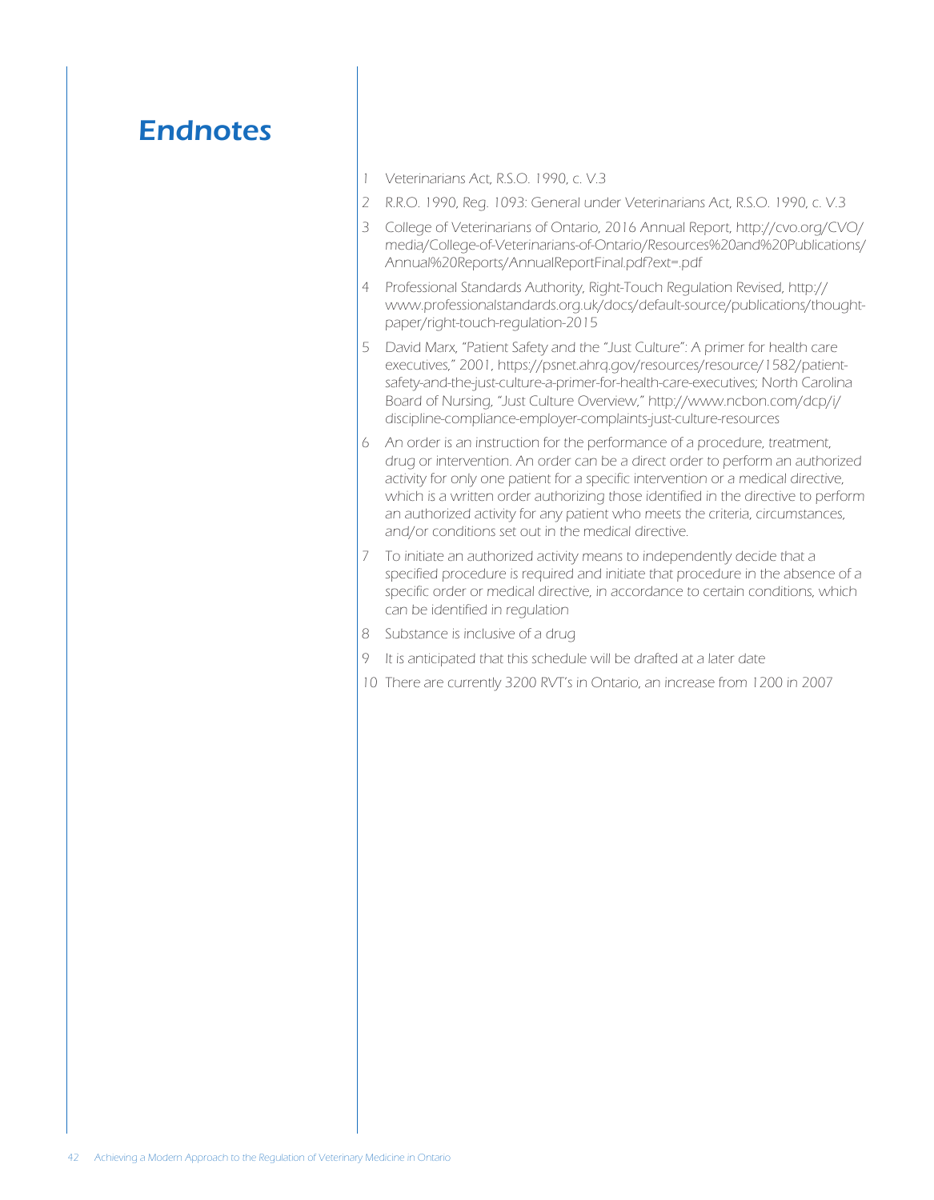# Endnotes

1. Veterinarians Act, R.S.O. 1990, c. V.3
2. R.R.O. 1990, Reg. 1093: General under Veterinarians Act, R.S.O. 1990, c. V.3
3. College of Veterinarians of Ontario, 2016 Annual Report, http://cvo.org/CVO/media/College-of-Veterinarians-of-Ontario/Resources%20and%20Publications/Annual%20Reports/AnnualReportFinal.pdf?ext=.pdf
4. Professional Standards Authority, Right-Touch Regulation Revised, http://www.professionalstandards.org.uk/docs/default-source/publications/thought-paper/right-touch-regulation-2015
5. David Marx, "Patient Safety and the "Just Culture": A primer for health care executives," 2001, https://psnet.ahrq.gov/resources/resource/1582/patient-safety-and-the-just-culture-a-primer-for-health-care-executives; North Carolina Board of Nursing, "Just Culture Overview," http://www.ncbon.com/dcp/i/discipline-compliance-employer-complaints-just-culture-resources
6. An order is an instruction for the performance of a procedure, treatment, drug or intervention. An order can be a direct order to perform an authorized activity for only one patient for a specific intervention or a medical directive, which is a written order authorizing those identified in the directive to perform an authorized activity for any patient who meets the criteria, circumstances, and/or conditions set out in the medical directive.
7. To initiate an authorized activity means to independently decide that a specified procedure is required and initiate that procedure in the absence of a specific order or medical directive, in accordance to certain conditions, which can be identified in regulation
8. Substance is inclusive of a drug
9. It is anticipated that this schedule will be drafted at a later date
10. There are currently 3200 RVT's in Ontario, an increase from 1200 in 2007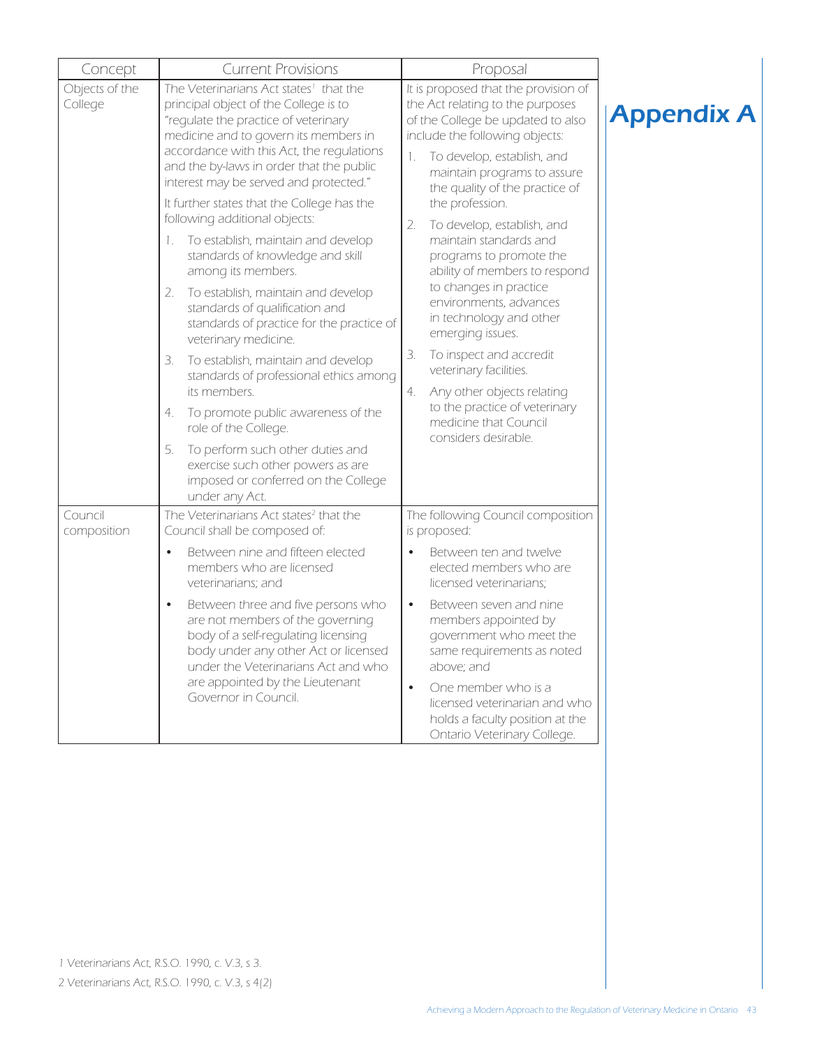# Appendix A

| Concept | Current Provisions | Proposal |
|---|---|---|
| Objects of the College | The Veterinarians Act states[1] that the principal object of the College is to "regulate the practice of veterinary medicine and to govern its members in accordance with this Act, the regulations and the by-laws in order that the public interest may be served and protected." <br><br> It further states that the College has the following additional objects: <br><br> 1. To establish, maintain and develop standards of knowledge and skill among its members. <br> 2. To establish, maintain and develop standards of qualification and standards of practice for the practice of veterinary medicine. <br> 3. To establish, maintain and develop standards of professional ethics among its members. <br> 4. To promote public awareness of the role of the College. <br> 5. To perform such other duties and exercise such other powers as are imposed or conferred on the College under any Act. | It is proposed that the provision of the Act relating to the purposes of the College be updated to also include the following objects: <br><br> 1. To develop, establish, and maintain programs to assure the quality of the practice of the profession. <br> 2. To develop, establish, and maintain standards and programs to promote the ability of members to respond to changes in practice environments, advances in technology and other emerging issues. <br> 3. To inspect and accredit veterinary facilities. <br> 4. Any other objects relating to the practice of veterinary medicine that Council considers desirable. |
| Council composition | The Veterinarians Act states[2] that the Council shall be composed of: <br><br> • Between nine and fifteen elected members who are licensed veterinarians; and <br> • Between three and five persons who are not members of the governing body of a self-regulating licensing body under any other Act or licensed under the Veterinarians Act and who are appointed by the Lieutenant Governor in Council. | The following Council composition is proposed: <br><br> • Between ten and twelve elected members who are licensed veterinarians; <br> • Between seven and nine members appointed by government who meet the same requirements as noted above; and <br> • One member who is a licensed veterinarian and who holds a faculty position at the Ontario Veterinary College. |

1 Veterinarians Act, R.S.O. 1990, c. V.3, s 3.

2 Veterinarians Act, R.S.O. 1990, c. V.3, s 4(2)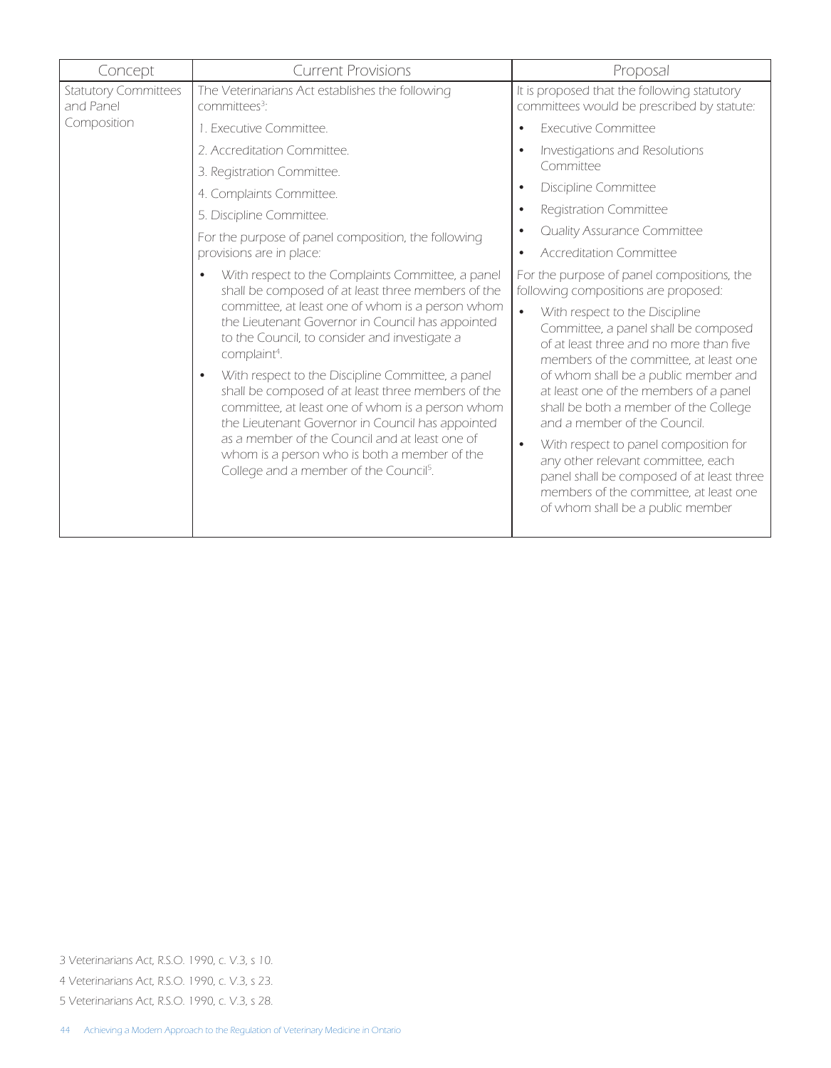| Concept | Current Provisions | Proposal |
|---|---|---|
| Statutory Committees and Panel Composition | The Veterinarians Act establishes the following committees[3]:<br>1. Executive Committee.<br>2. Accreditation Committee.<br>3. Registration Committee.<br>4. Complaints Committee.<br>5. Discipline Committee.<br>For the purpose of panel composition, the following provisions are in place:<br>• With respect to the Complaints Committee, a panel shall be composed of at least three members of the committee, at least one of whom is a person whom the Lieutenant Governor in Council has appointed to the Council, to consider and investigate a complaint[4].<br>• With respect to the Discipline Committee, a panel shall be composed of at least three members of the committee, at least one of whom is a person whom the Lieutenant Governor in Council has appointed as a member of the Council and at least one of whom is a person who is both a member of the College and a member of the Council[5]. | It is proposed that the following statutory committees would be prescribed by statute:<br>• Executive Committee<br>• Investigations and Resolutions Committee<br>• Discipline Committee<br>• Registration Committee<br>• Quality Assurance Committee<br>• Accreditation Committee<br>For the purpose of panel compositions, the following compositions are proposed:<br>• With respect to the Discipline Committee, a panel shall be composed of at least three and no more than five members of the committee, at least one of whom shall be a public member and at least one of the members of a panel shall be both a member of the College and a member of the Council.<br>• With respect to panel composition for any other relevant committee, each panel shall be composed of at least three members of the committee, at least one of whom shall be a public member |

3 Veterinarians Act, R.S.O. 1990, c. V.3, s 10.

4 Veterinarians Act, R.S.O. 1990, c. V.3, s 23.

5 Veterinarians Act, R.S.O. 1990, c. V.3, s 28.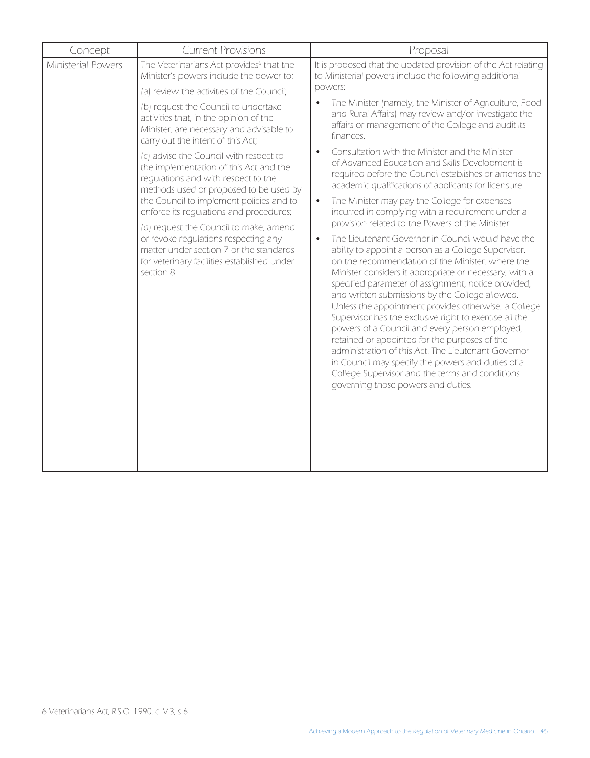| Concept | Current Provisions | Proposal |
|---|---|---|
| Ministerial Powers | The Veterinarians Act provides[6] that the Minister's powers include the power to:<br><br>(a) review the activities of the Council;<br><br>(b) request the Council to undertake activities that, in the opinion of the Minister, are necessary and advisable to carry out the intent of this Act;<br><br>(c) advise the Council with respect to the implementation of this Act and the regulations and with respect to the methods used or proposed to be used by the Council to implement policies and to enforce its regulations and procedures;<br><br>(d) request the Council to make, amend or revoke regulations respecting any matter under section 7 or the standards for veterinary facilities established under section 8. | It is proposed that the updated provision of the Act relating to Ministerial powers include the following additional powers:<br><br>• The Minister (namely, the Minister of Agriculture, Food and Rural Affairs) may review and/or investigate the affairs or management of the College and audit its finances.<br><br>• Consultation with the Minister and the Minister of Advanced Education and Skills Development is required before the Council establishes or amends the academic qualifications of applicants for licensure.<br><br>• The Minister may pay the College for expenses incurred in complying with a requirement under a provision related to the Powers of the Minister.<br><br>• The Lieutenant Governor in Council would have the ability to appoint a person as a College Supervisor, on the recommendation of the Minister, where the Minister considers it appropriate or necessary, with a specified parameter of assignment, notice provided, and written submissions by the College allowed. Unless the appointment provides otherwise, a College Supervisor has the exclusive right to exercise all the powers of a Council and every person employed, retained or appointed for the purposes of the administration of this Act. The Lieutenant Governor in Council may specify the powers and duties of a College Supervisor and the terms and conditions governing those powers and duties. |

6 Veterinarians Act, R.S.O. 1990, c. V.3, s 6.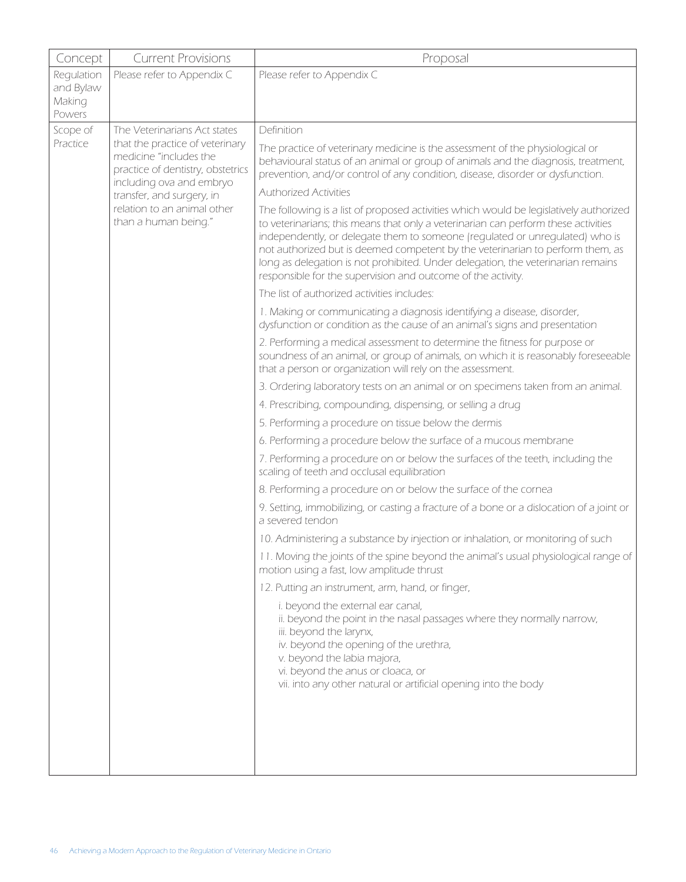| Concept | Current Provisions | Proposal |
|---|---|---|
| Regulation and Bylaw Making Powers | Please refer to Appendix C | Please refer to Appendix C |
| Scope of Practice | The Veterinarians Act states that the practice of veterinary medicine "includes the practice of dentistry, obstetrics including ova and embryo transfer, and surgery, in relation to an animal other than a human being." | Definition<br><br>The practice of veterinary medicine is the assessment of the physiological or behavioural status of an animal or group of animals and the diagnosis, treatment, prevention, and/or control of any condition, disease, disorder or dysfunction.<br><br>Authorized Activities<br><br>The following is a list of proposed activities which would be legislatively authorized to veterinarians; this means that only a veterinarian can perform these activities independently, or delegate them to someone (regulated or unregulated) who is not authorized but is deemed competent by the veterinarian to perform them, as long as delegation is not prohibited. Under delegation, the veterinarian remains responsible for the supervision and outcome of the activity.<br><br>The list of authorized activities includes:<br><br>1. Making or communicating a diagnosis identifying a disease, disorder, dysfunction or condition as the cause of an animal's signs and presentation<br><br>2. Performing a medical assessment to determine the fitness for purpose or soundness of an animal, or group of animals, on which it is reasonably foreseeable that a person or organization will rely on the assessment.<br><br>3. Ordering laboratory tests on an animal or on specimens taken from an animal.<br><br>4. Prescribing, compounding, dispensing, or selling a drug<br><br>5. Performing a procedure on tissue below the dermis<br><br>6. Performing a procedure below the surface of a mucous membrane<br><br>7. Performing a procedure on or below the surfaces of the teeth, including the scaling of teeth and occlusal equilibration<br><br>8. Performing a procedure on or below the surface of the cornea<br><br>9. Setting, immobilizing, or casting a fracture of a bone or a dislocation of a joint or a severed tendon<br><br>10. Administering a substance by injection or inhalation, or monitoring of such<br><br>11. Moving the joints of the spine beyond the animal's usual physiological range of motion using a fast, low amplitude thrust<br><br>12. Putting an instrument, arm, hand, or finger,<br><br>i. beyond the external ear canal,<br>ii. beyond the point in the nasal passages where they normally narrow,<br>iii. beyond the larynx,<br>iv. beyond the opening of the urethra,<br>v. beyond the labia majora,<br>vi. beyond the anus or cloaca, or<br>vii. into any other natural or artificial opening into the body |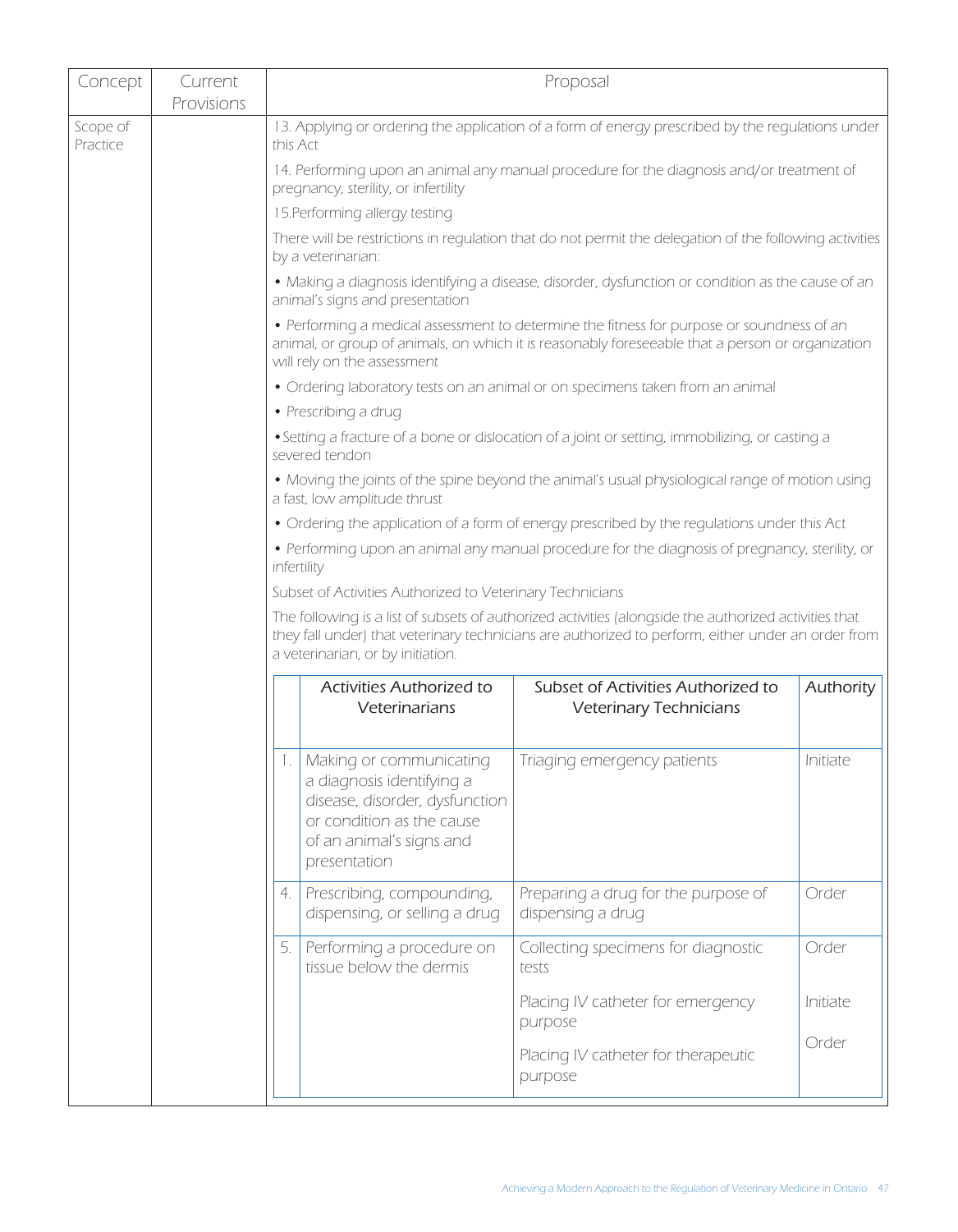| Concept | Current Provisions | Proposal |
|---|---|---|
| Scope of Practice | | 13. Applying or ordering the application of a form of energy prescribed by the regulations under this Act |
| | | 14. Performing upon an animal any manual procedure for the diagnosis and/or treatment of pregnancy, sterility, or infertility |
| | | 15.Performing allergy testing |
| | | There will be restrictions in regulation that do not permit the delegation of the following activities by a veterinarian: |
| | | • Making a diagnosis identifying a disease, disorder, dysfunction or condition as the cause of an animal's signs and presentation |
| | | • Performing a medical assessment to determine the fitness for purpose or soundness of an animal, or group of animals, on which it is reasonably foreseeable that a person or organization will rely on the assessment |
| | | • Ordering laboratory tests on an animal or on specimens taken from an animal |
| | | • Prescribing a drug |
| | | • Setting a fracture of a bone or dislocation of a joint or setting, immobilizing, or casting a severed tendon |
| | | • Moving the joints of the spine beyond the animal's usual physiological range of motion using a fast, low amplitude thrust |
| | | • Ordering the application of a form of energy prescribed by the regulations under this Act |
| | | • Performing upon an animal any manual procedure for the diagnosis of pregnancy, sterility, or infertility |
| | | Subset of Activities Authorized to Veterinary Technicians |
| | | The following is a list of subsets of authorized activities (alongside the authorized activities that they fall under) that veterinary technicians are authorized to perform, either under an order from a veterinarian, or by initiation. |

| | Activities Authorized to Veterinarians | Subset of Activities Authorized to Veterinary Technicians | Authority |
|---|---|---|---|
| 1. | Making or communicating a diagnosis identifying a disease, disorder, dysfunction or condition as the cause of an animal's signs and presentation | Triaging emergency patients | Initiate |
| 4. | Prescribing, compounding, dispensing, or selling a drug | Preparing a drug for the purpose of dispensing a drug | Order |
| 5. | Performing a procedure on tissue below the dermis | Collecting specimens for diagnostic tests | Order |
| | | Placing IV catheter for emergency purpose | Initiate |
| | | Placing IV catheter for therapeutic purpose | Order |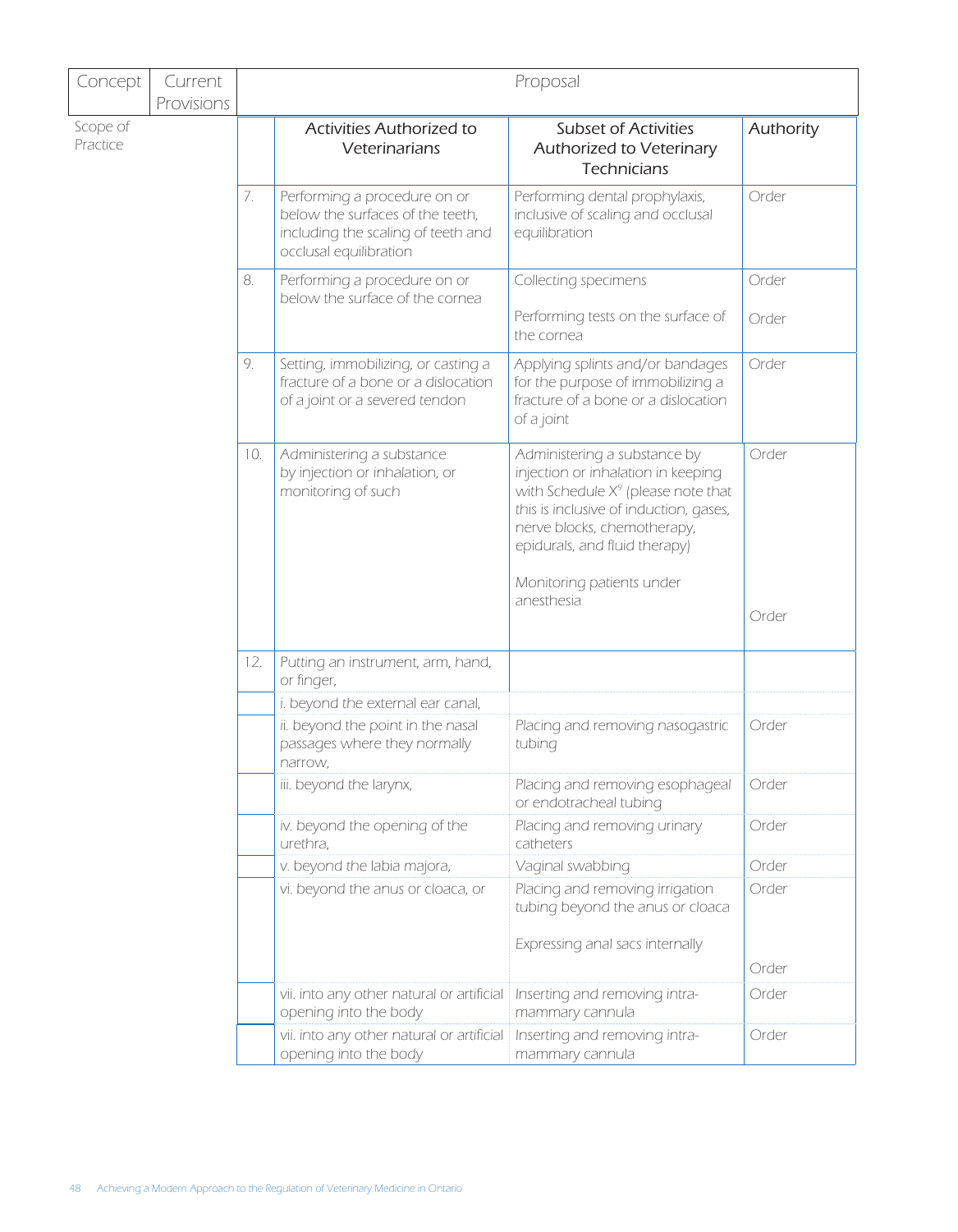| Concept | Current Provisions | Proposal | | | |
|---|---|---|---|---|---|
| Scope of Practice | | | Activities Authorized to Veterinarians | Subset of Activities Authorized to Veterinary Technicians | Authority |
| | | 7. | Performing a procedure on or below the surfaces of the teeth, including the scaling of teeth and occlusal equilibration | Performing dental prophylaxis, inclusive of scaling and occlusal equilibration | Order |
| | | 8. | Performing a procedure on or below the surface of the cornea | Collecting specimens<br><br>Performing tests on the surface of the cornea | Order<br><br>Order |
| | | 9. | Setting, immobilizing, or casting a fracture of a bone or a dislocation of a joint or a severed tendon | Applying splints and/or bandages for the purpose of immobilizing a fracture of a bone or a dislocation of a joint | Order |
| | | 10. | Administering a substance by injection or inhalation, or monitoring of such | Administering a substance by injection or inhalation in keeping with Schedule X[9] (please note that this is inclusive of induction, gases, nerve blocks, chemotherapy, epidurals, and fluid therapy)<br><br>Monitoring patients under anesthesia | Order<br><br>Order |
| | | 12. | Putting an instrument, arm, hand, or finger, | | |
| | | | i. beyond the external ear canal, | | |
| | | | ii. beyond the point in the nasal passages where they normally narrow, | Placing and removing nasogastric tubing | Order |
| | | | iii. beyond the larynx, | Placing and removing esophageal or endotracheal tubing | Order |
| | | | iv. beyond the opening of the urethra, | Placing and removing urinary catheters | Order |
| | | | v. beyond the labia majora, | Vaginal swabbing | Order |
| | | | vi. beyond the anus or cloaca, or | Placing and removing irrigation tubing beyond the anus or cloaca<br><br>Expressing anal sacs internally | Order<br><br>Order |
| | | | vii. into any other natural or artificial opening into the body | Inserting and removing intra-mammary cannula | Order |
| | | | vii. into any other natural or artificial opening into the body | Inserting and removing intra-mammary cannula | Order |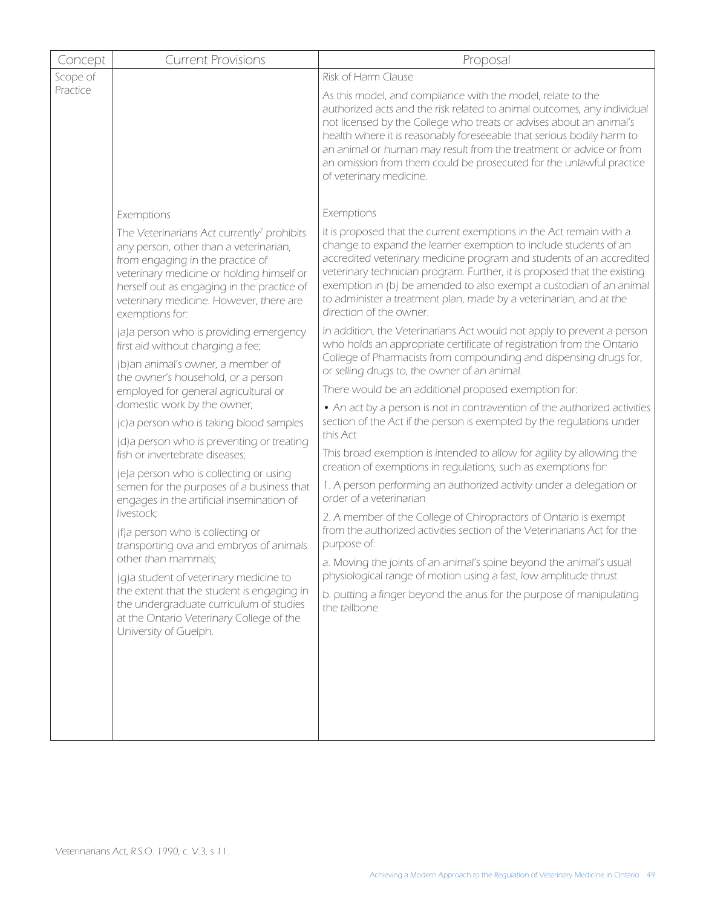| Concept | Current Provisions | Proposal |
|---|---|---|
| Scope of Practice | | Risk of Harm Clause<br><br>As this model, and compliance with the model, relate to the authorized acts and the risk related to animal outcomes, any individual not licensed by the College who treats or advises about an animal's health where it is reasonably foreseeable that serious bodily harm to an animal or human may result from the treatment or advice or from an omission from them could be prosecuted for the unlawful practice of veterinary medicine. |
| | Exemptions<br><br>The Veterinarians Act currently[7] prohibits any person, other than a veterinarian, from engaging in the practice of veterinary medicine or holding himself or herself out as engaging in the practice of veterinary medicine. However, there are exemptions for:<br><br>(a)a person who is providing emergency first aid without charging a fee;<br><br>(b)an animal's owner, a member of the owner's household, or a person employed for general agricultural or domestic work by the owner;<br><br>(c)a person who is taking blood samples<br><br>(d)a person who is preventing or treating fish or invertebrate diseases;<br><br>(e)a person who is collecting or using semen for the purposes of a business that engages in the artificial insemination of livestock;<br><br>(f)a person who is collecting or transporting ova and embryos of animals other than mammals;<br><br>(g)a student of veterinary medicine to the extent that the student is engaging in the undergraduate curriculum of studies at the Ontario Veterinary College of the University of Guelph. | Exemptions<br><br>It is proposed that the current exemptions in the Act remain with a change to expand the learner exemption to include students of an accredited veterinary medicine program and students of an accredited veterinary technician program. Further, it is proposed that the existing exemption in (b) be amended to also exempt a custodian of an animal to administer a treatment plan, made by a veterinarian, and at the direction of the owner.<br><br>In addition, the Veterinarians Act would not apply to prevent a person who holds an appropriate certificate of registration from the Ontario College of Pharmacists from compounding and dispensing drugs for, or selling drugs to, the owner of an animal.<br><br>There would be an additional proposed exemption for:<br><br>• An act by a person is not in contravention of the authorized activities section of the Act if the person is exempted by the regulations under this Act<br><br>This broad exemption is intended to allow for agility by allowing the creation of exemptions in regulations, such as exemptions for:<br><br>1. A person performing an authorized activity under a delegation or order of a veterinarian<br><br>2. A member of the College of Chiropractors of Ontario is exempt from the authorized activities section of the Veterinarians Act for the purpose of:<br><br>a. Moving the joints of an animal's spine beyond the animal's usual physiological range of motion using a fast, low amplitude thrust<br><br>b. putting a finger beyond the anus for the purpose of manipulating the tailbone |

[7] Veterinarians Act, R.S.O. 1990, c. V.3, s 11.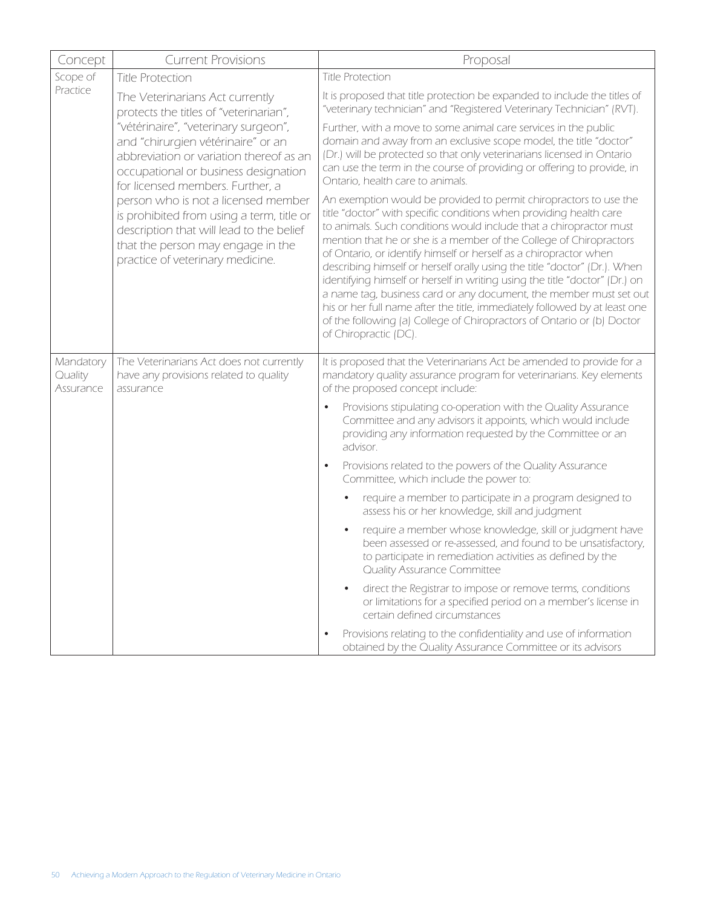| Concept | Current Provisions | Proposal |
|---|---|---|
| Scope of Practice | Title Protection<br><br>The Veterinarians Act currently protects the titles of "veterinarian", "vétérinaire", "veterinary surgeon", and "chirurgien vétérinaire" or an abbreviation or variation thereof as an occupational or business designation for licensed members. Further, a person who is not a licensed member is prohibited from using a term, title or description that will lead to the belief that the person may engage in the practice of veterinary medicine. | Title Protection<br><br>It is proposed that title protection be expanded to include the titles of "veterinary technician" and "Registered Veterinary Technician" (RVT).<br><br>Further, with a move to some animal care services in the public domain and away from an exclusive scope model, the title "doctor" (Dr.) will be protected so that only veterinarians licensed in Ontario can use the term in the course of providing or offering to provide, in Ontario, health care to animals.<br><br>An exemption would be provided to permit chiropractors to use the title "doctor" with specific conditions when providing health care to animals. Such conditions would include that a chiropractor must mention that he or she is a member of the College of Chiropractors of Ontario, or identify himself or herself as a chiropractor when describing himself or herself orally using the title "doctor" (Dr.). When identifying himself or herself in writing using the title "doctor" (Dr.) on a name tag, business card or any document, the member must set out his or her full name after the title, immediately followed by at least one of the following (a) College of Chiropractors of Ontario or (b) Doctor of Chiropractic (DC). |
| Mandatory Quality Assurance | The Veterinarians Act does not currently have any provisions related to quality assurance | It is proposed that the Veterinarians Act be amended to provide for a mandatory quality assurance program for veterinarians. Key elements of the proposed concept include:<br><br>• Provisions stipulating co-operation with the Quality Assurance Committee and any advisors it appoints, which would include providing any information requested by the Committee or an advisor.<br><br>• Provisions related to the powers of the Quality Assurance Committee, which include the power to:<br>&nbsp;&nbsp;&nbsp;&nbsp;• require a member to participate in a program designed to assess his or her knowledge, skill and judgment<br>&nbsp;&nbsp;&nbsp;&nbsp;• require a member whose knowledge, skill or judgment have been assessed or re-assessed, and found to be unsatisfactory, to participate in remediation activities as defined by the Quality Assurance Committee<br>&nbsp;&nbsp;&nbsp;&nbsp;• direct the Registrar to impose or remove terms, conditions or limitations for a specified period on a member's license in certain defined circumstances<br><br>• Provisions relating to the confidentiality and use of information obtained by the Quality Assurance Committee or its advisors |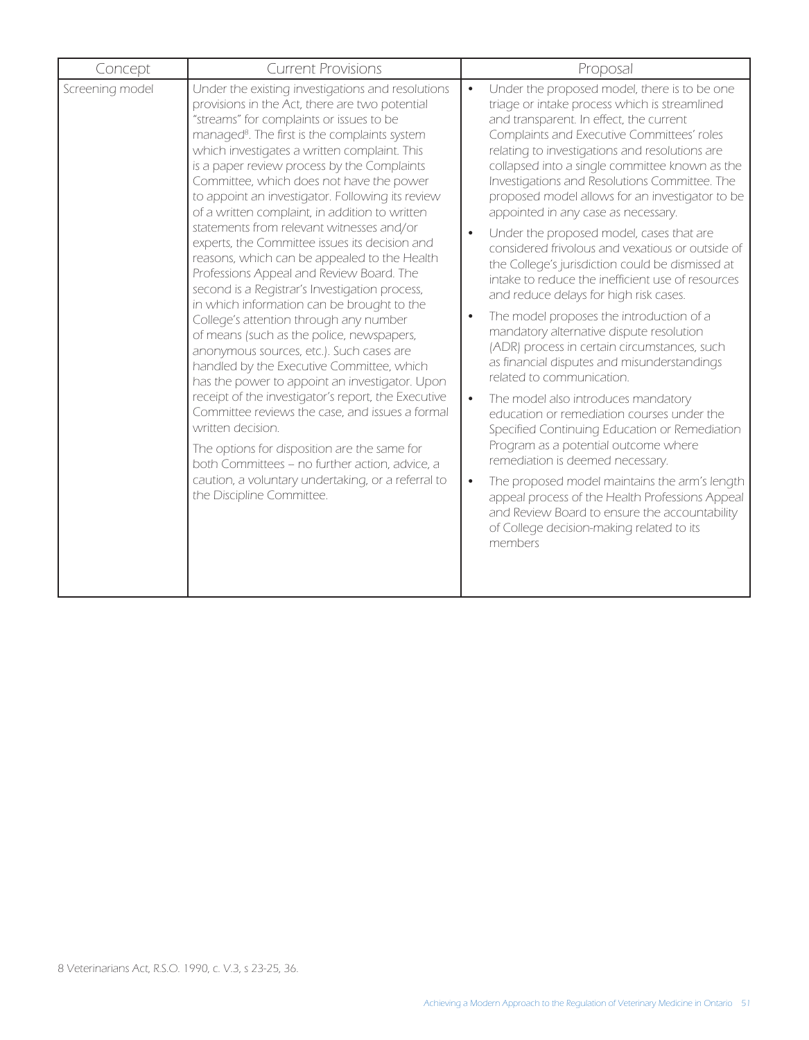| Concept | Current Provisions | Proposal |
| --- | --- | --- |
| Screening model | Under the existing investigations and resolutions provisions in the Act, there are two potential "streams" for complaints or issues to be managed[8]. The first is the complaints system which investigates a written complaint. This is a paper review process by the Complaints Committee, which does not have the power to appoint an investigator. Following its review of a written complaint, in addition to written statements from relevant witnesses and/or experts, the Committee issues its decision and reasons, which can be appealed to the Health Professions Appeal and Review Board. The second is a Registrar's Investigation process, in which information can be brought to the College's attention through any number of means (such as the police, newspapers, anonymous sources, etc.). Such cases are handled by the Executive Committee, which has the power to appoint an investigator. Upon receipt of the investigator's report, the Executive Committee reviews the case, and issues a formal written decision.<br><br>The options for disposition are the same for both Committees – no further action, advice, a caution, a voluntary undertaking, or a referral to the Discipline Committee. | • Under the proposed model, there is to be one triage or intake process which is streamlined and transparent. In effect, the current Complaints and Executive Committees' roles relating to investigations and resolutions are collapsed into a single committee known as the Investigations and Resolutions Committee. The proposed model allows for an investigator to be appointed in any case as necessary.<br>• Under the proposed model, cases that are considered frivolous and vexatious or outside of the College's jurisdiction could be dismissed at intake to reduce the inefficient use of resources and reduce delays for high risk cases.<br>• The model proposes the introduction of a mandatory alternative dispute resolution (ADR) process in certain circumstances, such as financial disputes and misunderstandings related to communication.<br>• The model also introduces mandatory education or remediation courses under the Specified Continuing Education or Remediation Program as a potential outcome where remediation is deemed necessary.<br>• The proposed model maintains the arm's length appeal process of the Health Professions Appeal and Review Board to ensure the accountability of College decision-making related to its members |

8 Veterinarians Act, R.S.O. 1990, c. V.3, s 23-25, 36.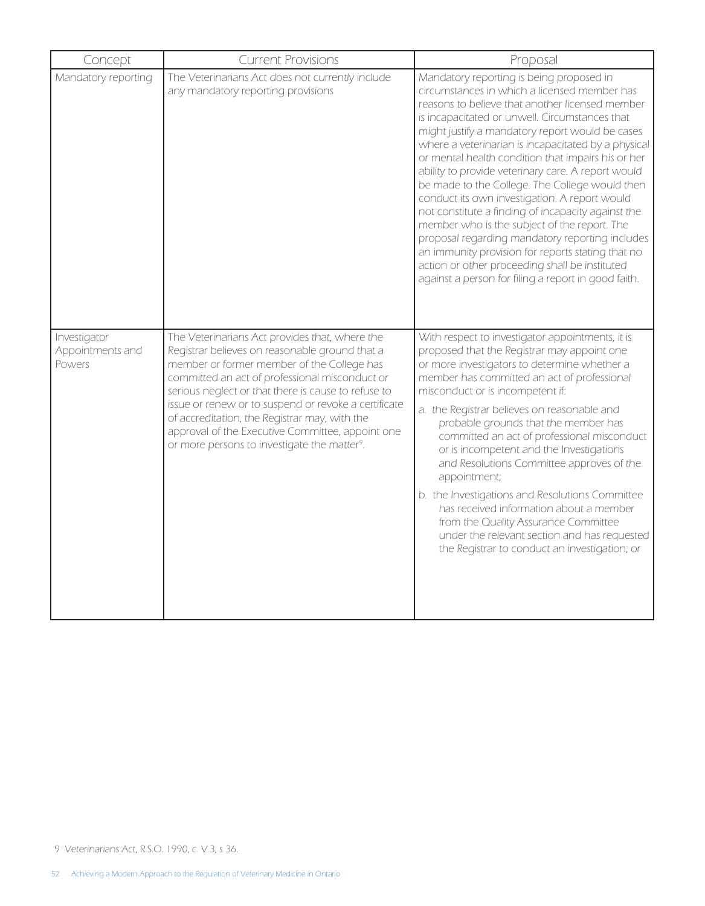| Concept | Current Provisions | Proposal |
|---|---|---|
| Mandatory reporting | The Veterinarians Act does not currently include any mandatory reporting provisions | Mandatory reporting is being proposed in circumstances in which a licensed member has reasons to believe that another licensed member is incapacitated or unwell. Circumstances that might justify a mandatory report would be cases where a veterinarian is incapacitated by a physical or mental health condition that impairs his or her ability to provide veterinary care. A report would be made to the College. The College would then conduct its own investigation. A report would not constitute a finding of incapacity against the member who is the subject of the report. The proposal regarding mandatory reporting includes an immunity provision for reports stating that no action or other proceeding shall be instituted against a person for filing a report in good faith. |
| Investigator Appointments and Powers | The Veterinarians Act provides that, where the Registrar believes on reasonable ground that a member or former member of the College has committed an act of professional misconduct or serious neglect or that there is cause to refuse to issue or renew or to suspend or revoke a certificate of accreditation, the Registrar may, with the approval of the Executive Committee, appoint one or more persons to investigate the matter[9]. | With respect to investigator appointments, it is proposed that the Registrar may appoint one or more investigators to determine whether a member has committed an act of professional misconduct or is incompetent if: <br> a. the Registrar believes on reasonable and probable grounds that the member has committed an act of professional misconduct or is incompetent and the Investigations and Resolutions Committee approves of the appointment; <br> b. the Investigations and Resolutions Committee has received information about a member from the Quality Assurance Committee under the relevant section and has requested the Registrar to conduct an investigation; or |

9 Veterinarians Act, R.S.O. 1990, c. V.3, s 36.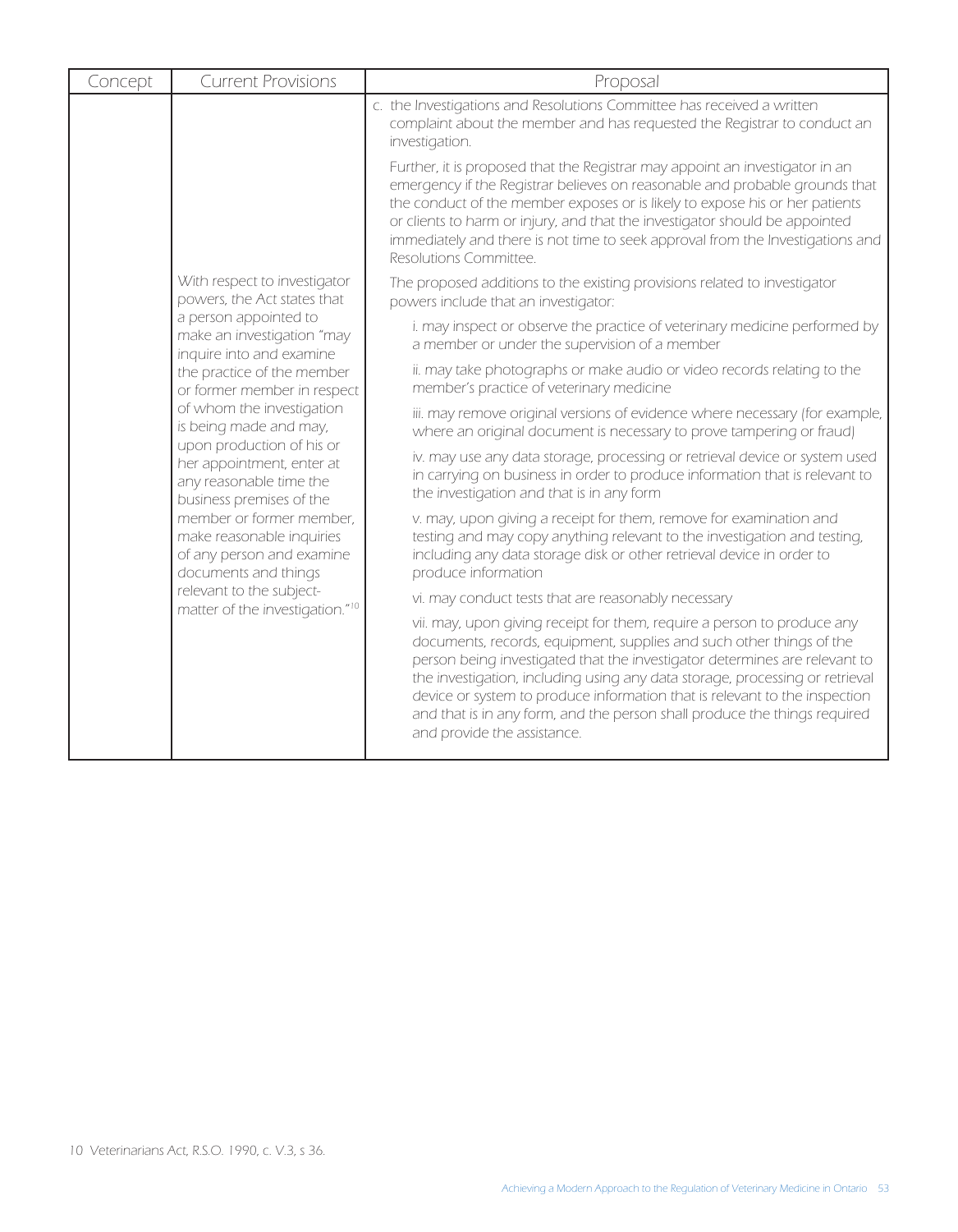| Concept | Current Provisions | Proposal |
|---|---|---|
| | | c. the Investigations and Resolutions Committee has received a written complaint about the member and has requested the Registrar to conduct an investigation.<br><br>Further, it is proposed that the Registrar may appoint an investigator in an emergency if the Registrar believes on reasonable and probable grounds that the conduct of the member exposes or is likely to expose his or her patients or clients to harm or injury, and that the investigator should be appointed immediately and there is not time to seek approval from the Investigations and Resolutions Committee. |
| | With respect to investigator powers, the Act states that a person appointed to make an investigation "may inquire into and examine the practice of the member or former member in respect of whom the investigation is being made and may, upon production of his or her appointment, enter at any reasonable time the business premises of the member or former member, make reasonable inquiries of any person and examine documents and things relevant to the subject-matter of the investigation."[10] | The proposed additions to the existing provisions related to investigator powers include that an investigator:<br><br>i. may inspect or observe the practice of veterinary medicine performed by a member or under the supervision of a member<br><br>ii. may take photographs or make audio or video records relating to the member's practice of veterinary medicine<br><br>iii. may remove original versions of evidence where necessary (for example, where an original document is necessary to prove tampering or fraud)<br><br>iv. may use any data storage, processing or retrieval device or system used in carrying on business in order to produce information that is relevant to the investigation and that is in any form<br><br>v. may, upon giving a receipt for them, remove for examination and testing and may copy anything relevant to the investigation and testing, including any data storage disk or other retrieval device in order to produce information<br><br>vi. may conduct tests that are reasonably necessary<br><br>vii. may, upon giving receipt for them, require a person to produce any documents, records, equipment, supplies and such other things of the person being investigated that the investigator determines are relevant to the investigation, including using any data storage, processing or retrieval device or system to produce information that is relevant to the inspection and that is in any form, and the person shall produce the things required and provide the assistance. |

10 Veterinarians Act, R.S.O. 1990, c. V.3, s 36.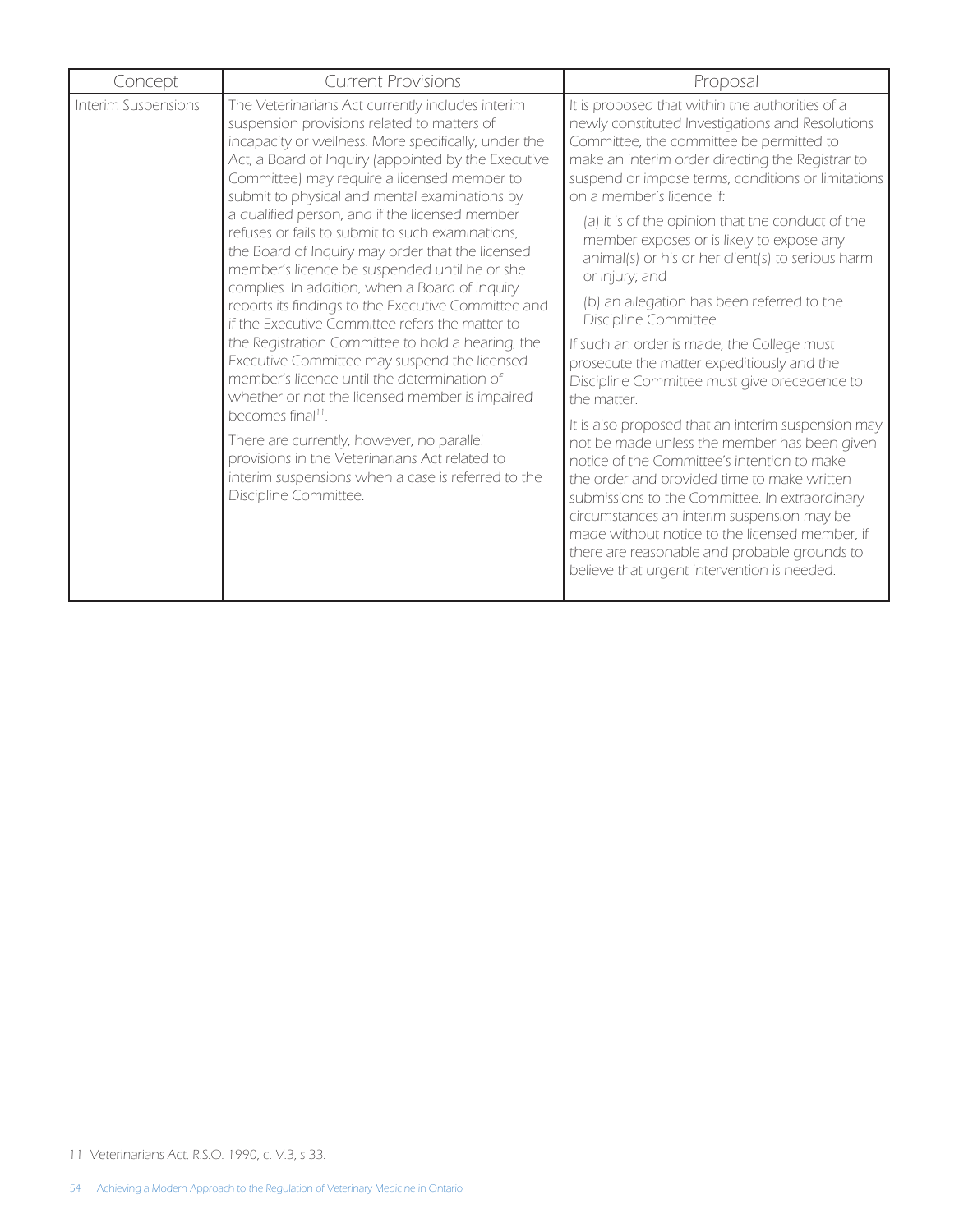| Concept | Current Provisions | Proposal |
|---|---|---|
| Interim Suspensions | The Veterinarians Act currently includes interim suspension provisions related to matters of incapacity or wellness. More specifically, under the Act, a Board of Inquiry (appointed by the Executive Committee) may require a licensed member to submit to physical and mental examinations by a qualified person, and if the licensed member refuses or fails to submit to such examinations, the Board of Inquiry may order that the licensed member's licence be suspended until he or she complies. In addition, when a Board of Inquiry reports its findings to the Executive Committee and if the Executive Committee refers the matter to the Registration Committee to hold a hearing, the Executive Committee may suspend the licensed member's licence until the determination of whether or not the licensed member is impaired becomes final[11].<br><br>There are currently, however, no parallel provisions in the Veterinarians Act related to interim suspensions when a case is referred to the Discipline Committee. | It is proposed that within the authorities of a newly constituted Investigations and Resolutions Committee, the committee be permitted to make an interim order directing the Registrar to suspend or impose terms, conditions or limitations on a member's licence if:<br><br>(a) it is of the opinion that the conduct of the member exposes or is likely to expose any animal(s) or his or her client(s) to serious harm or injury; and<br><br>(b) an allegation has been referred to the Discipline Committee.<br><br>If such an order is made, the College must prosecute the matter expeditiously and the Discipline Committee must give precedence to the matter.<br><br>It is also proposed that an interim suspension may not be made unless the member has been given notice of the Committee's intention to make the order and provided time to make written submissions to the Committee. In extraordinary circumstances an interim suspension may be made without notice to the licensed member, if there are reasonable and probable grounds to believe that urgent intervention is needed. |

11 Veterinarians Act, R.S.O. 1990, c. V.3, s 33.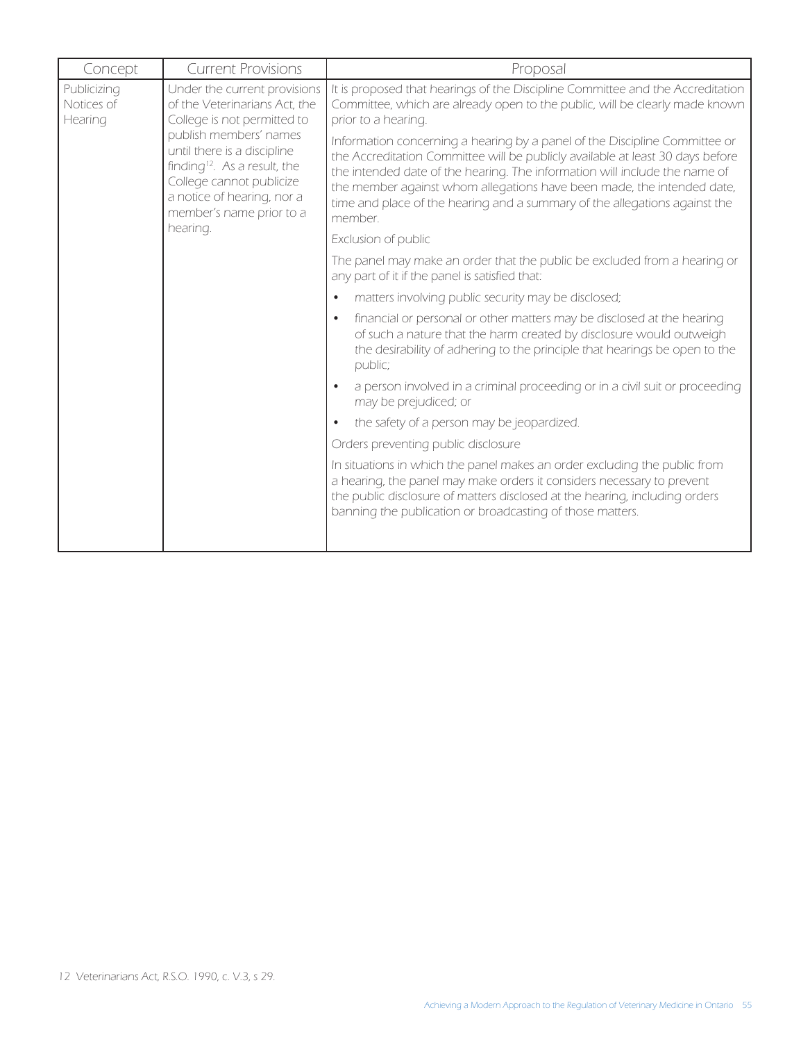| Concept | Current Provisions | Proposal |
|---|---|---|
| Publicizing Notices of Hearing | Under the current provisions of the Veterinarians Act, the College is not permitted to publish members' names until there is a discipline finding[12]. As a result, the College cannot publicize a notice of hearing, nor a member's name prior to a hearing. | It is proposed that hearings of the Discipline Committee and the Accreditation Committee, which are already open to the public, will be clearly made known prior to a hearing.<br><br>Information concerning a hearing by a panel of the Discipline Committee or the Accreditation Committee will be publicly available at least 30 days before the intended date of the hearing. The information will include the name of the member against whom allegations have been made, the intended date, time and place of the hearing and a summary of the allegations against the member.<br><br>Exclusion of public<br><br>The panel may make an order that the public be excluded from a hearing or any part of it if the panel is satisfied that:<br><br>• matters involving public security may be disclosed;<br><br>• financial or personal or other matters may be disclosed at the hearing of such a nature that the harm created by disclosure would outweigh the desirability of adhering to the principle that hearings be open to the public;<br><br>• a person involved in a criminal proceeding or in a civil suit or proceeding may be prejudiced; or<br><br>• the safety of a person may be jeopardized.<br><br>Orders preventing public disclosure<br><br>In situations in which the panel makes an order excluding the public from a hearing, the panel may make orders it considers necessary to prevent the public disclosure of matters disclosed at the hearing, including orders banning the publication or broadcasting of those matters. |

12 Veterinarians Act, R.S.O. 1990, c. V.3, s 29.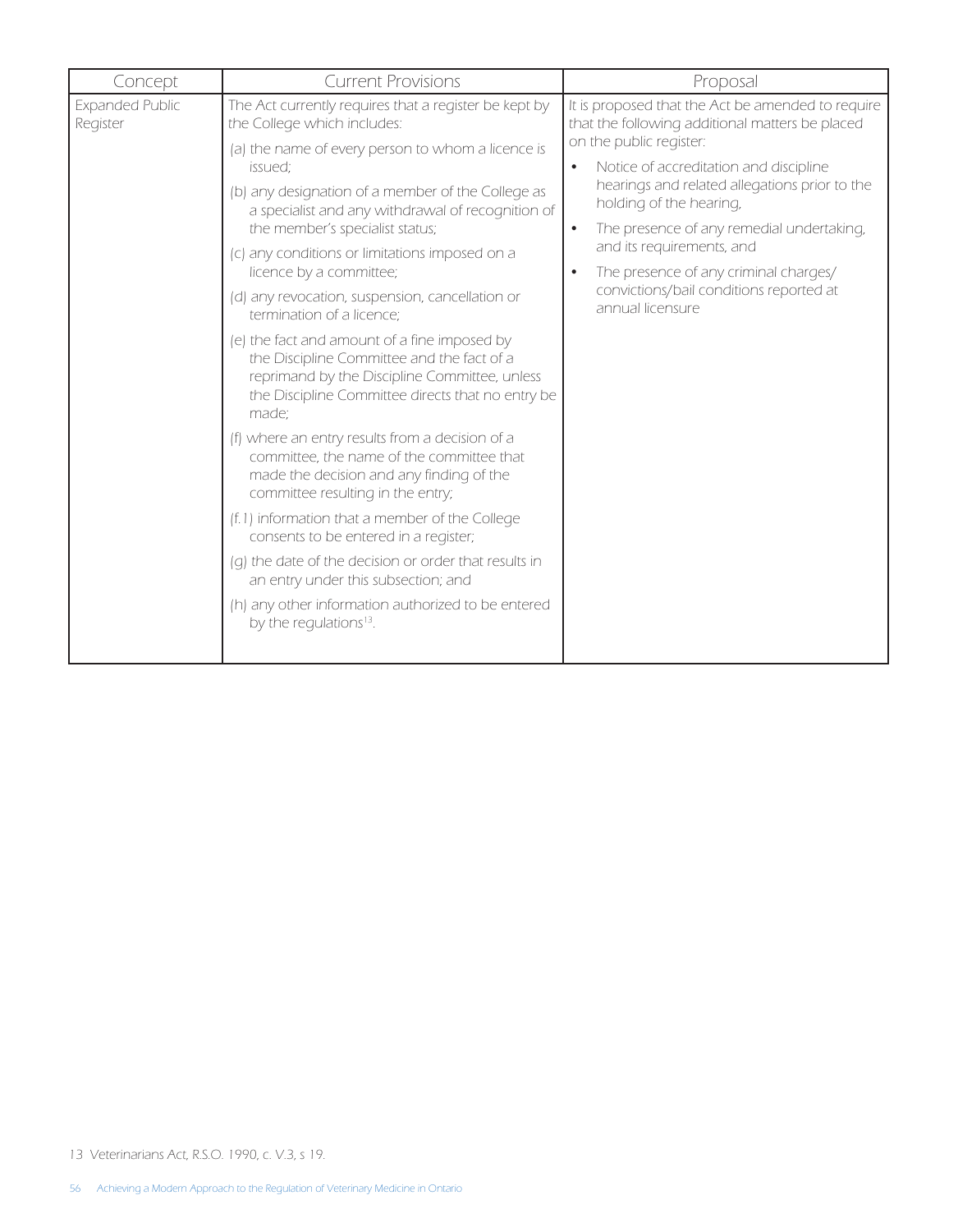| Concept | Current Provisions | Proposal |
|---|---|---|
| Expanded Public Register | The Act currently requires that a register be kept by the College which includes:<br>(a) the name of every person to whom a licence is issued;<br>(b) any designation of a member of the College as a specialist and any withdrawal of recognition of the member's specialist status;<br>(c) any conditions or limitations imposed on a licence by a committee;<br>(d) any revocation, suspension, cancellation or termination of a licence;<br>(e) the fact and amount of a fine imposed by the Discipline Committee and the fact of a reprimand by the Discipline Committee, unless the Discipline Committee directs that no entry be made;<br>(f) where an entry results from a decision of a committee, the name of the committee that made the decision and any finding of the committee resulting in the entry;<br>(f.1) information that a member of the College consents to be entered in a register;<br>(g) the date of the decision or order that results in an entry under this subsection; and<br>(h) any other information authorized to be entered by the regulations[13]. | It is proposed that the Act be amended to require that the following additional matters be placed on the public register:<br>• Notice of accreditation and discipline hearings and related allegations prior to the holding of the hearing,<br>• The presence of any remedial undertaking, and its requirements, and<br>• The presence of any criminal charges/convictions/bail conditions reported at annual licensure |

13 Veterinarians Act, R.S.O. 1990, c. V.3, s 19.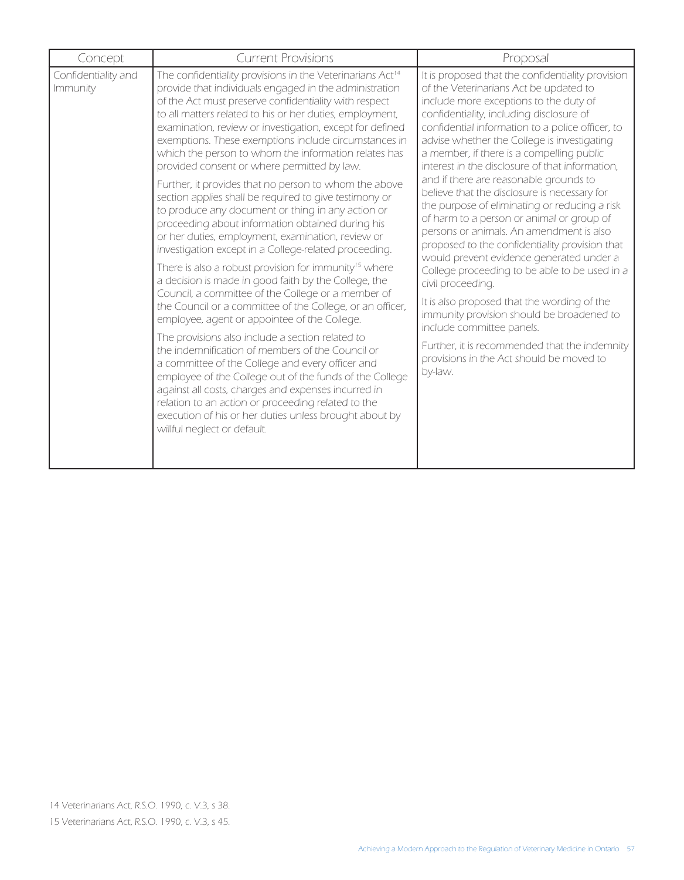| Concept | Current Provisions | Proposal |
|---|---|---|
| Confidentiality and Immunity | The confidentiality provisions in the Veterinarians Act[14] provide that individuals engaged in the administration of the Act must preserve confidentiality with respect to all matters related to his or her duties, employment, examination, review or investigation, except for defined exemptions. These exemptions include circumstances in which the person to whom the information relates has provided consent or where permitted by law.<br><br>Further, it provides that no person to whom the above section applies shall be required to give testimony or to produce any document or thing in any action or proceeding about information obtained during his or her duties, employment, examination, review or investigation except in a College-related proceeding.<br><br>There is also a robust provision for immunity[15] where a decision is made in good faith by the College, the Council, a committee of the College or a member of the Council or a committee of the College, or an officer, employee, agent or appointee of the College.<br><br>The provisions also include a section related to the indemnification of members of the Council or a committee of the College and every officer and employee of the College out of the funds of the College against all costs, charges and expenses incurred in relation to an action or proceeding related to the execution of his or her duties unless brought about by willful neglect or default. | It is proposed that the confidentiality provision of the Veterinarians Act be updated to include more exceptions to the duty of confidentiality, including disclosure of confidential information to a police officer, to advise whether the College is investigating a member, if there is a compelling public interest in the disclosure of that information, and if there are reasonable grounds to believe that the disclosure is necessary for the purpose of eliminating or reducing a risk of harm to a person or animal or group of persons or animals. An amendment is also proposed to the confidentiality provision that would prevent evidence generated under a College proceeding to be able to be used in a civil proceeding.<br><br>It is also proposed that the wording of the immunity provision should be broadened to include committee panels.<br><br>Further, it is recommended that the indemnity provisions in the Act should be moved to by-law. |

14 Veterinarians Act, R.S.O. 1990, c. V.3, s 38.

15 Veterinarians Act, R.S.O. 1990, c. V.3, s 45.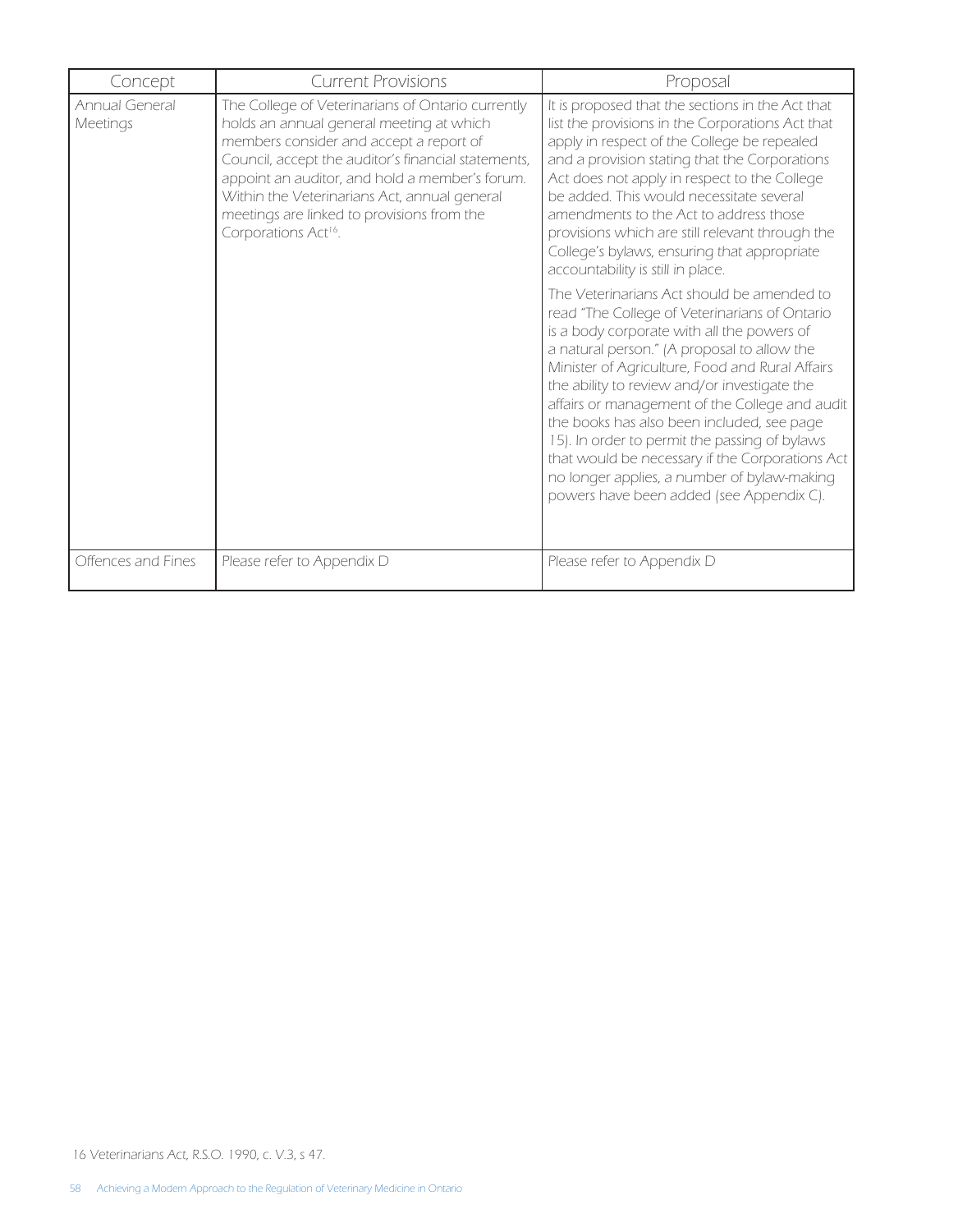| Concept | Current Provisions | Proposal |
|---|---|---|
| Annual General Meetings | The College of Veterinarians of Ontario currently holds an annual general meeting at which members consider and accept a report of Council, accept the auditor's financial statements, appoint an auditor, and hold a member's forum. Within the Veterinarians Act, annual general meetings are linked to provisions from the Corporations Act[16]. | It is proposed that the sections in the Act that list the provisions in the Corporations Act that apply in respect of the College be repealed and a provision stating that the Corporations Act does not apply in respect to the College be added. This would necessitate several amendments to the Act to address those provisions which are still relevant through the College's bylaws, ensuring that appropriate accountability is still in place.<br><br>The Veterinarians Act should be amended to read "The College of Veterinarians of Ontario is a body corporate with all the powers of a natural person." (A proposal to allow the Minister of Agriculture, Food and Rural Affairs the ability to review and/or investigate the affairs or management of the College and audit the books has also been included, see page 15). In order to permit the passing of bylaws that would be necessary if the Corporations Act no longer applies, a number of bylaw-making powers have been added (see Appendix C). |
| Offences and Fines | Please refer to Appendix D | Please refer to Appendix D |

16 Veterinarians Act, R.S.O. 1990, c. V.3, s 47.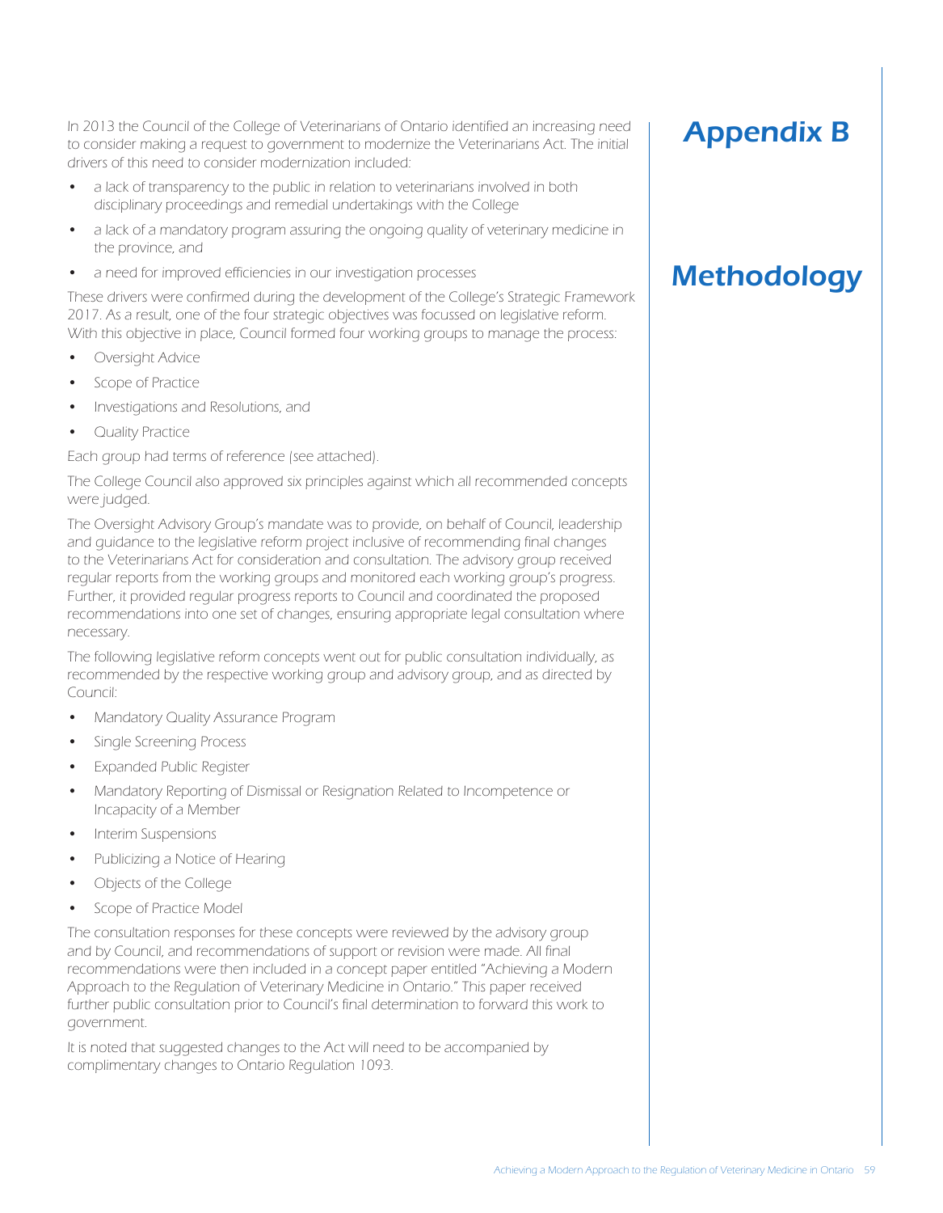# Appendix B

# Methodology

In 2013 the Council of the College of Veterinarians of Ontario identified an increasing need to consider making a request to government to modernize the Veterinarians Act. The initial drivers of this need to consider modernization included:

- a lack of transparency to the public in relation to veterinarians involved in both disciplinary proceedings and remedial undertakings with the College
- a lack of a mandatory program assuring the ongoing quality of veterinary medicine in the province, and
- a need for improved efficiencies in our investigation processes

These drivers were confirmed during the development of the College's Strategic Framework 2017. As a result, one of the four strategic objectives was focussed on legislative reform. With this objective in place, Council formed four working groups to manage the process:

- Oversight Advice
- Scope of Practice
- Investigations and Resolutions, and
- Quality Practice

Each group had terms of reference (see attached).

The College Council also approved six principles against which all recommended concepts were judged.

The Oversight Advisory Group's mandate was to provide, on behalf of Council, leadership and guidance to the legislative reform project inclusive of recommending final changes to the Veterinarians Act for consideration and consultation. The advisory group received regular reports from the working groups and monitored each working group's progress. Further, it provided regular progress reports to Council and coordinated the proposed recommendations into one set of changes, ensuring appropriate legal consultation where necessary.

The following legislative reform concepts went out for public consultation individually, as recommended by the respective working group and advisory group, and as directed by Council:

- Mandatory Quality Assurance Program
- Single Screening Process
- Expanded Public Register
- Mandatory Reporting of Dismissal or Resignation Related to Incompetence or Incapacity of a Member
- Interim Suspensions
- Publicizing a Notice of Hearing
- Objects of the College
- Scope of Practice Model

The consultation responses for these concepts were reviewed by the advisory group and by Council, and recommendations of support or revision were made. All final recommendations were then included in a concept paper entitled "Achieving a Modern Approach to the Regulation of Veterinary Medicine in Ontario." This paper received further public consultation prior to Council's final determination to forward this work to government.

It is noted that suggested changes to the Act will need to be accompanied by complimentary changes to Ontario Regulation 1093.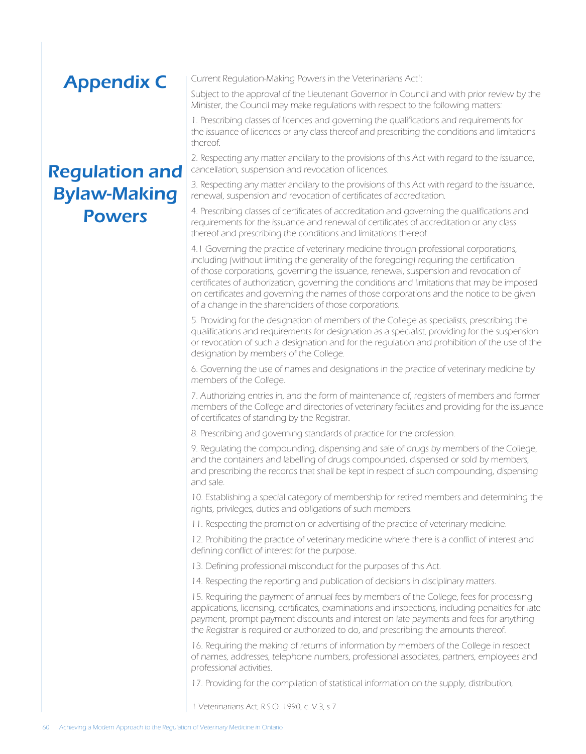# Appendix C

# Regulation and Bylaw-Making Powers

Current Regulation-Making Powers in the Veterinarians Act[1]:

Subject to the approval of the Lieutenant Governor in Council and with prior review by the Minister, the Council may make regulations with respect to the following matters:

1. Prescribing classes of licences and governing the qualifications and requirements for the issuance of licences or any class thereof and prescribing the conditions and limitations thereof.

2. Respecting any matter ancillary to the provisions of this Act with regard to the issuance, cancellation, suspension and revocation of licences.

3. Respecting any matter ancillary to the provisions of this Act with regard to the issuance, renewal, suspension and revocation of certificates of accreditation.

4. Prescribing classes of certificates of accreditation and governing the qualifications and requirements for the issuance and renewal of certificates of accreditation or any class thereof and prescribing the conditions and limitations thereof.

4.1 Governing the practice of veterinary medicine through professional corporations, including (without limiting the generality of the foregoing) requiring the certification of those corporations, governing the issuance, renewal, suspension and revocation of certificates of authorization, governing the conditions and limitations that may be imposed on certificates and governing the names of those corporations and the notice to be given of a change in the shareholders of those corporations.

5. Providing for the designation of members of the College as specialists, prescribing the qualifications and requirements for designation as a specialist, providing for the suspension or revocation of such a designation and for the regulation and prohibition of the use of the designation by members of the College.

6. Governing the use of names and designations in the practice of veterinary medicine by members of the College.

7. Authorizing entries in, and the form of maintenance of, registers of members and former members of the College and directories of veterinary facilities and providing for the issuance of certificates of standing by the Registrar.

8. Prescribing and governing standards of practice for the profession.

9. Regulating the compounding, dispensing and sale of drugs by members of the College, and the containers and labelling of drugs compounded, dispensed or sold by members, and prescribing the records that shall be kept in respect of such compounding, dispensing and sale.

10. Establishing a special category of membership for retired members and determining the rights, privileges, duties and obligations of such members.

11. Respecting the promotion or advertising of the practice of veterinary medicine.

12. Prohibiting the practice of veterinary medicine where there is a conflict of interest and defining conflict of interest for the purpose.

13. Defining professional misconduct for the purposes of this Act.

14. Respecting the reporting and publication of decisions in disciplinary matters.

15. Requiring the payment of annual fees by members of the College, fees for processing applications, licensing, certificates, examinations and inspections, including penalties for late payment, prompt payment discounts and interest on late payments and fees for anything the Registrar is required or authorized to do, and prescribing the amounts thereof.

16. Requiring the making of returns of information by members of the College in respect of names, addresses, telephone numbers, professional associates, partners, employees and professional activities.

17. Providing for the compilation of statistical information on the supply, distribution,

1 Veterinarians Act, R.S.O. 1990, c. V.3, s 7.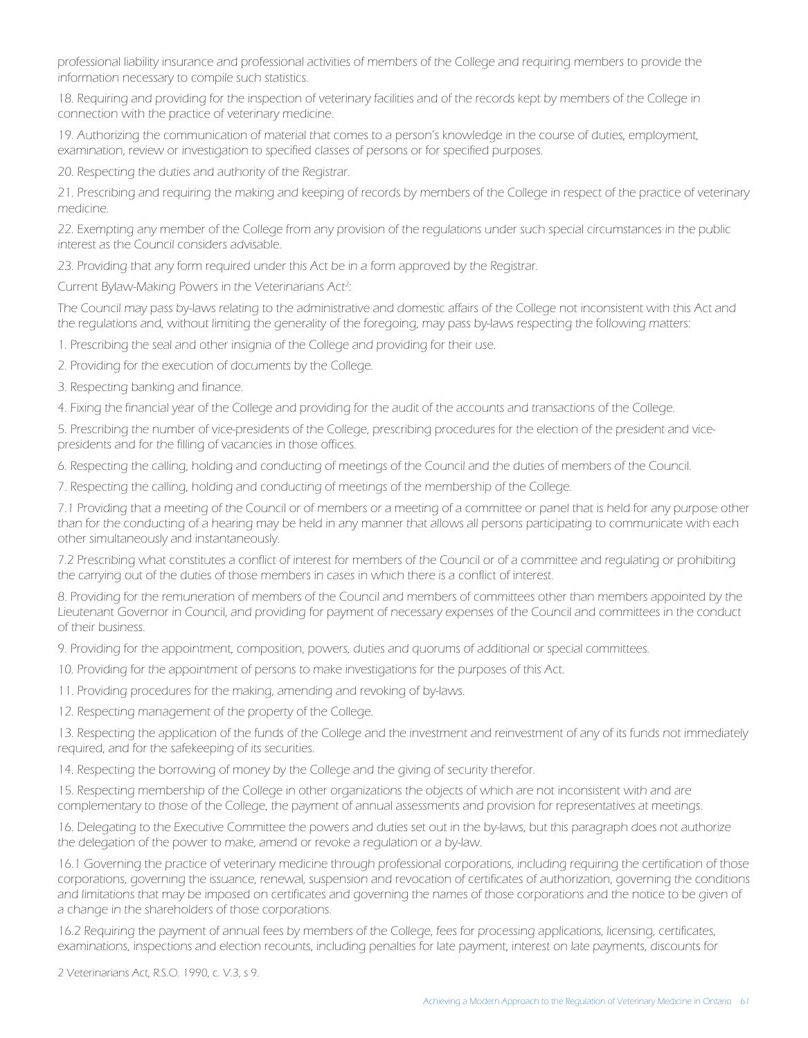professional liability insurance and professional activities of members of the College and requiring members to provide the information necessary to compile such statistics.

18. Requiring and providing for the inspection of veterinary facilities and of the records kept by members of the College in connection with the practice of veterinary medicine.

19. Authorizing the communication of material that comes to a person's knowledge in the course of duties, employment, examination, review or investigation to specified classes of persons or for specified purposes.

20. Respecting the duties and authority of the Registrar.

21. Prescribing and requiring the making and keeping of records by members of the College in respect of the practice of veterinary medicine.

22. Exempting any member of the College from any provision of the regulations under such special circumstances in the public interest as the Council considers advisable.

23. Providing that any form required under this Act be in a form approved by the Registrar.

Current Bylaw-Making Powers in the Veterinarians Act[2]:

The Council may pass by-laws relating to the administrative and domestic affairs of the College not inconsistent with this Act and the regulations and, without limiting the generality of the foregoing, may pass by-laws respecting the following matters:

1. Prescribing the seal and other insignia of the College and providing for their use.

2. Providing for the execution of documents by the College.

3. Respecting banking and finance.

4. Fixing the financial year of the College and providing for the audit of the accounts and transactions of the College.

5. Prescribing the number of vice-presidents of the College, prescribing procedures for the election of the president and vice-presidents and for the filling of vacancies in those offices.

6. Respecting the calling, holding and conducting of meetings of the Council and the duties of members of the Council.

7. Respecting the calling, holding and conducting of meetings of the membership of the College.

7.1 Providing that a meeting of the Council or of members or a meeting of a committee or panel that is held for any purpose other than for the conducting of a hearing may be held in any manner that allows all persons participating to communicate with each other simultaneously and instantaneously.

7.2 Prescribing what constitutes a conflict of interest for members of the Council or of a committee and regulating or prohibiting the carrying out of the duties of those members in cases in which there is a conflict of interest.

8. Providing for the remuneration of members of the Council and members of committees other than members appointed by the Lieutenant Governor in Council, and providing for payment of necessary expenses of the Council and committees in the conduct of their business.

9. Providing for the appointment, composition, powers, duties and quorums of additional or special committees.

10. Providing for the appointment of persons to make investigations for the purposes of this Act.

11. Providing procedures for the making, amending and revoking of by-laws.

12. Respecting management of the property of the College.

13. Respecting the application of the funds of the College and the investment and reinvestment of any of its funds not immediately required, and for the safekeeping of its securities.

14. Respecting the borrowing of money by the College and the giving of security therefor.

15. Respecting membership of the College in other organizations the objects of which are not inconsistent with and are complementary to those of the College, the payment of annual assessments and provision for representatives at meetings.

16. Delegating to the Executive Committee the powers and duties set out in the by-laws, but this paragraph does not authorize the delegation of the power to make, amend or revoke a regulation or a by-law.

16.1 Governing the practice of veterinary medicine through professional corporations, including requiring the certification of those corporations, governing the issuance, renewal, suspension and revocation of certificates of authorization, governing the conditions and limitations that may be imposed on certificates and governing the names of those corporations and the notice to be given of a change in the shareholders of those corporations.

16.2 Requiring the payment of annual fees by members of the College, fees for processing applications, licensing, certificates, examinations, inspections and election recounts, including penalties for late payment, interest on late payments, discounts for

2 Veterinarians Act, R.S.O. 1990, c. V.3, s 9.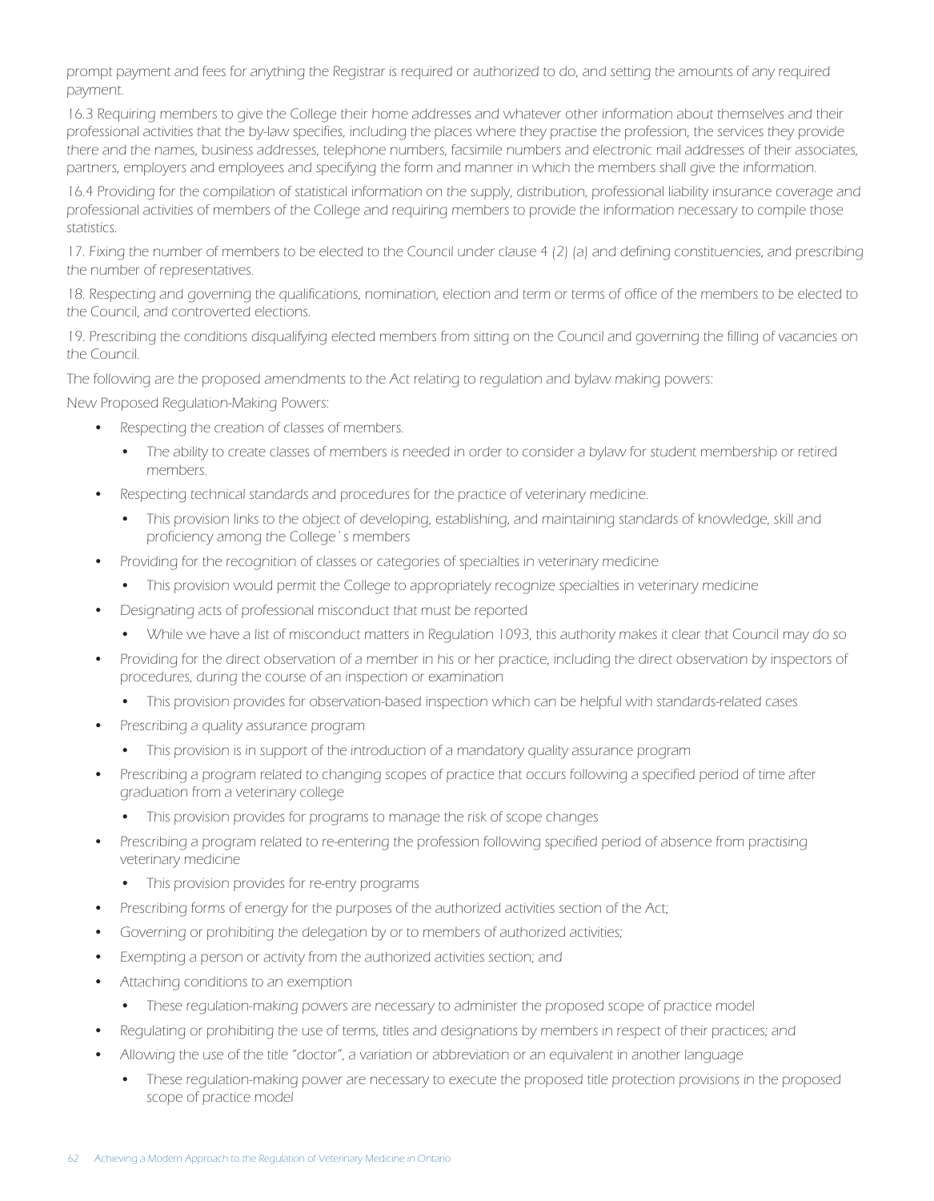prompt payment and fees for anything the Registrar is required or authorized to do, and setting the amounts of any required payment.

16.3 Requiring members to give the College their home addresses and whatever other information about themselves and their professional activities that the by-law specifies, including the places where they practise the profession, the services they provide there and the names, business addresses, telephone numbers, facsimile numbers and electronic mail addresses of their associates, partners, employers and employees and specifying the form and manner in which the members shall give the information.

16.4 Providing for the compilation of statistical information on the supply, distribution, professional liability insurance coverage and professional activities of members of the College and requiring members to provide the information necessary to compile those statistics.

17. Fixing the number of members to be elected to the Council under clause 4 (2) (a) and defining constituencies, and prescribing the number of representatives.

18. Respecting and governing the qualifications, nomination, election and term or terms of office of the members to be elected to the Council, and controverted elections.

19. Prescribing the conditions disqualifying elected members from sitting on the Council and governing the filling of vacancies on the Council.

The following are the proposed amendments to the Act relating to regulation and bylaw making powers:

New Proposed Regulation-Making Powers:

- Respecting the creation of classes of members.
  - The ability to create classes of members is needed in order to consider a bylaw for student membership or retired members.
- Respecting technical standards and procedures for the practice of veterinary medicine.
  - This provision links to the object of developing, establishing, and maintaining standards of knowledge, skill and proficiency among the College`s members
- Providing for the recognition of classes or categories of specialties in veterinary medicine
  - This provision would permit the College to appropriately recognize specialties in veterinary medicine
- Designating acts of professional misconduct that must be reported
  - While we have a list of misconduct matters in Regulation 1093, this authority makes it clear that Council may do so
- Providing for the direct observation of a member in his or her practice, including the direct observation by inspectors of procedures, during the course of an inspection or examination
  - This provision provides for observation-based inspection which can be helpful with standards-related cases
- Prescribing a quality assurance program
  - This provision is in support of the introduction of a mandatory quality assurance program
- Prescribing a program related to changing scopes of practice that occurs following a specified period of time after graduation from a veterinary college
  - This provision provides for programs to manage the risk of scope changes
- Prescribing a program related to re-entering the profession following specified period of absence from practising veterinary medicine
  - This provision provides for re-entry programs
- Prescribing forms of energy for the purposes of the authorized activities section of the Act;
- Governing or prohibiting the delegation by or to members of authorized activities;
- Exempting a person or activity from the authorized activities section; and
- Attaching conditions to an exemption
  - These regulation-making powers are necessary to administer the proposed scope of practice model
- Regulating or prohibiting the use of terms, titles and designations by members in respect of their practices; and
- Allowing the use of the title "doctor", a variation or abbreviation or an equivalent in another language
  - These regulation-making power are necessary to execute the proposed title protection provisions in the proposed scope of practice model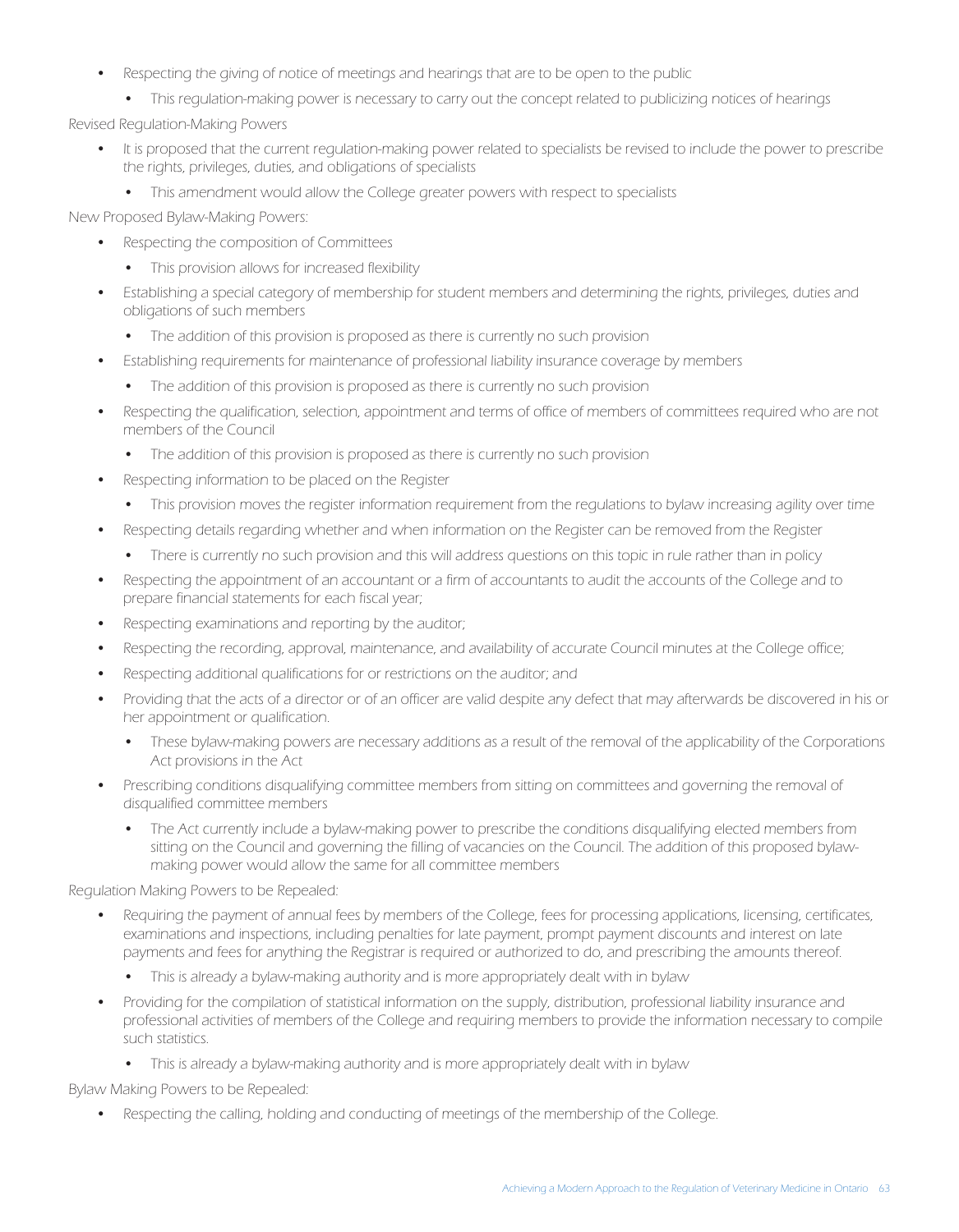- Respecting the giving of notice of meetings and hearings that are to be open to the public
  - This regulation-making power is necessary to carry out the concept related to publicizing notices of hearings

Revised Regulation-Making Powers

- It is proposed that the current regulation-making power related to specialists be revised to include the power to prescribe the rights, privileges, duties, and obligations of specialists
  - This amendment would allow the College greater powers with respect to specialists

New Proposed Bylaw-Making Powers:

- Respecting the composition of Committees
  - This provision allows for increased flexibility
- Establishing a special category of membership for student members and determining the rights, privileges, duties and obligations of such members
  - The addition of this provision is proposed as there is currently no such provision
- Establishing requirements for maintenance of professional liability insurance coverage by members
  - The addition of this provision is proposed as there is currently no such provision
- Respecting the qualification, selection, appointment and terms of office of members of committees required who are not members of the Council
  - The addition of this provision is proposed as there is currently no such provision
- Respecting information to be placed on the Register
  - This provision moves the register information requirement from the regulations to bylaw increasing agility over time
- Respecting details regarding whether and when information on the Register can be removed from the Register
  - There is currently no such provision and this will address questions on this topic in rule rather than in policy
- Respecting the appointment of an accountant or a firm of accountants to audit the accounts of the College and to prepare financial statements for each fiscal year;
- Respecting examinations and reporting by the auditor;
- Respecting the recording, approval, maintenance, and availability of accurate Council minutes at the College office;
- Respecting additional qualifications for or restrictions on the auditor; and
- Providing that the acts of a director or of an officer are valid despite any defect that may afterwards be discovered in his or her appointment or qualification.
  - These bylaw-making powers are necessary additions as a result of the removal of the applicability of the Corporations Act provisions in the Act
- Prescribing conditions disqualifying committee members from sitting on committees and governing the removal of disqualified committee members
  - The Act currently include a bylaw-making power to prescribe the conditions disqualifying elected members from sitting on the Council and governing the filling of vacancies on the Council. The addition of this proposed bylaw-making power would allow the same for all committee members

Regulation Making Powers to be Repealed:

- Requiring the payment of annual fees by members of the College, fees for processing applications, licensing, certificates, examinations and inspections, including penalties for late payment, prompt payment discounts and interest on late payments and fees for anything the Registrar is required or authorized to do, and prescribing the amounts thereof.
  - This is already a bylaw-making authority and is more appropriately dealt with in bylaw
- Providing for the compilation of statistical information on the supply, distribution, professional liability insurance and professional activities of members of the College and requiring members to provide the information necessary to compile such statistics.
  - This is already a bylaw-making authority and is more appropriately dealt with in bylaw

Bylaw Making Powers to be Repealed:

- Respecting the calling, holding and conducting of meetings of the membership of the College.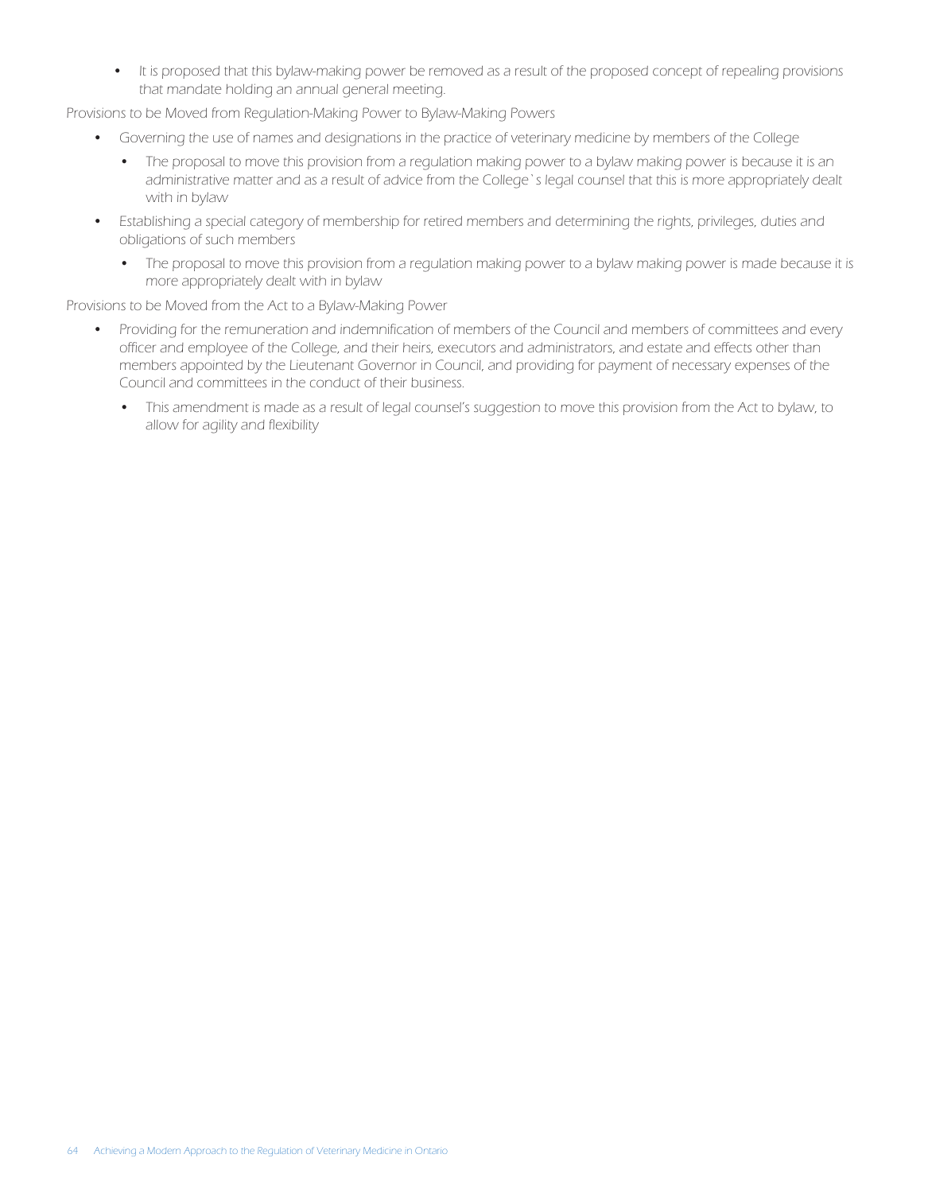- It is proposed that this bylaw-making power be removed as a result of the proposed concept of repealing provisions that mandate holding an annual general meeting.

Provisions to be Moved from Regulation-Making Power to Bylaw-Making Powers

- Governing the use of names and designations in the practice of veterinary medicine by members of the College
  - The proposal to move this provision from a regulation making power to a bylaw making power is because it is an administrative matter and as a result of advice from the College`s legal counsel that this is more appropriately dealt with in bylaw
- Establishing a special category of membership for retired members and determining the rights, privileges, duties and obligations of such members
  - The proposal to move this provision from a regulation making power to a bylaw making power is made because it is more appropriately dealt with in bylaw

Provisions to be Moved from the Act to a Bylaw-Making Power

- Providing for the remuneration and indemnification of members of the Council and members of committees and every officer and employee of the College, and their heirs, executors and administrators, and estate and effects other than members appointed by the Lieutenant Governor in Council, and providing for payment of necessary expenses of the Council and committees in the conduct of their business.
  - This amendment is made as a result of legal counsel's suggestion to move this provision from the Act to bylaw, to allow for agility and flexibility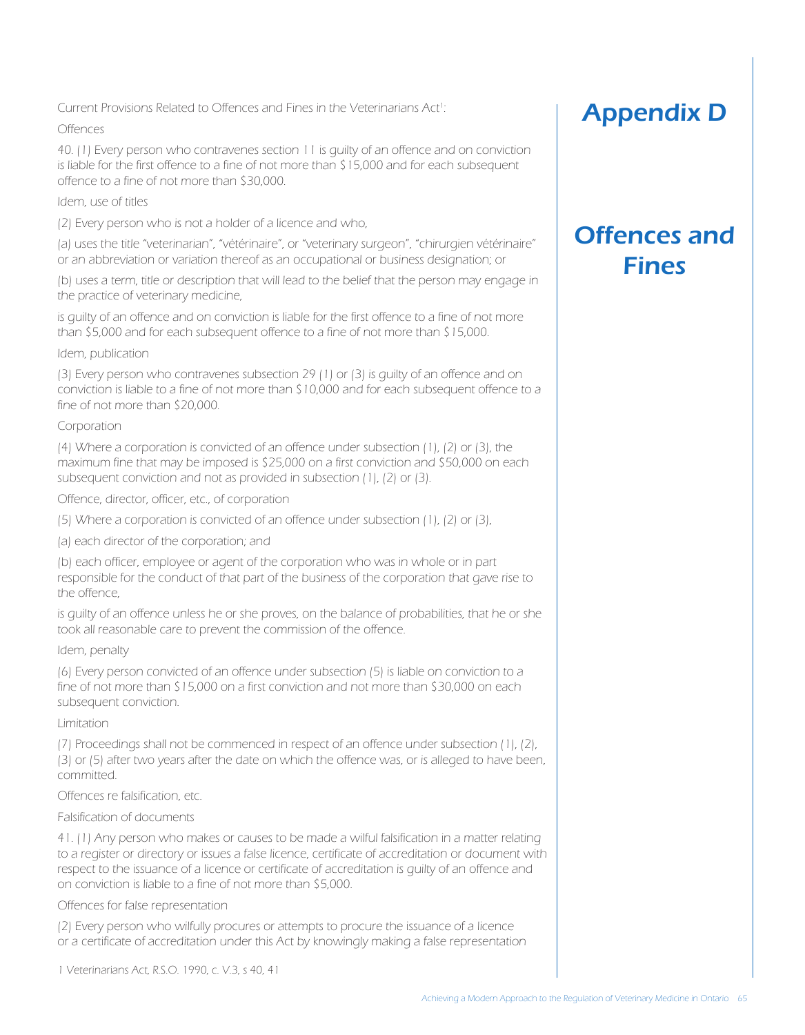# Appendix D

## Offences and Fines

Current Provisions Related to Offences and Fines in the Veterinarians Act[1]:

Offences

40. (1) Every person who contravenes section 11 is guilty of an offence and on conviction is liable for the first offence to a fine of not more than $15,000 and for each subsequent offence to a fine of not more than $30,000.

Idem, use of titles

(2) Every person who is not a holder of a licence and who,

(a) uses the title "veterinarian", "vétérinaire", or "veterinary surgeon", "chirurgien vétérinaire" or an abbreviation or variation thereof as an occupational or business designation; or

(b) uses a term, title or description that will lead to the belief that the person may engage in the practice of veterinary medicine,

is guilty of an offence and on conviction is liable for the first offence to a fine of not more than $5,000 and for each subsequent offence to a fine of not more than $15,000.

Idem, publication

(3) Every person who contravenes subsection 29 (1) or (3) is guilty of an offence and on conviction is liable to a fine of not more than $10,000 and for each subsequent offence to a fine of not more than $20,000.

Corporation

(4) Where a corporation is convicted of an offence under subsection (1), (2) or (3), the maximum fine that may be imposed is $25,000 on a first conviction and $50,000 on each subsequent conviction and not as provided in subsection (1), (2) or (3).

Offence, director, officer, etc., of corporation

(5) Where a corporation is convicted of an offence under subsection (1), (2) or (3),

(a) each director of the corporation; and

(b) each officer, employee or agent of the corporation who was in whole or in part responsible for the conduct of that part of the business of the corporation that gave rise to the offence,

is guilty of an offence unless he or she proves, on the balance of probabilities, that he or she took all reasonable care to prevent the commission of the offence.

Idem, penalty

(6) Every person convicted of an offence under subsection (5) is liable on conviction to a fine of not more than $15,000 on a first conviction and not more than $30,000 on each subsequent conviction.

Limitation

(7) Proceedings shall not be commenced in respect of an offence under subsection (1), (2), (3) or (5) after two years after the date on which the offence was, or is alleged to have been, committed.

Offences re falsification, etc.

Falsification of documents

41. (1) Any person who makes or causes to be made a wilful falsification in a matter relating to a register or directory or issues a false licence, certificate of accreditation or document with respect to the issuance of a licence or certificate of accreditation is guilty of an offence and on conviction is liable to a fine of not more than $5,000.

Offences for false representation

(2) Every person who wilfully procures or attempts to procure the issuance of a licence or a certificate of accreditation under this Act by knowingly making a false representation

1 Veterinarians Act, R.S.O. 1990, c. V.3, s 40, 41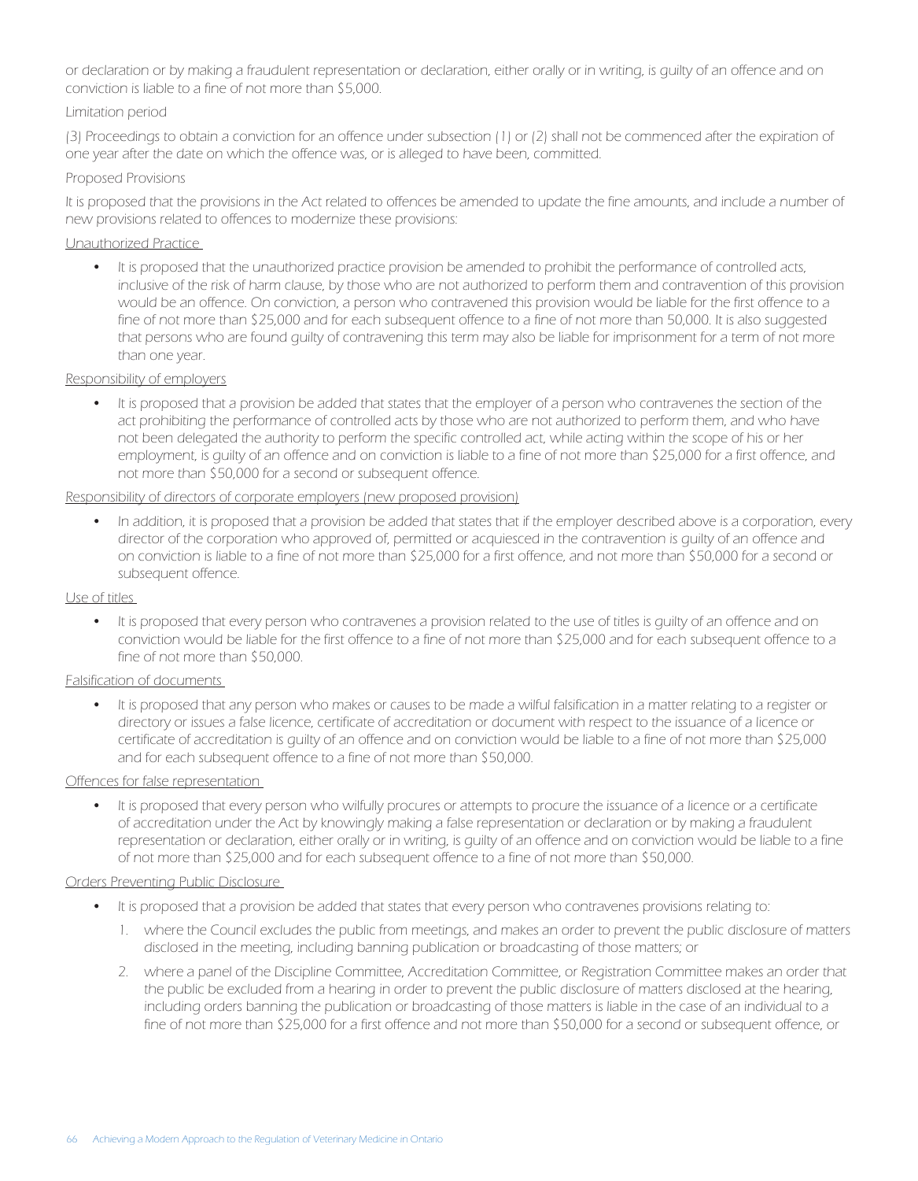or declaration or by making a fraudulent representation or declaration, either orally or in writing, is guilty of an offence and on conviction is liable to a fine of not more than $5,000.

Limitation period

(3) Proceedings to obtain a conviction for an offence under subsection (1) or (2) shall not be commenced after the expiration of one year after the date on which the offence was, or is alleged to have been, committed.

Proposed Provisions

It is proposed that the provisions in the Act related to offences be amended to update the fine amounts, and include a number of new provisions related to offences to modernize these provisions:

Unauthorized Practice

- It is proposed that the unauthorized practice provision be amended to prohibit the performance of controlled acts, inclusive of the risk of harm clause, by those who are not authorized to perform them and contravention of this provision would be an offence. On conviction, a person who contravened this provision would be liable for the first offence to a fine of not more than $25,000 and for each subsequent offence to a fine of not more than 50,000. It is also suggested that persons who are found guilty of contravening this term may also be liable for imprisonment for a term of not more than one year.

Responsibility of employers

- It is proposed that a provision be added that states that the employer of a person who contravenes the section of the act prohibiting the performance of controlled acts by those who are not authorized to perform them, and who have not been delegated the authority to perform the specific controlled act, while acting within the scope of his or her employment, is guilty of an offence and on conviction is liable to a fine of not more than $25,000 for a first offence, and not more than $50,000 for a second or subsequent offence.

Responsibility of directors of corporate employers (new proposed provision)

- In addition, it is proposed that a provision be added that states that if the employer described above is a corporation, every director of the corporation who approved of, permitted or acquiesced in the contravention is guilty of an offence and on conviction is liable to a fine of not more than $25,000 for a first offence, and not more than $50,000 for a second or subsequent offence.

Use of titles

- It is proposed that every person who contravenes a provision related to the use of titles is guilty of an offence and on conviction would be liable for the first offence to a fine of not more than $25,000 and for each subsequent offence to a fine of not more than $50,000.

Falsification of documents

- It is proposed that any person who makes or causes to be made a wilful falsification in a matter relating to a register or directory or issues a false licence, certificate of accreditation or document with respect to the issuance of a licence or certificate of accreditation is guilty of an offence and on conviction would be liable to a fine of not more than $25,000 and for each subsequent offence to a fine of not more than $50,000.

Offences for false representation

- It is proposed that every person who wilfully procures or attempts to procure the issuance of a licence or a certificate of accreditation under the Act by knowingly making a false representation or declaration or by making a fraudulent representation or declaration, either orally or in writing, is guilty of an offence and on conviction would be liable to a fine of not more than $25,000 and for each subsequent offence to a fine of not more than $50,000.

Orders Preventing Public Disclosure

- It is proposed that a provision be added that states that every person who contravenes provisions relating to:
  1. where the Council excludes the public from meetings, and makes an order to prevent the public disclosure of matters disclosed in the meeting, including banning publication or broadcasting of those matters; or
  2. where a panel of the Discipline Committee, Accreditation Committee, or Registration Committee makes an order that the public be excluded from a hearing in order to prevent the public disclosure of matters disclosed at the hearing, including orders banning the publication or broadcasting of those matters is liable in the case of an individual to a fine of not more than $25,000 for a first offence and not more than $50,000 for a second or subsequent offence, or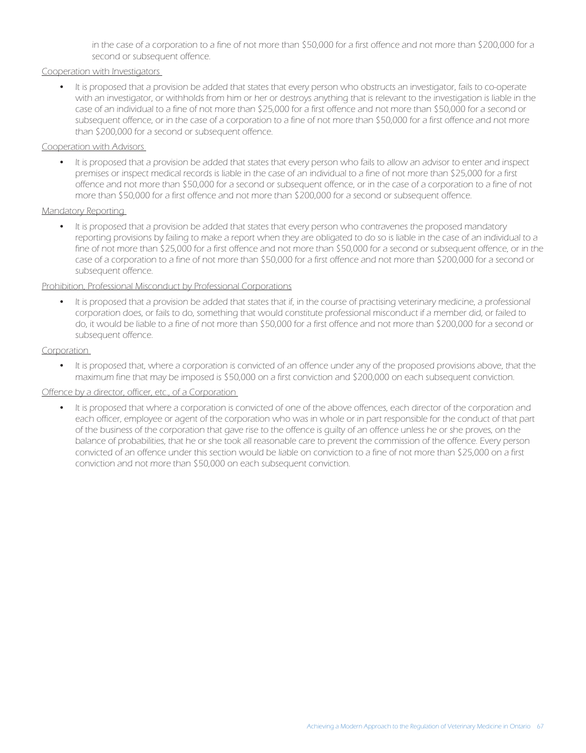*in the case of a corporation to a fine of not more than $50,000 for a first offence and not more than $200,000 for a second or subsequent offence.*

Cooperation with Investigators

- *It is proposed that a provision be added that states that every person who obstructs an investigator, fails to co-operate with an investigator, or withholds from him or her or destroys anything that is relevant to the investigation is liable in the case of an individual to a fine of not more than $25,000 for a first offence and not more than $50,000 for a second or subsequent offence, or in the case of a corporation to a fine of not more than $50,000 for a first offence and not more than $200,000 for a second or subsequent offence.*

Cooperation with Advisors

- *It is proposed that a provision be added that states that every person who fails to allow an advisor to enter and inspect premises or inspect medical records is liable in the case of an individual to a fine of not more than $25,000 for a first offence and not more than $50,000 for a second or subsequent offence, or in the case of a corporation to a fine of not more than $50,000 for a first offence and not more than $200,000 for a second or subsequent offence.*

Mandatory Reporting

- *It is proposed that a provision be added that states that every person who contravenes the proposed mandatory reporting provisions by failing to make a report when they are obligated to do so is liable in the case of an individual to a fine of not more than $25,000 for a first offence and not more than $50,000 for a second or subsequent offence, or in the case of a corporation to a fine of not more than $50,000 for a first offence and not more than $200,000 for a second or subsequent offence.*

Prohibition, Professional Misconduct by Professional Corporations

- *It is proposed that a provision be added that states that if, in the course of practising veterinary medicine, a professional corporation does, or fails to do, something that would constitute professional misconduct if a member did, or failed to do, it would be liable to a fine of not more than $50,000 for a first offence and not more than $200,000 for a second or subsequent offence.*

Corporation

- *It is proposed that, where a corporation is convicted of an offence under any of the proposed provisions above, that the maximum fine that may be imposed is $50,000 on a first conviction and $200,000 on each subsequent conviction.*

Offence by a director, officer, etc., of a Corporation

- *It is proposed that where a corporation is convicted of one of the above offences, each director of the corporation and each officer, employee or agent of the corporation who was in whole or in part responsible for the conduct of that part of the business of the corporation that gave rise to the offence is guilty of an offence unless he or she proves, on the balance of probabilities, that he or she took all reasonable care to prevent the commission of the offence. Every person convicted of an offence under this section would be liable on conviction to a fine of not more than $25,000 on a first conviction and not more than $50,000 on each subsequent conviction.*